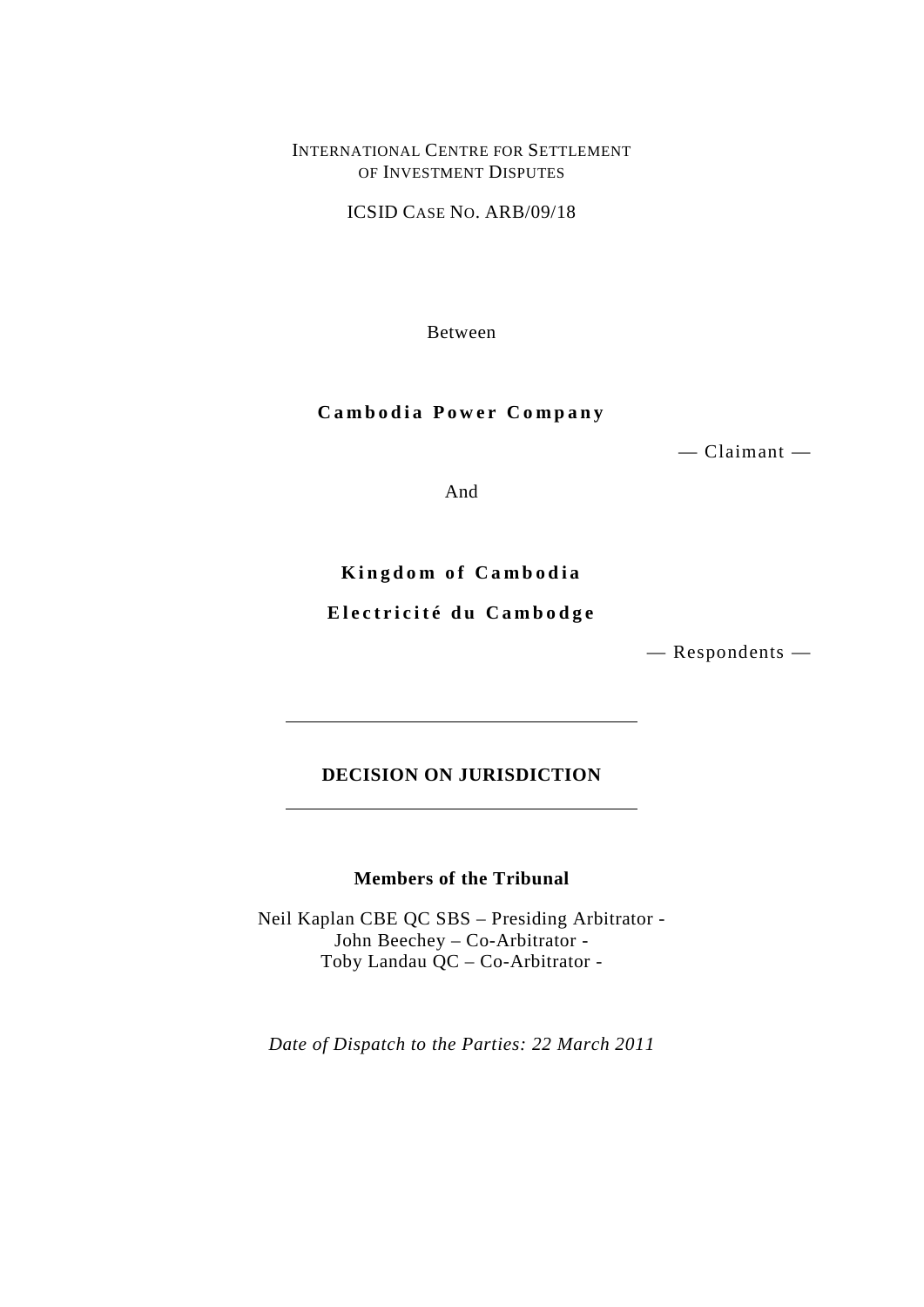INTERNATIONAL CENTRE FOR SETTLEMENT OF INVESTMENT DISPUTES

ICSID CASE NO. ARB/09/18

Between

**Cambodia Power Company**

— Claimant —

And

**Kingdom of Cambodia**

**Electricité du Cambodge**

— Respondents —

---

# DECISION ON JURISDICTION

---

**Members of the Tribunal**

Neil Kaplan CBE QC SBS – Presiding Arbitrator -
John Beechey – Co-Arbitrator -
Toby Landau QC – Co-Arbitrator -

*Date of Dispatch to the Parties: 22 March 2011*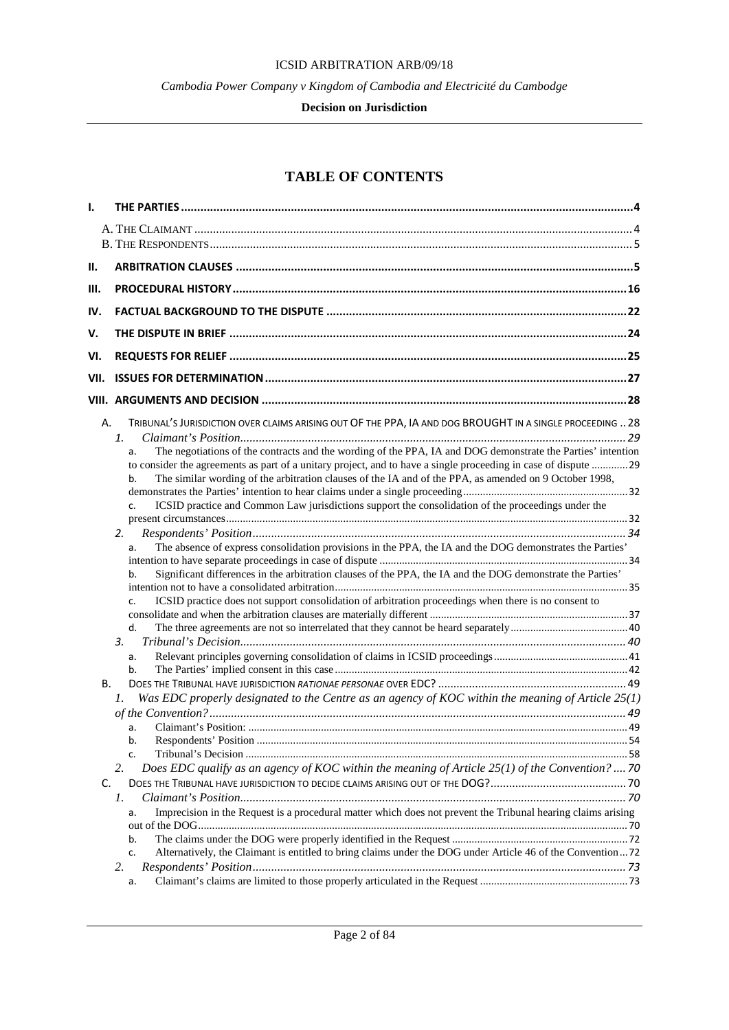# TABLE OF CONTENTS

I. THE PARTIES ....................................................................................................................................4

A. THE CLAIMANT ..........................................................................................................................4

B. THE RESPONDENTS......................................................................................................................5

II. ARBITRATION CLAUSES ..................................................................................................................5

III. PROCEDURAL HISTORY .................................................................................................................16

IV. FACTUAL BACKGROUND TO THE DISPUTE ......................................................................................22

V. THE DISPUTE IN BRIEF ...................................................................................................................24

VI. REQUESTS FOR RELIEF ..................................................................................................................25

VII. ISSUES FOR DETERMINATION .........................................................................................................27

VIII. ARGUMENTS AND DECISION ..........................................................................................................28

A. TRIBUNAL'S JURISDICTION OVER CLAIMS ARISING OUT OF THE PPA, IA AND DOG BROUGHT IN A SINGLE PROCEEDING .. 28

1. *Claimant's Position*..................................................................................................................... 29

a. The negotiations of the contracts and the wording of the PPA, IA and DOG demonstrate the Parties' intention to consider the agreements as part of a unitary project, and to have a single proceeding in case of dispute ............29

b. The similar wording of the arbitration clauses of the IA and of the PPA, as amended on 9 October 1998, demonstrates the Parties' intention to hear claims under a single proceeding..........................................................32

c. ICSID practice and Common Law jurisdictions support the consolidation of the proceedings under the present circumstances.............................................................................................................................32

2. *Respondents' Position*...................................................................................................................34

a. The absence of express consolidation provisions in the PPA, the IA and the DOG demonstrates the Parties' intention to have separate proceedings in case of dispute ...................................................................................34

b. Significant differences in the arbitration clauses of the PPA, the IA and the DOG demonstrate the Parties' intention not to have a consolidated arbitration.......................................................................................................35

c. ICSID practice does not support consolidation of arbitration proceedings when there is no consent to consolidate and when the arbitration clauses are materially different .....................................................................37

d. The three agreements are not so interrelated that they cannot be heard separately.........................................40

3. *Tribunal's Decision*.......................................................................................................................40

a. Relevant principles governing consolidation of claims in ICSID proceedings..................................................41

b. The Parties' implied consent in this case..............................................................................................................42

B. DOES THE TRIBUNAL HAVE JURISDICTION *RATIONAE PERSONAE* OVER EDC? ........................................................... 49

1. *Was EDC properly designated to the Centre as an agency of KOC within the meaning of Article 25(1) of the Convention?*..................................................................................................................................49

a. Claimant's Position: ..............................................................................................................................49

b. Respondents' Position ...........................................................................................................................54

c. Tribunal's Decision ..............................................................................................................................58

2. *Does EDC qualify as an agency of KOC within the meaning of Article 25(1) of the Convention?* .... 70

C. DOES THE TRIBUNAL HAVE JURISDICTION TO DECIDE CLAIMS ARISING OUT OF THE DOG?........................................... 70

1. *Claimant's Position*......................................................................................................................70

a. Imprecision in the Request is a procedural matter which does not prevent the Tribunal hearing claims arising out of the DOG.........................................................................................................................................70

b. The claims under the DOG were properly identified in the Request ................................................................72

c. Alternatively, the Claimant is entitled to bring claims under the DOG under Article 46 of the Convention...72

2. *Respondents' Position*...................................................................................................................73

a. Claimant's claims are limited to those properly articulated in the Request ......................................................73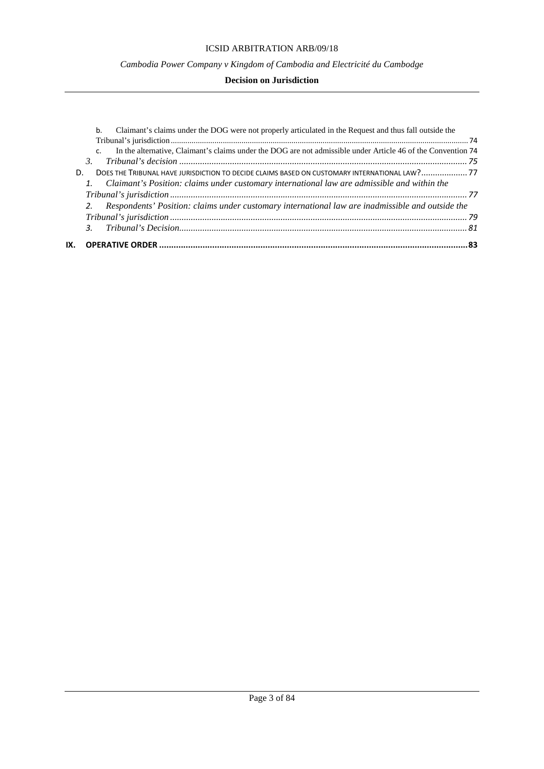b. Claimant's claims under the DOG were not properly articulated in the Request and thus fall outside the Tribunal's jurisdiction ..... 74

c. In the alternative, Claimant's claims under the DOG are not admissible under Article 46 of the Convention 74

*3. Tribunal's decision* ..... 75

D. DOES THE TRIBUNAL HAVE JURISDICTION TO DECIDE CLAIMS BASED ON CUSTOMARY INTERNATIONAL LAW? ..... 77

*1. Claimant's Position: claims under customary international law are admissible and within the Tribunal's jurisdiction* ..... 77

*2. Respondents' Position: claims under customary international law are inadmissible and outside the Tribunal's jurisdiction* ..... 79

*3. Tribunal's Decision* ..... 81

**IX. OPERATIVE ORDER ..... 83**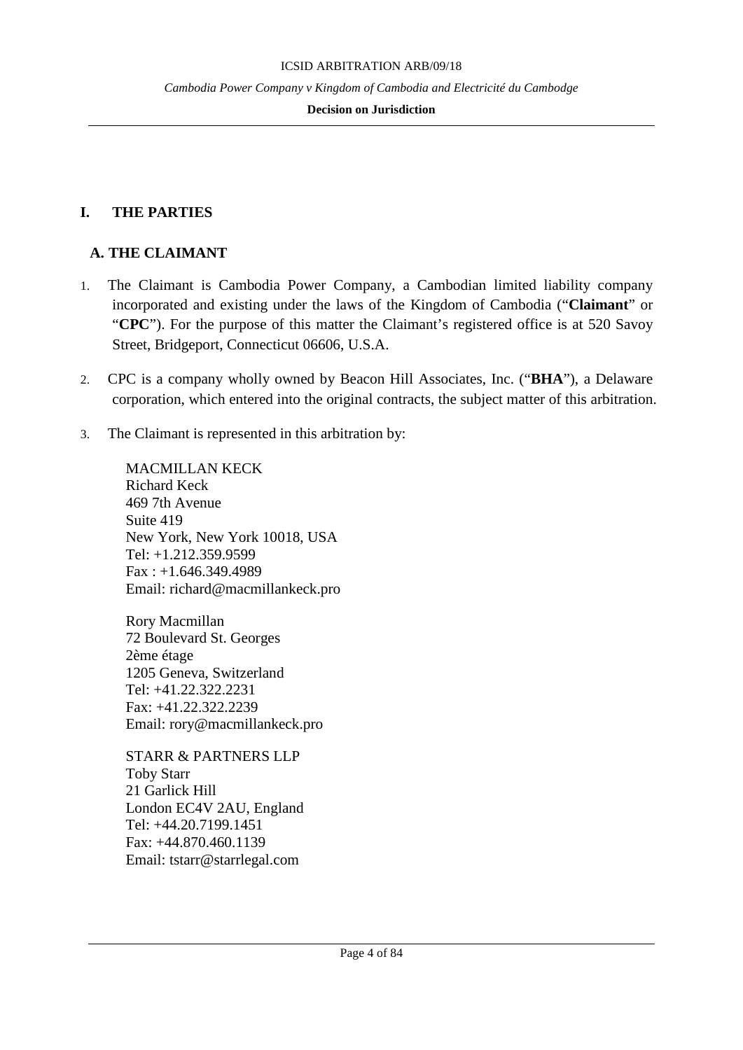# I. THE PARTIES

## A. THE CLAIMANT

1. The Claimant is Cambodia Power Company, a Cambodian limited liability company incorporated and existing under the laws of the Kingdom of Cambodia ("**Claimant**" or "**CPC**"). For the purpose of this matter the Claimant's registered office is at 520 Savoy Street, Bridgeport, Connecticut 06606, U.S.A.

2. CPC is a company wholly owned by Beacon Hill Associates, Inc. ("**BHA**"), a Delaware corporation, which entered into the original contracts, the subject matter of this arbitration.

3. The Claimant is represented in this arbitration by:

   MACMILLAN KECK
   Richard Keck
   469 7th Avenue
   Suite 419
   New York, New York 10018, USA
   Tel: +1.212.359.9599
   Fax : +1.646.349.4989
   Email: richard@macmillankeck.pro

   Rory Macmillan
   72 Boulevard St. Georges
   2ème étage
   1205 Geneva, Switzerland
   Tel: +41.22.322.2231
   Fax: +41.22.322.2239
   Email: rory@macmillankeck.pro

   STARR & PARTNERS LLP
   Toby Starr
   21 Garlick Hill
   London EC4V 2AU, England
   Tel: +44.20.7199.1451
   Fax: +44.870.460.1139
   Email: tstarr@starrlegal.com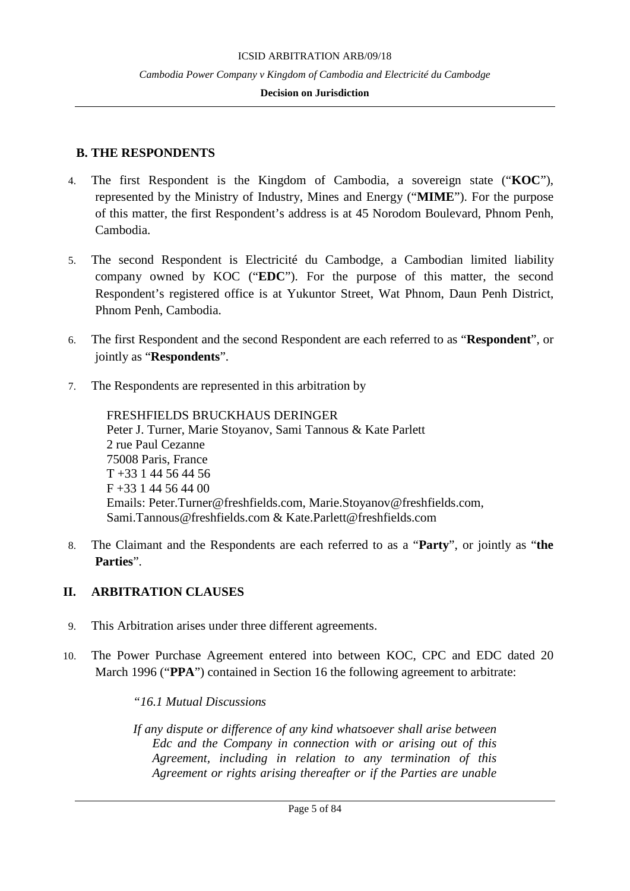### B. THE RESPONDENTS

4. The first Respondent is the Kingdom of Cambodia, a sovereign state ("**KOC**"), represented by the Ministry of Industry, Mines and Energy ("**MIME**"). For the purpose of this matter, the first Respondent's address is at 45 Norodom Boulevard, Phnom Penh, Cambodia.

5. The second Respondent is Electricité du Cambodge, a Cambodian limited liability company owned by KOC ("**EDC**"). For the purpose of this matter, the second Respondent's registered office is at Yukuntor Street, Wat Phnom, Daun Penh District, Phnom Penh, Cambodia.

6. The first Respondent and the second Respondent are each referred to as "**Respondent**", or jointly as "**Respondents**".

7. The Respondents are represented in this arbitration by

   FRESHFIELDS BRUCKHAUS DERINGER
   Peter J. Turner, Marie Stoyanov, Sami Tannous & Kate Parlett
   2 rue Paul Cezanne
   75008 Paris, France
   T +33 1 44 56 44 56
   F +33 1 44 56 44 00
   Emails: Peter.Turner@freshfields.com, Marie.Stoyanov@freshfields.com, Sami.Tannous@freshfields.com & Kate.Parlett@freshfields.com

8. The Claimant and the Respondents are each referred to as a "**Party**", or jointly as "**the Parties**".

## II. ARBITRATION CLAUSES

9. This Arbitration arises under three different agreements.

10. The Power Purchase Agreement entered into between KOC, CPC and EDC dated 20 March 1996 ("**PPA**") contained in Section 16 the following agreement to arbitrate:

> *"16.1 Mutual Discussions*
>
> *If any dispute or difference of any kind whatsoever shall arise between Edc and the Company in connection with or arising out of this Agreement, including in relation to any termination of this Agreement or rights arising thereafter or if the Parties are unable*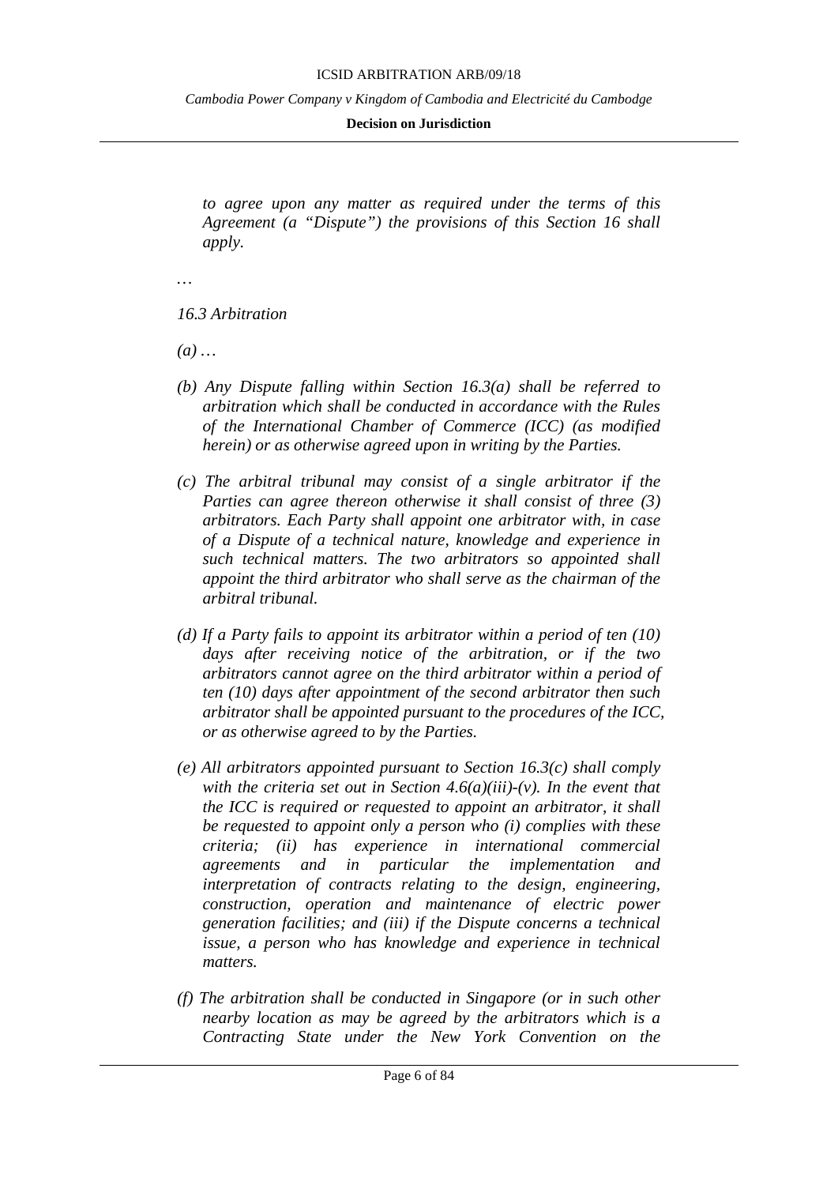*to agree upon any matter as required under the terms of this Agreement (a "Dispute") the provisions of this Section 16 shall apply.*

…

*16.3 Arbitration*

*(a) …*

*(b) Any Dispute falling within Section 16.3(a) shall be referred to arbitration which shall be conducted in accordance with the Rules of the International Chamber of Commerce (ICC) (as modified herein) or as otherwise agreed upon in writing by the Parties.*

*(c) The arbitral tribunal may consist of a single arbitrator if the Parties can agree thereon otherwise it shall consist of three (3) arbitrators. Each Party shall appoint one arbitrator with, in case of a Dispute of a technical nature, knowledge and experience in such technical matters. The two arbitrators so appointed shall appoint the third arbitrator who shall serve as the chairman of the arbitral tribunal.*

*(d) If a Party fails to appoint its arbitrator within a period of ten (10) days after receiving notice of the arbitration, or if the two arbitrators cannot agree on the third arbitrator within a period of ten (10) days after appointment of the second arbitrator then such arbitrator shall be appointed pursuant to the procedures of the ICC, or as otherwise agreed to by the Parties.*

*(e) All arbitrators appointed pursuant to Section 16.3(c) shall comply with the criteria set out in Section 4.6(a)(iii)-(v). In the event that the ICC is required or requested to appoint an arbitrator, it shall be requested to appoint only a person who (i) complies with these criteria; (ii) has experience in international commercial agreements and in particular the implementation and interpretation of contracts relating to the design, engineering, construction, operation and maintenance of electric power generation facilities; and (iii) if the Dispute concerns a technical issue, a person who has knowledge and experience in technical matters.*

*(f) The arbitration shall be conducted in Singapore (or in such other nearby location as may be agreed by the arbitrators which is a Contracting State under the New York Convention on the*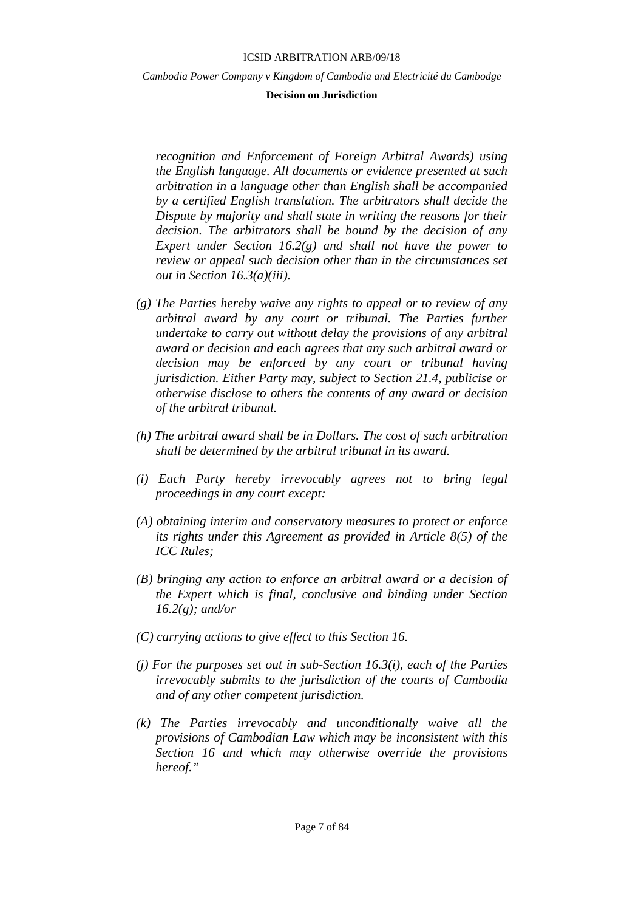*recognition and Enforcement of Foreign Arbitral Awards) using the English language. All documents or evidence presented at such arbitration in a language other than English shall be accompanied by a certified English translation. The arbitrators shall decide the Dispute by majority and shall state in writing the reasons for their decision. The arbitrators shall be bound by the decision of any Expert under Section 16.2(g) and shall not have the power to review or appeal such decision other than in the circumstances set out in Section 16.3(a)(iii).*

*(g) The Parties hereby waive any rights to appeal or to review of any arbitral award by any court or tribunal. The Parties further undertake to carry out without delay the provisions of any arbitral award or decision and each agrees that any such arbitral award or decision may be enforced by any court or tribunal having jurisdiction. Either Party may, subject to Section 21.4, publicise or otherwise disclose to others the contents of any award or decision of the arbitral tribunal.*

*(h) The arbitral award shall be in Dollars. The cost of such arbitration shall be determined by the arbitral tribunal in its award.*

*(i) Each Party hereby irrevocably agrees not to bring legal proceedings in any court except:*

*(A) obtaining interim and conservatory measures to protect or enforce its rights under this Agreement as provided in Article 8(5) of the ICC Rules;*

*(B) bringing any action to enforce an arbitral award or a decision of the Expert which is final, conclusive and binding under Section 16.2(g); and/or*

*(C) carrying actions to give effect to this Section 16.*

*(j) For the purposes set out in sub-Section 16.3(i), each of the Parties irrevocably submits to the jurisdiction of the courts of Cambodia and of any other competent jurisdiction.*

*(k) The Parties irrevocably and unconditionally waive all the provisions of Cambodian Law which may be inconsistent with this Section 16 and which may otherwise override the provisions hereof."*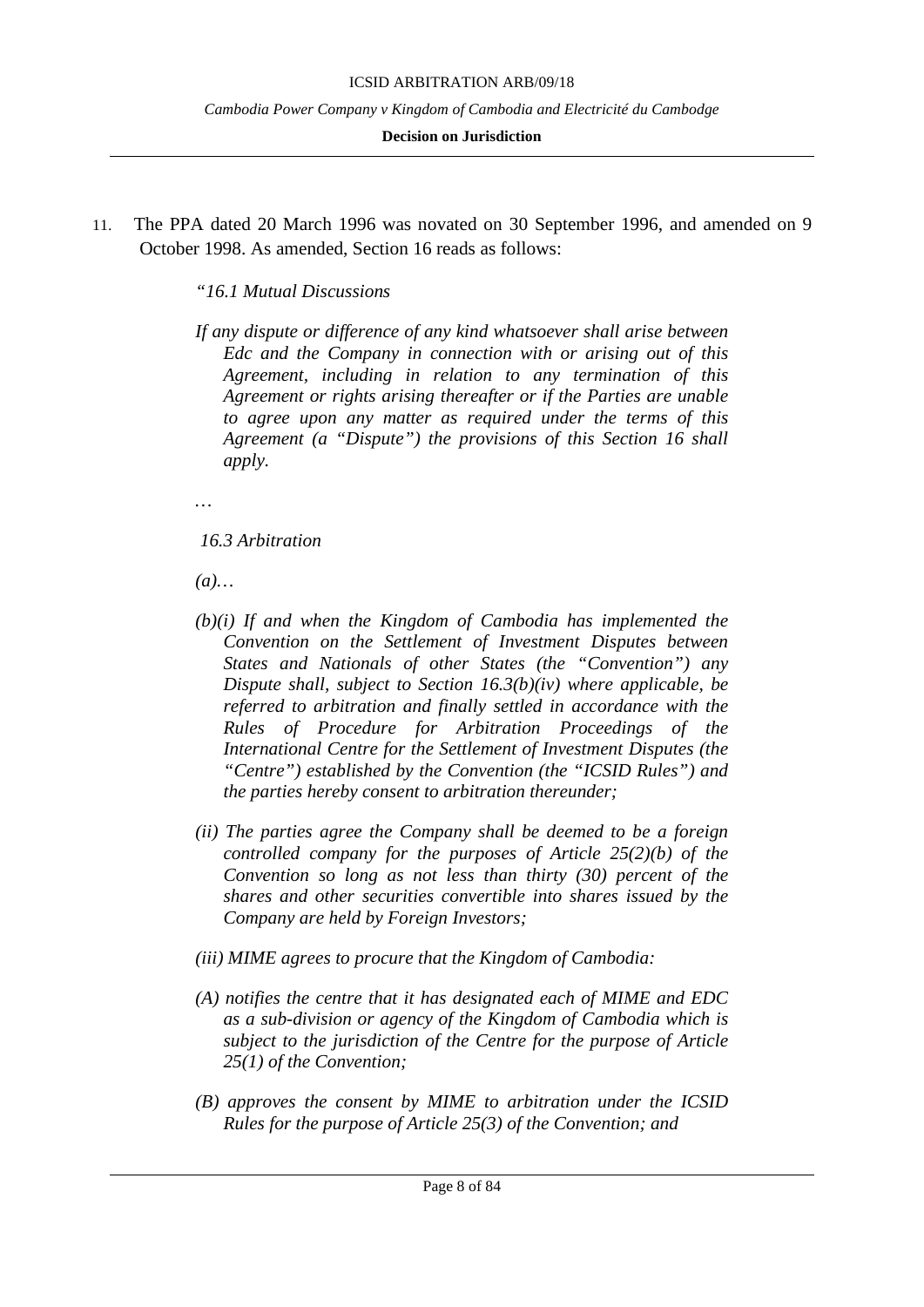11. The PPA dated 20 March 1996 was novated on 30 September 1996, and amended on 9 October 1998. As amended, Section 16 reads as follows:

> *"16.1 Mutual Discussions*
>
> *If any dispute or difference of any kind whatsoever shall arise between Edc and the Company in connection with or arising out of this Agreement, including in relation to any termination of this Agreement or rights arising thereafter or if the Parties are unable to agree upon any matter as required under the terms of this Agreement (a "Dispute") the provisions of this Section 16 shall apply.*
>
> *…*
>
> *16.3 Arbitration*
>
> *(a)…*
>
> *(b)(i) If and when the Kingdom of Cambodia has implemented the Convention on the Settlement of Investment Disputes between States and Nationals of other States (the "Convention") any Dispute shall, subject to Section 16.3(b)(iv) where applicable, be referred to arbitration and finally settled in accordance with the Rules of Procedure for Arbitration Proceedings of the International Centre for the Settlement of Investment Disputes (the "Centre") established by the Convention (the "ICSID Rules") and the parties hereby consent to arbitration thereunder;*
>
> *(ii) The parties agree the Company shall be deemed to be a foreign controlled company for the purposes of Article 25(2)(b) of the Convention so long as not less than thirty (30) percent of the shares and other securities convertible into shares issued by the Company are held by Foreign Investors;*
>
> *(iii) MIME agrees to procure that the Kingdom of Cambodia:*
>
> *(A) notifies the centre that it has designated each of MIME and EDC as a sub-division or agency of the Kingdom of Cambodia which is subject to the jurisdiction of the Centre for the purpose of Article 25(1) of the Convention;*
>
> *(B) approves the consent by MIME to arbitration under the ICSID Rules for the purpose of Article 25(3) of the Convention; and*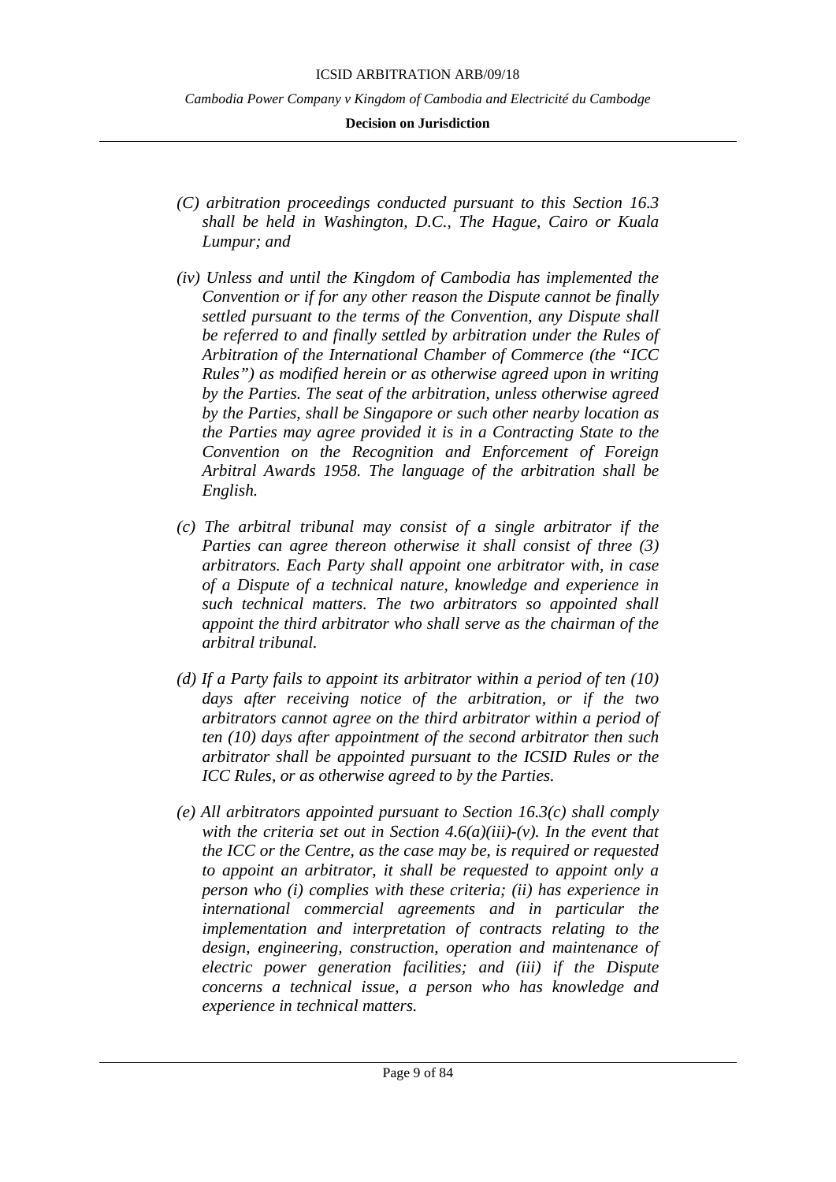*(C) arbitration proceedings conducted pursuant to this Section 16.3 shall be held in Washington, D.C., The Hague, Cairo or Kuala Lumpur; and*

*(iv) Unless and until the Kingdom of Cambodia has implemented the Convention or if for any other reason the Dispute cannot be finally settled pursuant to the terms of the Convention, any Dispute shall be referred to and finally settled by arbitration under the Rules of Arbitration of the International Chamber of Commerce (the "ICC Rules") as modified herein or as otherwise agreed upon in writing by the Parties. The seat of the arbitration, unless otherwise agreed by the Parties, shall be Singapore or such other nearby location as the Parties may agree provided it is in a Contracting State to the Convention on the Recognition and Enforcement of Foreign Arbitral Awards 1958. The language of the arbitration shall be English.*

*(c) The arbitral tribunal may consist of a single arbitrator if the Parties can agree thereon otherwise it shall consist of three (3) arbitrators. Each Party shall appoint one arbitrator with, in case of a Dispute of a technical nature, knowledge and experience in such technical matters. The two arbitrators so appointed shall appoint the third arbitrator who shall serve as the chairman of the arbitral tribunal.*

*(d) If a Party fails to appoint its arbitrator within a period of ten (10) days after receiving notice of the arbitration, or if the two arbitrators cannot agree on the third arbitrator within a period of ten (10) days after appointment of the second arbitrator then such arbitrator shall be appointed pursuant to the ICSID Rules or the ICC Rules, or as otherwise agreed to by the Parties.*

*(e) All arbitrators appointed pursuant to Section 16.3(c) shall comply with the criteria set out in Section 4.6(a)(iii)-(v). In the event that the ICC or the Centre, as the case may be, is required or requested to appoint an arbitrator, it shall be requested to appoint only a person who (i) complies with these criteria; (ii) has experience in international commercial agreements and in particular the implementation and interpretation of contracts relating to the design, engineering, construction, operation and maintenance of electric power generation facilities; and (iii) if the Dispute concerns a technical issue, a person who has knowledge and experience in technical matters.*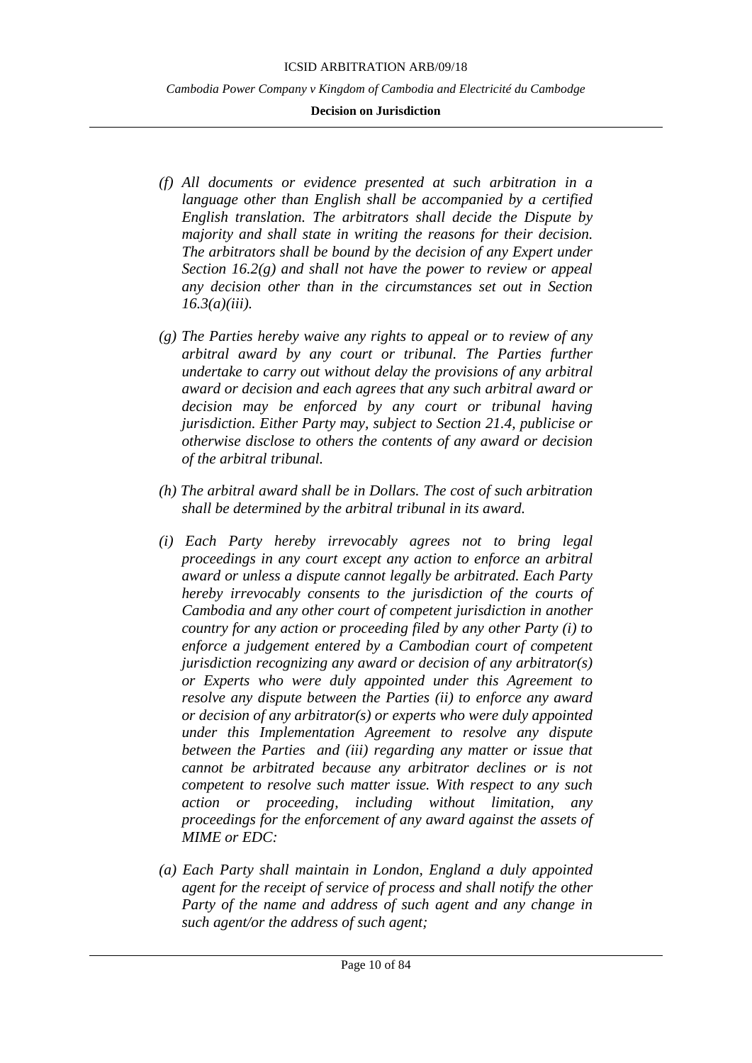*(f) All documents or evidence presented at such arbitration in a language other than English shall be accompanied by a certified English translation. The arbitrators shall decide the Dispute by majority and shall state in writing the reasons for their decision. The arbitrators shall be bound by the decision of any Expert under Section 16.2(g) and shall not have the power to review or appeal any decision other than in the circumstances set out in Section 16.3(a)(iii).*

*(g) The Parties hereby waive any rights to appeal or to review of any arbitral award by any court or tribunal. The Parties further undertake to carry out without delay the provisions of any arbitral award or decision and each agrees that any such arbitral award or decision may be enforced by any court or tribunal having jurisdiction. Either Party may, subject to Section 21.4, publicise or otherwise disclose to others the contents of any award or decision of the arbitral tribunal.*

*(h) The arbitral award shall be in Dollars. The cost of such arbitration shall be determined by the arbitral tribunal in its award.*

*(i) Each Party hereby irrevocably agrees not to bring legal proceedings in any court except any action to enforce an arbitral award or unless a dispute cannot legally be arbitrated. Each Party hereby irrevocably consents to the jurisdiction of the courts of Cambodia and any other court of competent jurisdiction in another country for any action or proceeding filed by any other Party (i) to enforce a judgement entered by a Cambodian court of competent jurisdiction recognizing any award or decision of any arbitrator(s) or Experts who were duly appointed under this Agreement to resolve any dispute between the Parties (ii) to enforce any award or decision of any arbitrator(s) or experts who were duly appointed under this Implementation Agreement to resolve any dispute between the Parties and (iii) regarding any matter or issue that cannot be arbitrated because any arbitrator declines or is not competent to resolve such matter issue. With respect to any such action or proceeding, including without limitation, any proceedings for the enforcement of any award against the assets of MIME or EDC:*

*(a) Each Party shall maintain in London, England a duly appointed agent for the receipt of service of process and shall notify the other Party of the name and address of such agent and any change in such agent/or the address of such agent;*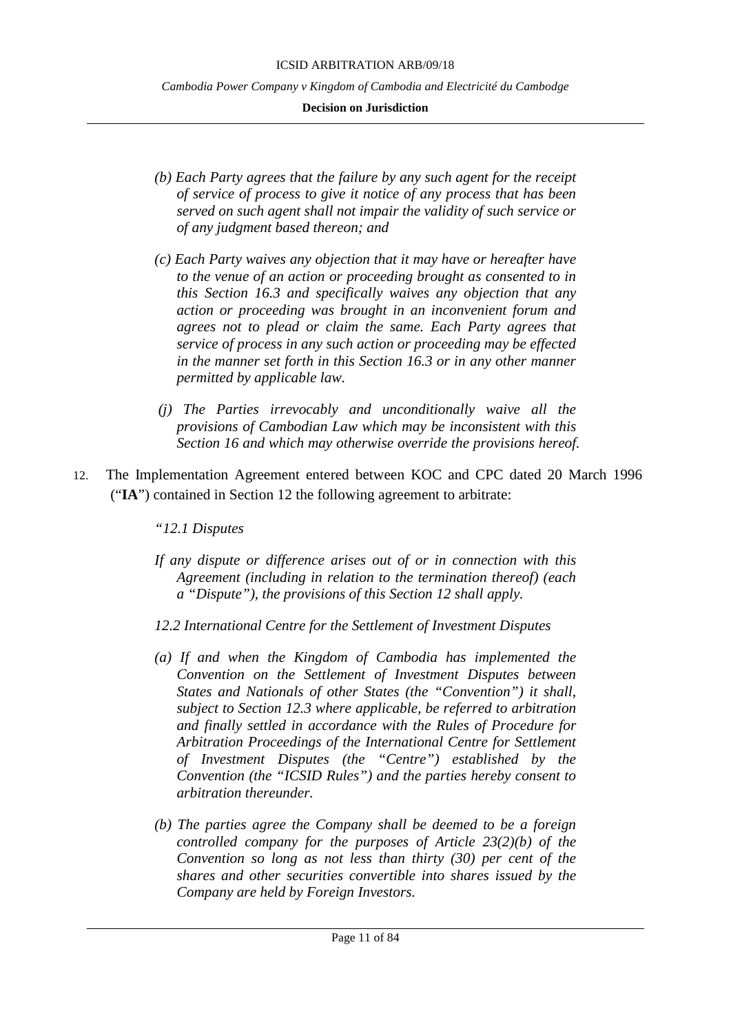*(b) Each Party agrees that the failure by any such agent for the receipt of service of process to give it notice of any process that has been served on such agent shall not impair the validity of such service or of any judgment based thereon; and*

*(c) Each Party waives any objection that it may have or hereafter have to the venue of an action or proceeding brought as consented to in this Section 16.3 and specifically waives any objection that any action or proceeding was brought in an inconvenient forum and agrees not to plead or claim the same. Each Party agrees that service of process in any such action or proceeding may be effected in the manner set forth in this Section 16.3 or in any other manner permitted by applicable law.*

*(j) The Parties irrevocably and unconditionally waive all the provisions of Cambodian Law which may be inconsistent with this Section 16 and which may otherwise override the provisions hereof.*

12. The Implementation Agreement entered between KOC and CPC dated 20 March 1996 ("**IA**") contained in Section 12 the following agreement to arbitrate:

*"12.1 Disputes*

*If any dispute or difference arises out of or in connection with this Agreement (including in relation to the termination thereof) (each a "Dispute"), the provisions of this Section 12 shall apply.*

*12.2 International Centre for the Settlement of Investment Disputes*

*(a) If and when the Kingdom of Cambodia has implemented the Convention on the Settlement of Investment Disputes between States and Nationals of other States (the "Convention") it shall, subject to Section 12.3 where applicable, be referred to arbitration and finally settled in accordance with the Rules of Procedure for Arbitration Proceedings of the International Centre for Settlement of Investment Disputes (the "Centre") established by the Convention (the "ICSID Rules") and the parties hereby consent to arbitration thereunder.*

*(b) The parties agree the Company shall be deemed to be a foreign controlled company for the purposes of Article 23(2)(b) of the Convention so long as not less than thirty (30) per cent of the shares and other securities convertible into shares issued by the Company are held by Foreign Investors.*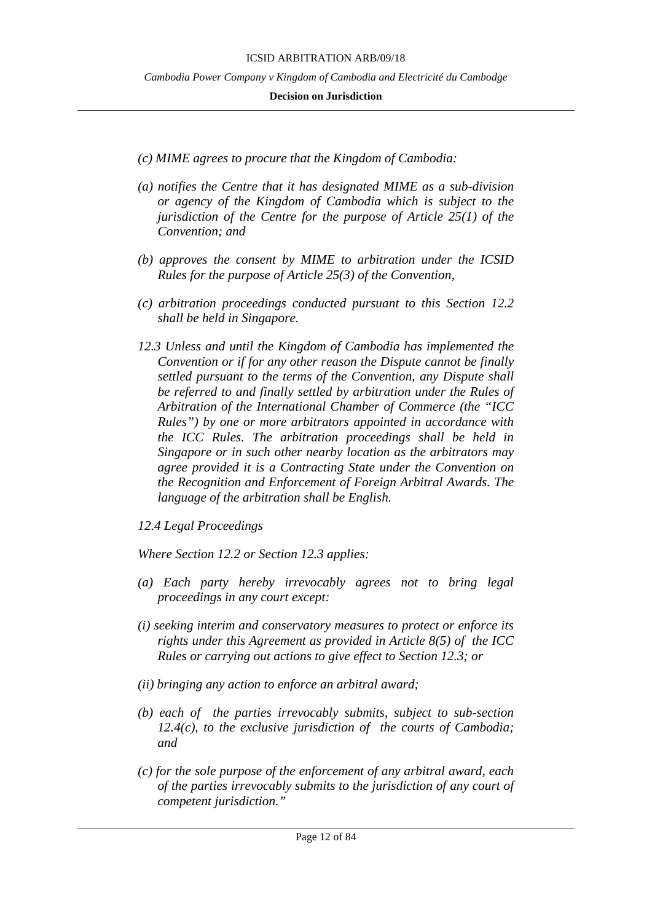*(c) MIME agrees to procure that the Kingdom of Cambodia:*

*(a) notifies the Centre that it has designated MIME as a sub-division or agency of the Kingdom of Cambodia which is subject to the jurisdiction of the Centre for the purpose of Article 25(1) of the Convention; and*

*(b) approves the consent by MIME to arbitration under the ICSID Rules for the purpose of Article 25(3) of the Convention,*

*(c) arbitration proceedings conducted pursuant to this Section 12.2 shall be held in Singapore.*

*12.3 Unless and until the Kingdom of Cambodia has implemented the Convention or if for any other reason the Dispute cannot be finally settled pursuant to the terms of the Convention, any Dispute shall be referred to and finally settled by arbitration under the Rules of Arbitration of the International Chamber of Commerce (the "ICC Rules") by one or more arbitrators appointed in accordance with the ICC Rules. The arbitration proceedings shall be held in Singapore or in such other nearby location as the arbitrators may agree provided it is a Contracting State under the Convention on the Recognition and Enforcement of Foreign Arbitral Awards. The language of the arbitration shall be English.*

*12.4 Legal Proceedings*

*Where Section 12.2 or Section 12.3 applies:*

*(a) Each party hereby irrevocably agrees not to bring legal proceedings in any court except:*

*(i) seeking interim and conservatory measures to protect or enforce its rights under this Agreement as provided in Article 8(5) of the ICC Rules or carrying out actions to give effect to Section 12.3; or*

*(ii) bringing any action to enforce an arbitral award;*

*(b) each of the parties irrevocably submits, subject to sub-section 12.4(c), to the exclusive jurisdiction of the courts of Cambodia; and*

*(c) for the sole purpose of the enforcement of any arbitral award, each of the parties irrevocably submits to the jurisdiction of any court of competent jurisdiction."*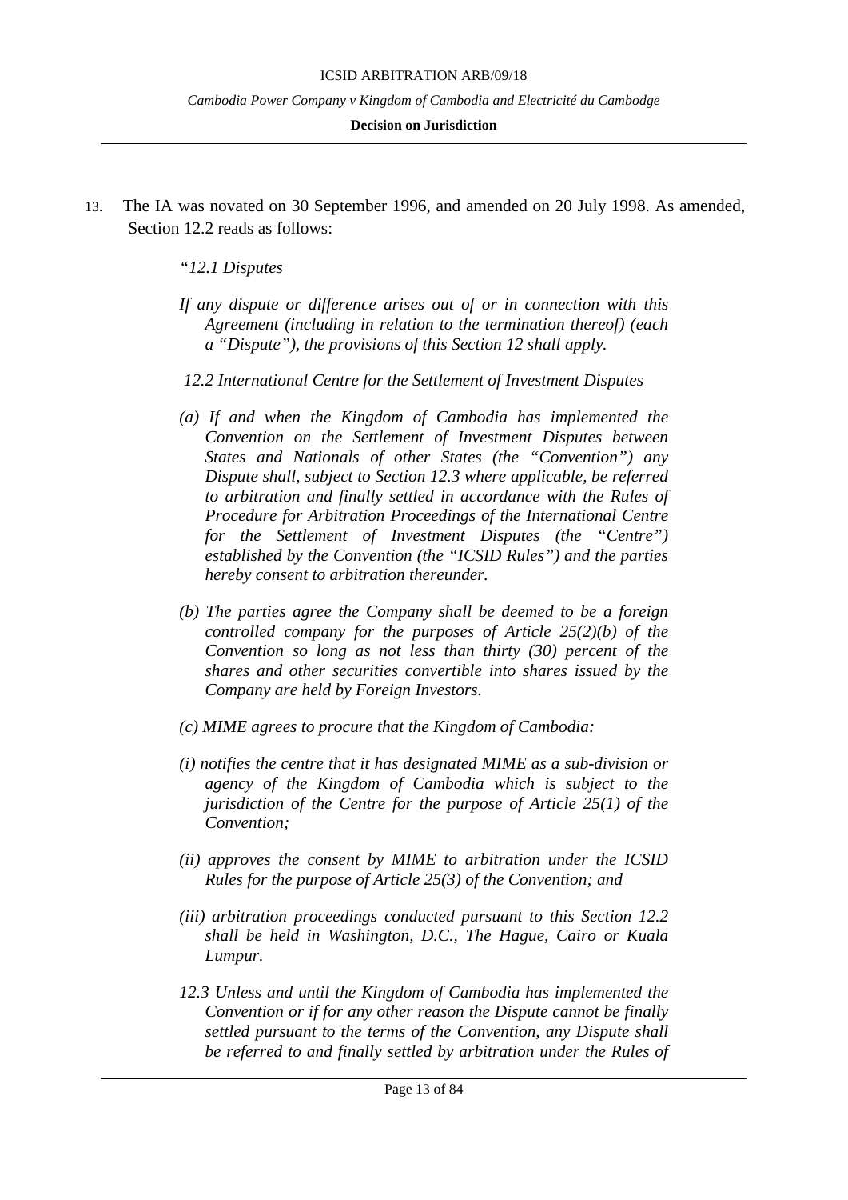13. The IA was novated on 30 September 1996, and amended on 20 July 1998. As amended, Section 12.2 reads as follows:

> *"12.1 Disputes*
>
> *If any dispute or difference arises out of or in connection with this Agreement (including in relation to the termination thereof) (each a "Dispute"), the provisions of this Section 12 shall apply.*
>
> *12.2 International Centre for the Settlement of Investment Disputes*
>
> *(a) If and when the Kingdom of Cambodia has implemented the Convention on the Settlement of Investment Disputes between States and Nationals of other States (the "Convention") any Dispute shall, subject to Section 12.3 where applicable, be referred to arbitration and finally settled in accordance with the Rules of Procedure for Arbitration Proceedings of the International Centre for the Settlement of Investment Disputes (the "Centre") established by the Convention (the "ICSID Rules") and the parties hereby consent to arbitration thereunder.*
>
> *(b) The parties agree the Company shall be deemed to be a foreign controlled company for the purposes of Article 25(2)(b) of the Convention so long as not less than thirty (30) percent of the shares and other securities convertible into shares issued by the Company are held by Foreign Investors.*
>
> *(c) MIME agrees to procure that the Kingdom of Cambodia:*
>
> *(i) notifies the centre that it has designated MIME as a sub-division or agency of the Kingdom of Cambodia which is subject to the jurisdiction of the Centre for the purpose of Article 25(1) of the Convention;*
>
> *(ii) approves the consent by MIME to arbitration under the ICSID Rules for the purpose of Article 25(3) of the Convention; and*
>
> *(iii) arbitration proceedings conducted pursuant to this Section 12.2 shall be held in Washington, D.C., The Hague, Cairo or Kuala Lumpur.*
>
> *12.3 Unless and until the Kingdom of Cambodia has implemented the Convention or if for any other reason the Dispute cannot be finally settled pursuant to the terms of the Convention, any Dispute shall be referred to and finally settled by arbitration under the Rules of*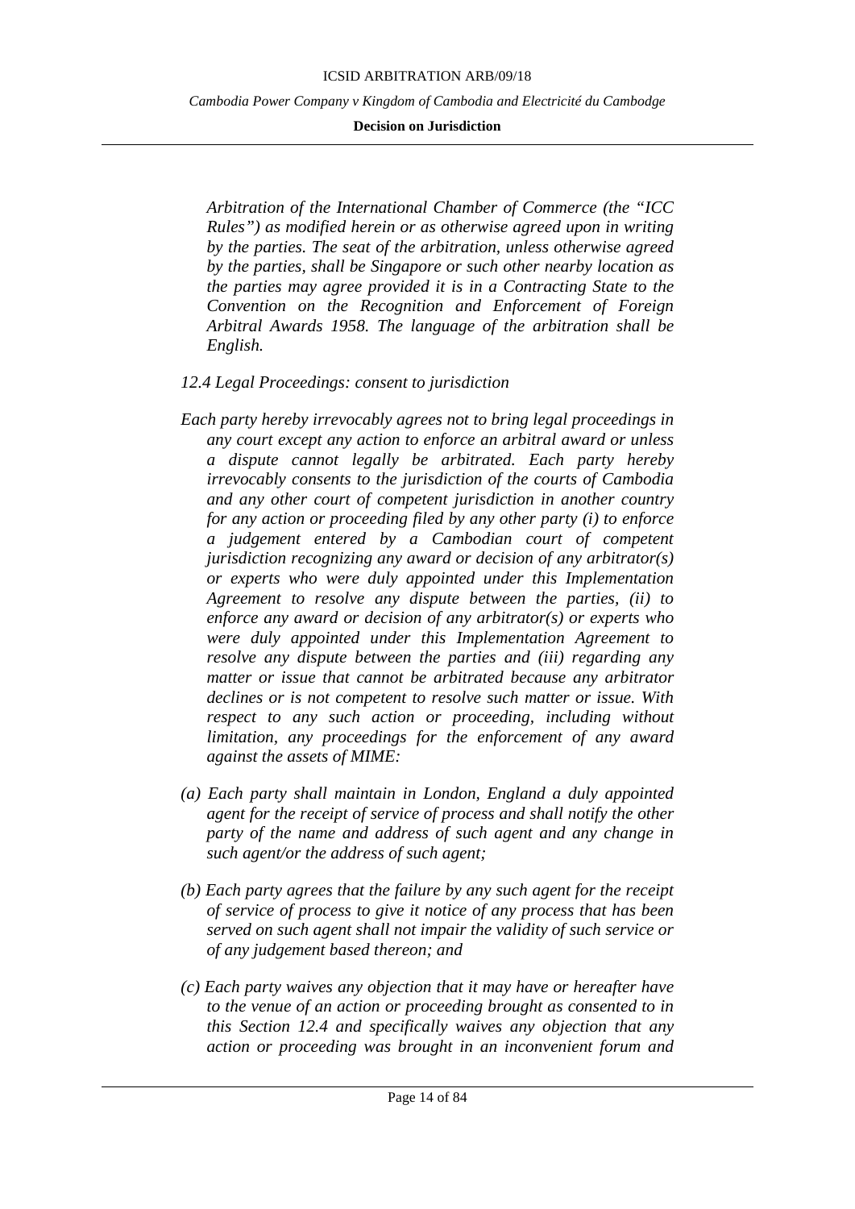*Arbitration of the International Chamber of Commerce (the "ICC Rules") as modified herein or as otherwise agreed upon in writing by the parties. The seat of the arbitration, unless otherwise agreed by the parties, shall be Singapore or such other nearby location as the parties may agree provided it is in a Contracting State to the Convention on the Recognition and Enforcement of Foreign Arbitral Awards 1958. The language of the arbitration shall be English.*

*12.4 Legal Proceedings: consent to jurisdiction*

*Each party hereby irrevocably agrees not to bring legal proceedings in any court except any action to enforce an arbitral award or unless a dispute cannot legally be arbitrated. Each party hereby irrevocably consents to the jurisdiction of the courts of Cambodia and any other court of competent jurisdiction in another country for any action or proceeding filed by any other party (i) to enforce a judgement entered by a Cambodian court of competent jurisdiction recognizing any award or decision of any arbitrator(s) or experts who were duly appointed under this Implementation Agreement to resolve any dispute between the parties, (ii) to enforce any award or decision of any arbitrator(s) or experts who were duly appointed under this Implementation Agreement to resolve any dispute between the parties and (iii) regarding any matter or issue that cannot be arbitrated because any arbitrator declines or is not competent to resolve such matter or issue. With respect to any such action or proceeding, including without limitation, any proceedings for the enforcement of any award against the assets of MIME:*

*(a) Each party shall maintain in London, England a duly appointed agent for the receipt of service of process and shall notify the other party of the name and address of such agent and any change in such agent/or the address of such agent;*

*(b) Each party agrees that the failure by any such agent for the receipt of service of process to give it notice of any process that has been served on such agent shall not impair the validity of such service or of any judgement based thereon; and*

*(c) Each party waives any objection that it may have or hereafter have to the venue of an action or proceeding brought as consented to in this Section 12.4 and specifically waives any objection that any action or proceeding was brought in an inconvenient forum and*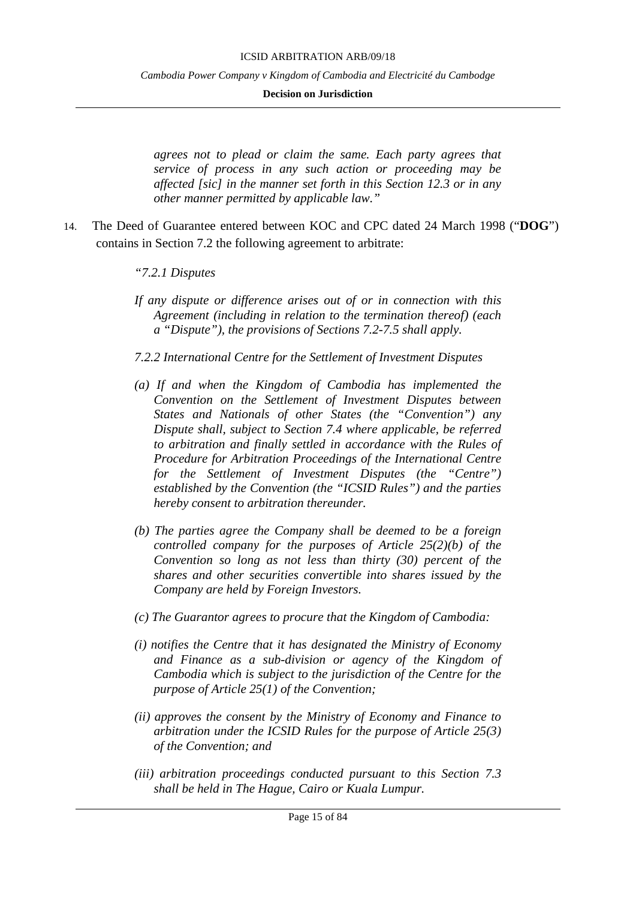*agrees not to plead or claim the same. Each party agrees that service of process in any such action or proceeding may be affected [sic] in the manner set forth in this Section 12.3 or in any other manner permitted by applicable law."*

14. The Deed of Guarantee entered between KOC and CPC dated 24 March 1998 ("**DOG**") contains in Section 7.2 the following agreement to arbitrate:

> *"7.2.1 Disputes*
>
> *If any dispute or difference arises out of or in connection with this Agreement (including in relation to the termination thereof) (each a "Dispute"), the provisions of Sections 7.2-7.5 shall apply.*
>
> *7.2.2 International Centre for the Settlement of Investment Disputes*
>
> *(a) If and when the Kingdom of Cambodia has implemented the Convention on the Settlement of Investment Disputes between States and Nationals of other States (the "Convention") any Dispute shall, subject to Section 7.4 where applicable, be referred to arbitration and finally settled in accordance with the Rules of Procedure for Arbitration Proceedings of the International Centre for the Settlement of Investment Disputes (the "Centre") established by the Convention (the "ICSID Rules") and the parties hereby consent to arbitration thereunder.*
>
> *(b) The parties agree the Company shall be deemed to be a foreign controlled company for the purposes of Article 25(2)(b) of the Convention so long as not less than thirty (30) percent of the shares and other securities convertible into shares issued by the Company are held by Foreign Investors.*
>
> *(c) The Guarantor agrees to procure that the Kingdom of Cambodia:*
>
> *(i) notifies the Centre that it has designated the Ministry of Economy and Finance as a sub-division or agency of the Kingdom of Cambodia which is subject to the jurisdiction of the Centre for the purpose of Article 25(1) of the Convention;*
>
> *(ii) approves the consent by the Ministry of Economy and Finance to arbitration under the ICSID Rules for the purpose of Article 25(3) of the Convention; and*
>
> *(iii) arbitration proceedings conducted pursuant to this Section 7.3 shall be held in The Hague, Cairo or Kuala Lumpur.*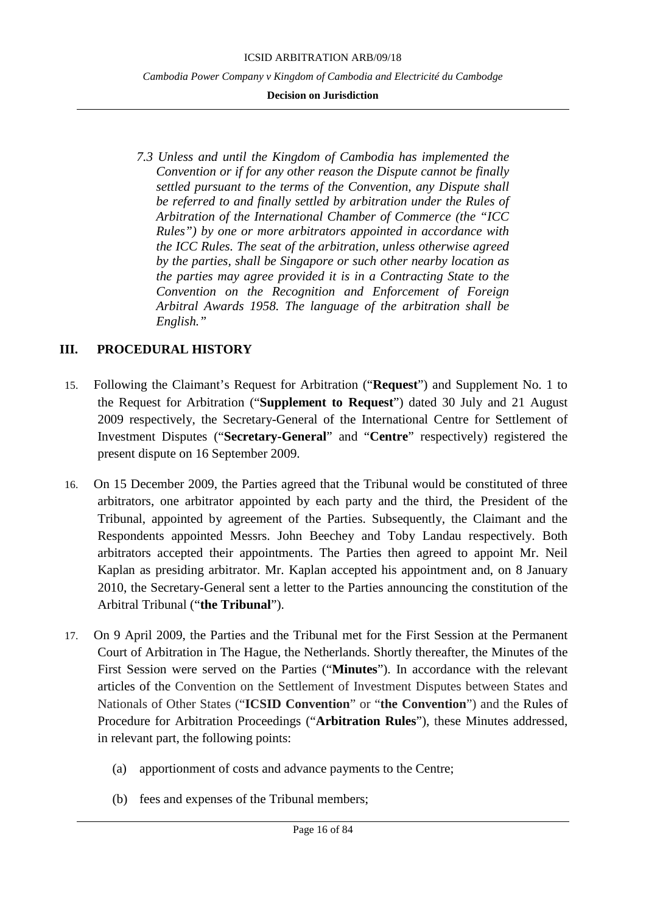> *7.3 Unless and until the Kingdom of Cambodia has implemented the Convention or if for any other reason the Dispute cannot be finally settled pursuant to the terms of the Convention, any Dispute shall be referred to and finally settled by arbitration under the Rules of Arbitration of the International Chamber of Commerce (the "ICC Rules") by one or more arbitrators appointed in accordance with the ICC Rules. The seat of the arbitration, unless otherwise agreed by the parties, shall be Singapore or such other nearby location as the parties may agree provided it is in a Contracting State to the Convention on the Recognition and Enforcement of Foreign Arbitral Awards 1958. The language of the arbitration shall be English."*

## III. PROCEDURAL HISTORY

15. Following the Claimant's Request for Arbitration ("**Request**") and Supplement No. 1 to the Request for Arbitration ("**Supplement to Request**") dated 30 July and 21 August 2009 respectively, the Secretary-General of the International Centre for Settlement of Investment Disputes ("**Secretary-General**" and "**Centre**" respectively) registered the present dispute on 16 September 2009.

16. On 15 December 2009, the Parties agreed that the Tribunal would be constituted of three arbitrators, one arbitrator appointed by each party and the third, the President of the Tribunal, appointed by agreement of the Parties. Subsequently, the Claimant and the Respondents appointed Messrs. John Beechey and Toby Landau respectively. Both arbitrators accepted their appointments. The Parties then agreed to appoint Mr. Neil Kaplan as presiding arbitrator. Mr. Kaplan accepted his appointment and, on 8 January 2010, the Secretary-General sent a letter to the Parties announcing the constitution of the Arbitral Tribunal ("**the Tribunal**").

17. On 9 April 2009, the Parties and the Tribunal met for the First Session at the Permanent Court of Arbitration in The Hague, the Netherlands. Shortly thereafter, the Minutes of the First Session were served on the Parties ("**Minutes**"). In accordance with the relevant articles of the Convention on the Settlement of Investment Disputes between States and Nationals of Other States ("**ICSID Convention**" or "**the Convention**") and the Rules of Procedure for Arbitration Proceedings ("**Arbitration Rules**"), these Minutes addressed, in relevant part, the following points:

    (a) apportionment of costs and advance payments to the Centre;

    (b) fees and expenses of the Tribunal members;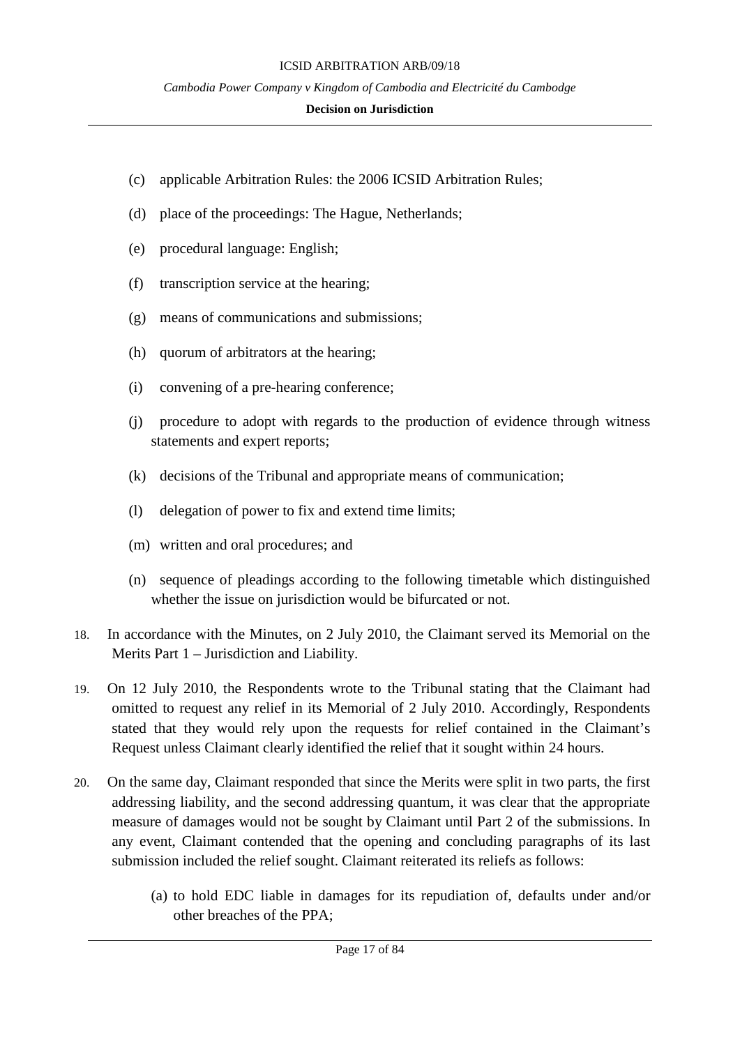(c) applicable Arbitration Rules: the 2006 ICSID Arbitration Rules;

(d) place of the proceedings: The Hague, Netherlands;

(e) procedural language: English;

(f) transcription service at the hearing;

(g) means of communications and submissions;

(h) quorum of arbitrators at the hearing;

(i) convening of a pre-hearing conference;

(j) procedure to adopt with regards to the production of evidence through witness statements and expert reports;

(k) decisions of the Tribunal and appropriate means of communication;

(l) delegation of power to fix and extend time limits;

(m) written and oral procedures; and

(n) sequence of pleadings according to the following timetable which distinguished whether the issue on jurisdiction would be bifurcated or not.

18. In accordance with the Minutes, on 2 July 2010, the Claimant served its Memorial on the Merits Part 1 – Jurisdiction and Liability.

19. On 12 July 2010, the Respondents wrote to the Tribunal stating that the Claimant had omitted to request any relief in its Memorial of 2 July 2010. Accordingly, Respondents stated that they would rely upon the requests for relief contained in the Claimant's Request unless Claimant clearly identified the relief that it sought within 24 hours.

20. On the same day, Claimant responded that since the Merits were split in two parts, the first addressing liability, and the second addressing quantum, it was clear that the appropriate measure of damages would not be sought by Claimant until Part 2 of the submissions. In any event, Claimant contended that the opening and concluding paragraphs of its last submission included the relief sought. Claimant reiterated its reliefs as follows:

   (a) to hold EDC liable in damages for its repudiation of, defaults under and/or other breaches of the PPA;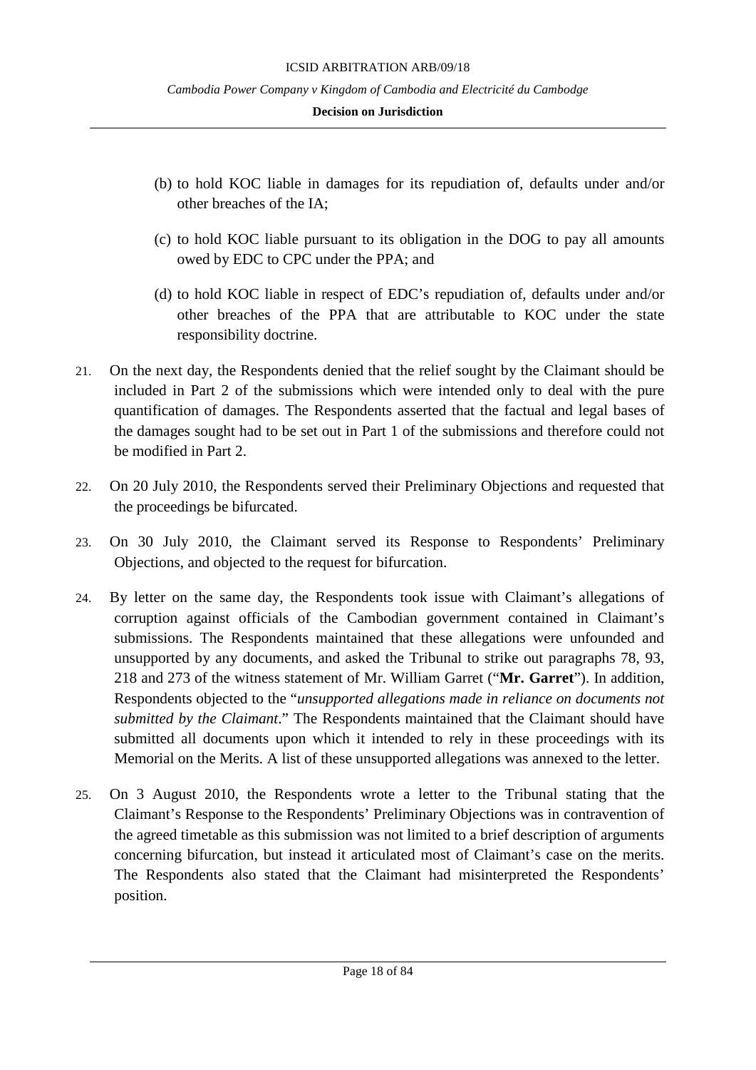(b) to hold KOC liable in damages for its repudiation of, defaults under and/or other breaches of the IA;

(c) to hold KOC liable pursuant to its obligation in the DOG to pay all amounts owed by EDC to CPC under the PPA; and

(d) to hold KOC liable in respect of EDC's repudiation of, defaults under and/or other breaches of the PPA that are attributable to KOC under the state responsibility doctrine.

21. On the next day, the Respondents denied that the relief sought by the Claimant should be included in Part 2 of the submissions which were intended only to deal with the pure quantification of damages. The Respondents asserted that the factual and legal bases of the damages sought had to be set out in Part 1 of the submissions and therefore could not be modified in Part 2.

22. On 20 July 2010, the Respondents served their Preliminary Objections and requested that the proceedings be bifurcated.

23. On 30 July 2010, the Claimant served its Response to Respondents' Preliminary Objections, and objected to the request for bifurcation.

24. By letter on the same day, the Respondents took issue with Claimant's allegations of corruption against officials of the Cambodian government contained in Claimant's submissions. The Respondents maintained that these allegations were unfounded and unsupported by any documents, and asked the Tribunal to strike out paragraphs 78, 93, 218 and 273 of the witness statement of Mr. William Garret ("**Mr. Garret**"). In addition, Respondents objected to the "*unsupported allegations made in reliance on documents not submitted by the Claimant*." The Respondents maintained that the Claimant should have submitted all documents upon which it intended to rely in these proceedings with its Memorial on the Merits. A list of these unsupported allegations was annexed to the letter.

25. On 3 August 2010, the Respondents wrote a letter to the Tribunal stating that the Claimant's Response to the Respondents' Preliminary Objections was in contravention of the agreed timetable as this submission was not limited to a brief description of arguments concerning bifurcation, but instead it articulated most of Claimant's case on the merits. The Respondents also stated that the Claimant had misinterpreted the Respondents' position.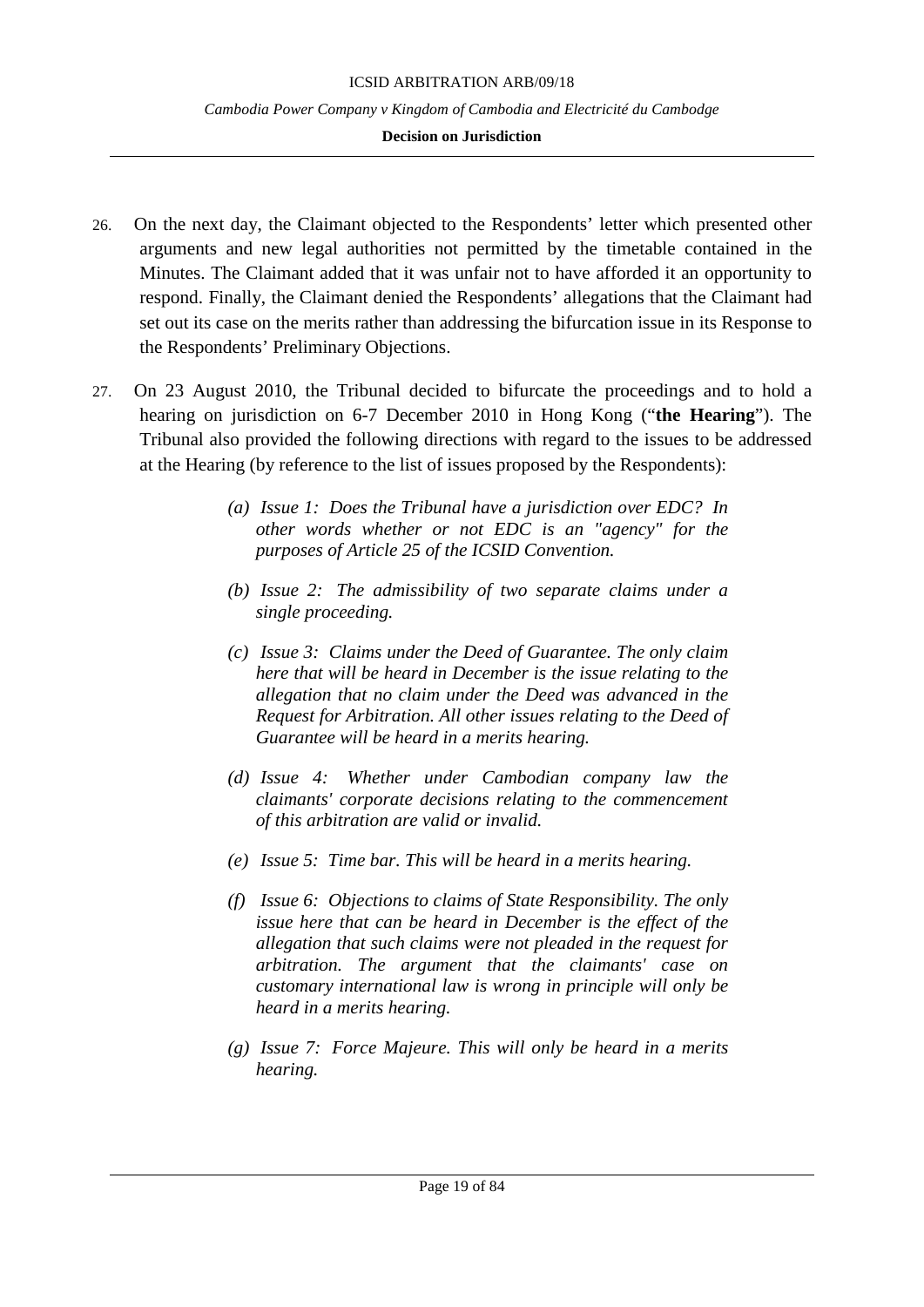26. On the next day, the Claimant objected to the Respondents' letter which presented other arguments and new legal authorities not permitted by the timetable contained in the Minutes. The Claimant added that it was unfair not to have afforded it an opportunity to respond. Finally, the Claimant denied the Respondents' allegations that the Claimant had set out its case on the merits rather than addressing the bifurcation issue in its Response to the Respondents' Preliminary Objections.

27. On 23 August 2010, the Tribunal decided to bifurcate the proceedings and to hold a hearing on jurisdiction on 6-7 December 2010 in Hong Kong ("**the Hearing**"). The Tribunal also provided the following directions with regard to the issues to be addressed at the Hearing (by reference to the list of issues proposed by the Respondents):

> *(a) Issue 1: Does the Tribunal have a jurisdiction over EDC? In other words whether or not EDC is an "agency" for the purposes of Article 25 of the ICSID Convention.*
>
> *(b) Issue 2: The admissibility of two separate claims under a single proceeding.*
>
> *(c) Issue 3: Claims under the Deed of Guarantee. The only claim here that will be heard in December is the issue relating to the allegation that no claim under the Deed was advanced in the Request for Arbitration. All other issues relating to the Deed of Guarantee will be heard in a merits hearing.*
>
> *(d) Issue 4: Whether under Cambodian company law the claimants' corporate decisions relating to the commencement of this arbitration are valid or invalid.*
>
> *(e) Issue 5: Time bar. This will be heard in a merits hearing.*
>
> *(f) Issue 6: Objections to claims of State Responsibility. The only issue here that can be heard in December is the effect of the allegation that such claims were not pleaded in the request for arbitration. The argument that the claimants' case on customary international law is wrong in principle will only be heard in a merits hearing.*
>
> *(g) Issue 7: Force Majeure. This will only be heard in a merits hearing.*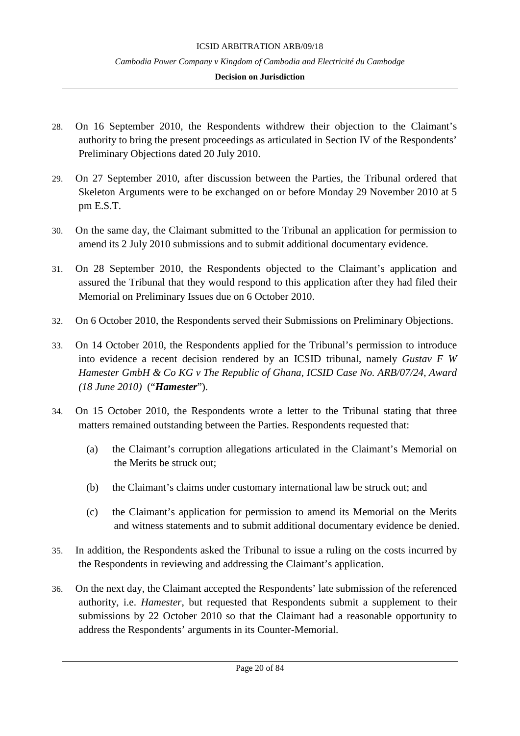28. On 16 September 2010, the Respondents withdrew their objection to the Claimant's authority to bring the present proceedings as articulated in Section IV of the Respondents' Preliminary Objections dated 20 July 2010.

29. On 27 September 2010, after discussion between the Parties, the Tribunal ordered that Skeleton Arguments were to be exchanged on or before Monday 29 November 2010 at 5 pm E.S.T.

30. On the same day, the Claimant submitted to the Tribunal an application for permission to amend its 2 July 2010 submissions and to submit additional documentary evidence.

31. On 28 September 2010, the Respondents objected to the Claimant's application and assured the Tribunal that they would respond to this application after they had filed their Memorial on Preliminary Issues due on 6 October 2010.

32. On 6 October 2010, the Respondents served their Submissions on Preliminary Objections.

33. On 14 October 2010, the Respondents applied for the Tribunal's permission to introduce into evidence a recent decision rendered by an ICSID tribunal, namely *Gustav F W Hamester GmbH & Co KG v The Republic of Ghana, ICSID Case No. ARB/07/24, Award (18 June 2010)* ("***Hamester***").

34. On 15 October 2010, the Respondents wrote a letter to the Tribunal stating that three matters remained outstanding between the Parties. Respondents requested that:

    (a) the Claimant's corruption allegations articulated in the Claimant's Memorial on the Merits be struck out;

    (b) the Claimant's claims under customary international law be struck out; and

    (c) the Claimant's application for permission to amend its Memorial on the Merits and witness statements and to submit additional documentary evidence be denied.

35. In addition, the Respondents asked the Tribunal to issue a ruling on the costs incurred by the Respondents in reviewing and addressing the Claimant's application.

36. On the next day, the Claimant accepted the Respondents' late submission of the referenced authority, i.e. *Hamester*, but requested that Respondents submit a supplement to their submissions by 22 October 2010 so that the Claimant had a reasonable opportunity to address the Respondents' arguments in its Counter-Memorial.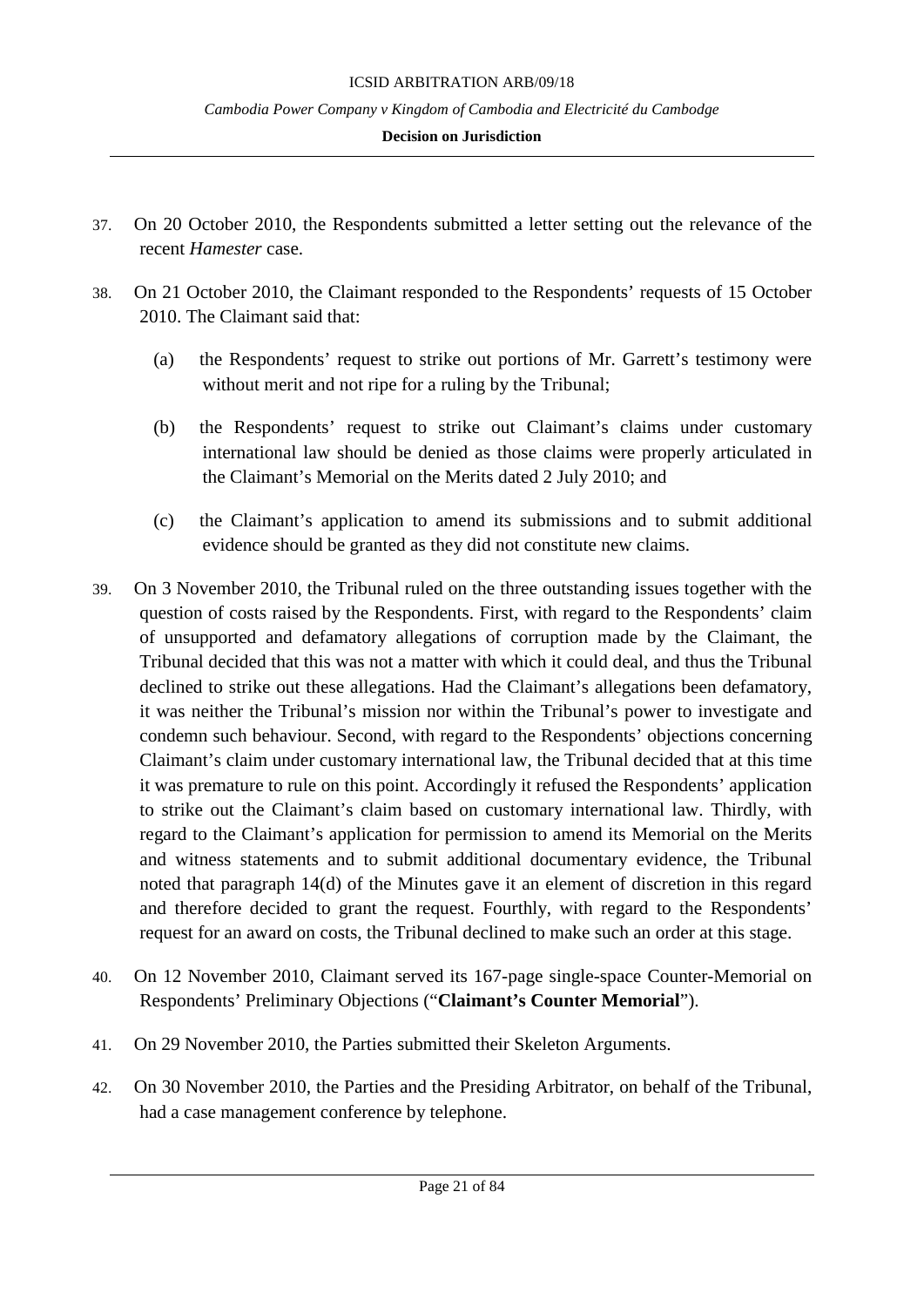37. On 20 October 2010, the Respondents submitted a letter setting out the relevance of the recent *Hamester* case.

38. On 21 October 2010, the Claimant responded to the Respondents' requests of 15 October 2010. The Claimant said that:

    (a) the Respondents' request to strike out portions of Mr. Garrett's testimony were without merit and not ripe for a ruling by the Tribunal;

    (b) the Respondents' request to strike out Claimant's claims under customary international law should be denied as those claims were properly articulated in the Claimant's Memorial on the Merits dated 2 July 2010; and

    (c) the Claimant's application to amend its submissions and to submit additional evidence should be granted as they did not constitute new claims.

39. On 3 November 2010, the Tribunal ruled on the three outstanding issues together with the question of costs raised by the Respondents. First, with regard to the Respondents' claim of unsupported and defamatory allegations of corruption made by the Claimant, the Tribunal decided that this was not a matter with which it could deal, and thus the Tribunal declined to strike out these allegations. Had the Claimant's allegations been defamatory, it was neither the Tribunal's mission nor within the Tribunal's power to investigate and condemn such behaviour. Second, with regard to the Respondents' objections concerning Claimant's claim under customary international law, the Tribunal decided that at this time it was premature to rule on this point. Accordingly it refused the Respondents' application to strike out the Claimant's claim based on customary international law. Thirdly, with regard to the Claimant's application for permission to amend its Memorial on the Merits and witness statements and to submit additional documentary evidence, the Tribunal noted that paragraph 14(d) of the Minutes gave it an element of discretion in this regard and therefore decided to grant the request. Fourthly, with regard to the Respondents' request for an award on costs, the Tribunal declined to make such an order at this stage.

40. On 12 November 2010, Claimant served its 167-page single-space Counter-Memorial on Respondents' Preliminary Objections ("**Claimant's Counter Memorial**").

41. On 29 November 2010, the Parties submitted their Skeleton Arguments.

42. On 30 November 2010, the Parties and the Presiding Arbitrator, on behalf of the Tribunal, had a case management conference by telephone.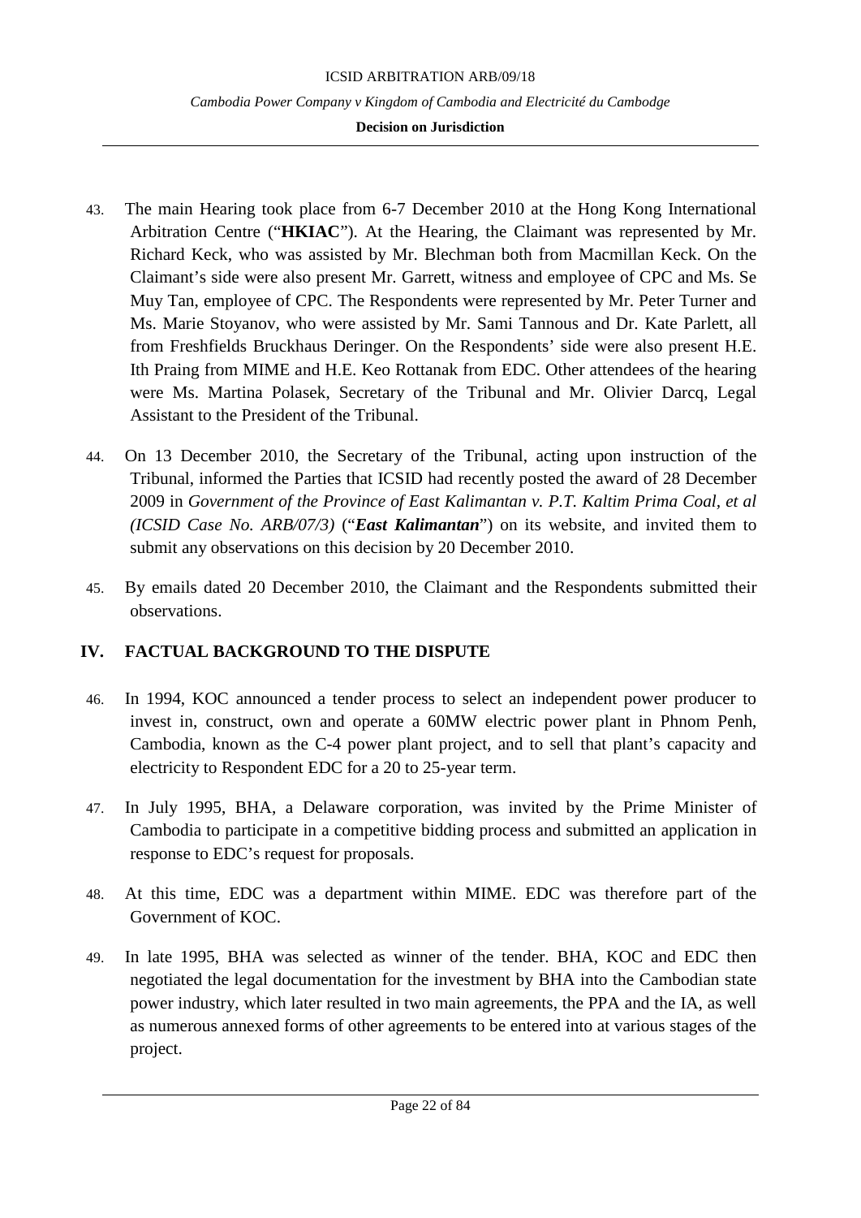43. The main Hearing took place from 6-7 December 2010 at the Hong Kong International Arbitration Centre ("**HKIAC**"). At the Hearing, the Claimant was represented by Mr. Richard Keck, who was assisted by Mr. Blechman both from Macmillan Keck. On the Claimant's side were also present Mr. Garrett, witness and employee of CPC and Ms. Se Muy Tan, employee of CPC. The Respondents were represented by Mr. Peter Turner and Ms. Marie Stoyanov, who were assisted by Mr. Sami Tannous and Dr. Kate Parlett, all from Freshfields Bruckhaus Deringer. On the Respondents' side were also present H.E. Ith Praing from MIME and H.E. Keo Rottanak from EDC. Other attendees of the hearing were Ms. Martina Polasek, Secretary of the Tribunal and Mr. Olivier Darcq, Legal Assistant to the President of the Tribunal.

44. On 13 December 2010, the Secretary of the Tribunal, acting upon instruction of the Tribunal, informed the Parties that ICSID had recently posted the award of 28 December 2009 in *Government of the Province of East Kalimantan v. P.T. Kaltim Prima Coal, et al (ICSID Case No. ARB/07/3)* ("***East Kalimantan***") on its website, and invited them to submit any observations on this decision by 20 December 2010.

45. By emails dated 20 December 2010, the Claimant and the Respondents submitted their observations.

## IV. FACTUAL BACKGROUND TO THE DISPUTE

46. In 1994, KOC announced a tender process to select an independent power producer to invest in, construct, own and operate a 60MW electric power plant in Phnom Penh, Cambodia, known as the C-4 power plant project, and to sell that plant's capacity and electricity to Respondent EDC for a 20 to 25-year term.

47. In July 1995, BHA, a Delaware corporation, was invited by the Prime Minister of Cambodia to participate in a competitive bidding process and submitted an application in response to EDC's request for proposals.

48. At this time, EDC was a department within MIME. EDC was therefore part of the Government of KOC.

49. In late 1995, BHA was selected as winner of the tender. BHA, KOC and EDC then negotiated the legal documentation for the investment by BHA into the Cambodian state power industry, which later resulted in two main agreements, the PPA and the IA, as well as numerous annexed forms of other agreements to be entered into at various stages of the project.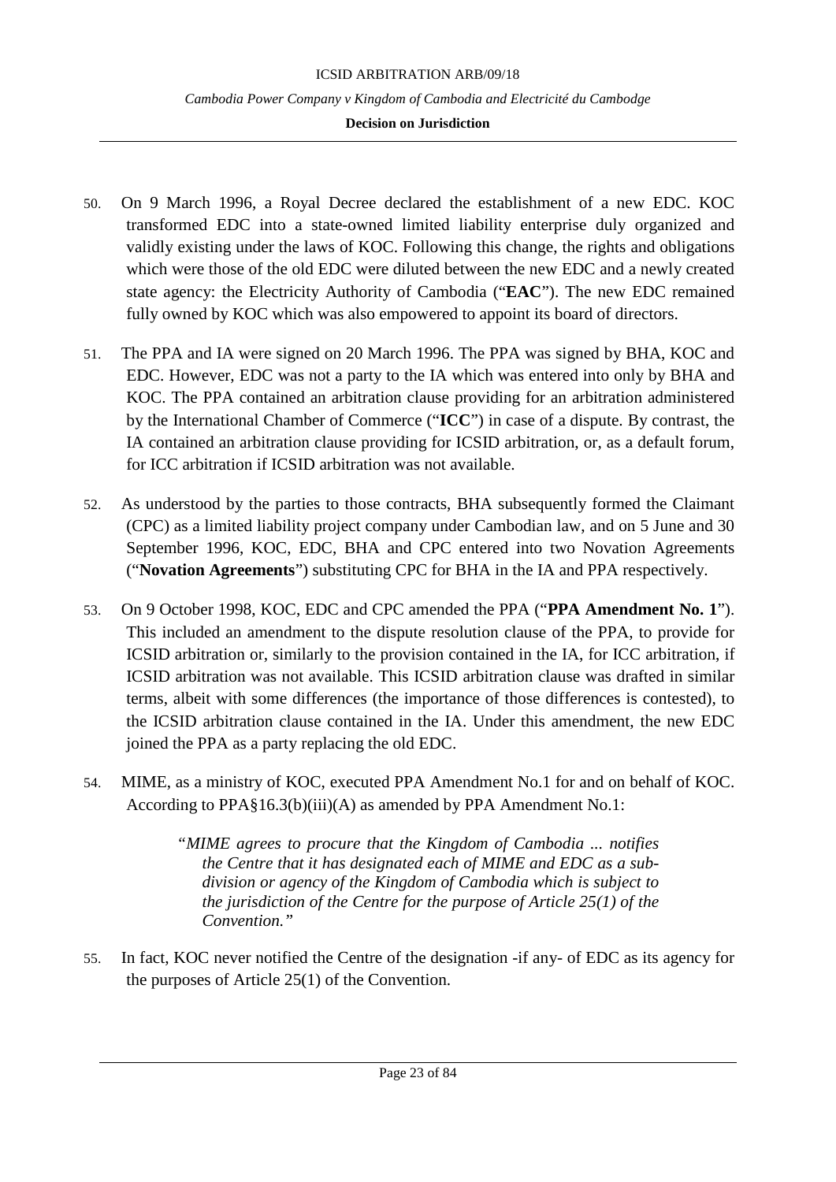50. On 9 March 1996, a Royal Decree declared the establishment of a new EDC. KOC transformed EDC into a state-owned limited liability enterprise duly organized and validly existing under the laws of KOC. Following this change, the rights and obligations which were those of the old EDC were diluted between the new EDC and a newly created state agency: the Electricity Authority of Cambodia ("**EAC**"). The new EDC remained fully owned by KOC which was also empowered to appoint its board of directors.

51. The PPA and IA were signed on 20 March 1996. The PPA was signed by BHA, KOC and EDC. However, EDC was not a party to the IA which was entered into only by BHA and KOC. The PPA contained an arbitration clause providing for an arbitration administered by the International Chamber of Commerce ("**ICC**") in case of a dispute. By contrast, the IA contained an arbitration clause providing for ICSID arbitration, or, as a default forum, for ICC arbitration if ICSID arbitration was not available.

52. As understood by the parties to those contracts, BHA subsequently formed the Claimant (CPC) as a limited liability project company under Cambodian law, and on 5 June and 30 September 1996, KOC, EDC, BHA and CPC entered into two Novation Agreements ("**Novation Agreements**") substituting CPC for BHA in the IA and PPA respectively.

53. On 9 October 1998, KOC, EDC and CPC amended the PPA ("**PPA Amendment No. 1**"). This included an amendment to the dispute resolution clause of the PPA, to provide for ICSID arbitration or, similarly to the provision contained in the IA, for ICC arbitration, if ICSID arbitration was not available. This ICSID arbitration clause was drafted in similar terms, albeit with some differences (the importance of those differences is contested), to the ICSID arbitration clause contained in the IA. Under this amendment, the new EDC joined the PPA as a party replacing the old EDC.

54. MIME, as a ministry of KOC, executed PPA Amendment No.1 for and on behalf of KOC. According to PPA§16.3(b)(iii)(A) as amended by PPA Amendment No.1:

> "*MIME agrees to procure that the Kingdom of Cambodia ... notifies the Centre that it has designated each of MIME and EDC as a sub-division or agency of the Kingdom of Cambodia which is subject to the jurisdiction of the Centre for the purpose of Article 25(1) of the Convention.*"

55. In fact, KOC never notified the Centre of the designation -if any- of EDC as its agency for the purposes of Article 25(1) of the Convention.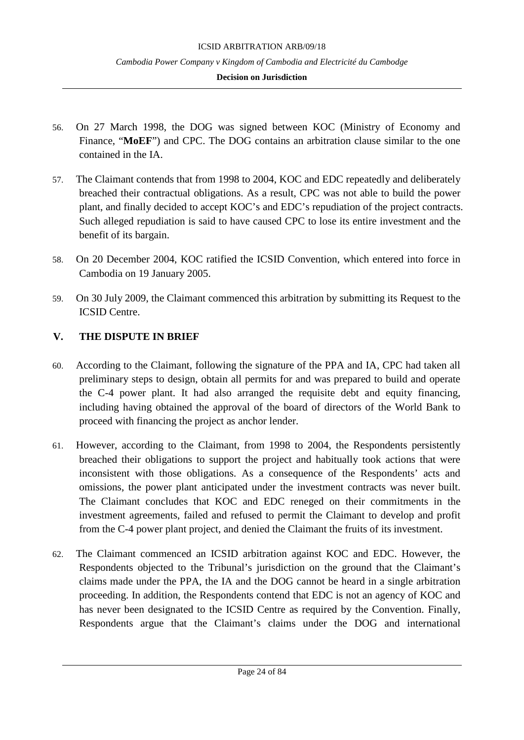56. On 27 March 1998, the DOG was signed between KOC (Ministry of Economy and Finance, "**MoEF**") and CPC. The DOG contains an arbitration clause similar to the one contained in the IA.

57. The Claimant contends that from 1998 to 2004, KOC and EDC repeatedly and deliberately breached their contractual obligations. As a result, CPC was not able to build the power plant, and finally decided to accept KOC's and EDC's repudiation of the project contracts. Such alleged repudiation is said to have caused CPC to lose its entire investment and the benefit of its bargain.

58. On 20 December 2004, KOC ratified the ICSID Convention, which entered into force in Cambodia on 19 January 2005.

59. On 30 July 2009, the Claimant commenced this arbitration by submitting its Request to the ICSID Centre.

## V. THE DISPUTE IN BRIEF

60. According to the Claimant, following the signature of the PPA and IA, CPC had taken all preliminary steps to design, obtain all permits for and was prepared to build and operate the C-4 power plant. It had also arranged the requisite debt and equity financing, including having obtained the approval of the board of directors of the World Bank to proceed with financing the project as anchor lender.

61. However, according to the Claimant, from 1998 to 2004, the Respondents persistently breached their obligations to support the project and habitually took actions that were inconsistent with those obligations. As a consequence of the Respondents' acts and omissions, the power plant anticipated under the investment contracts was never built. The Claimant concludes that KOC and EDC reneged on their commitments in the investment agreements, failed and refused to permit the Claimant to develop and profit from the C-4 power plant project, and denied the Claimant the fruits of its investment.

62. The Claimant commenced an ICSID arbitration against KOC and EDC. However, the Respondents objected to the Tribunal's jurisdiction on the ground that the Claimant's claims made under the PPA, the IA and the DOG cannot be heard in a single arbitration proceeding. In addition, the Respondents contend that EDC is not an agency of KOC and has never been designated to the ICSID Centre as required by the Convention. Finally, Respondents argue that the Claimant's claims under the DOG and international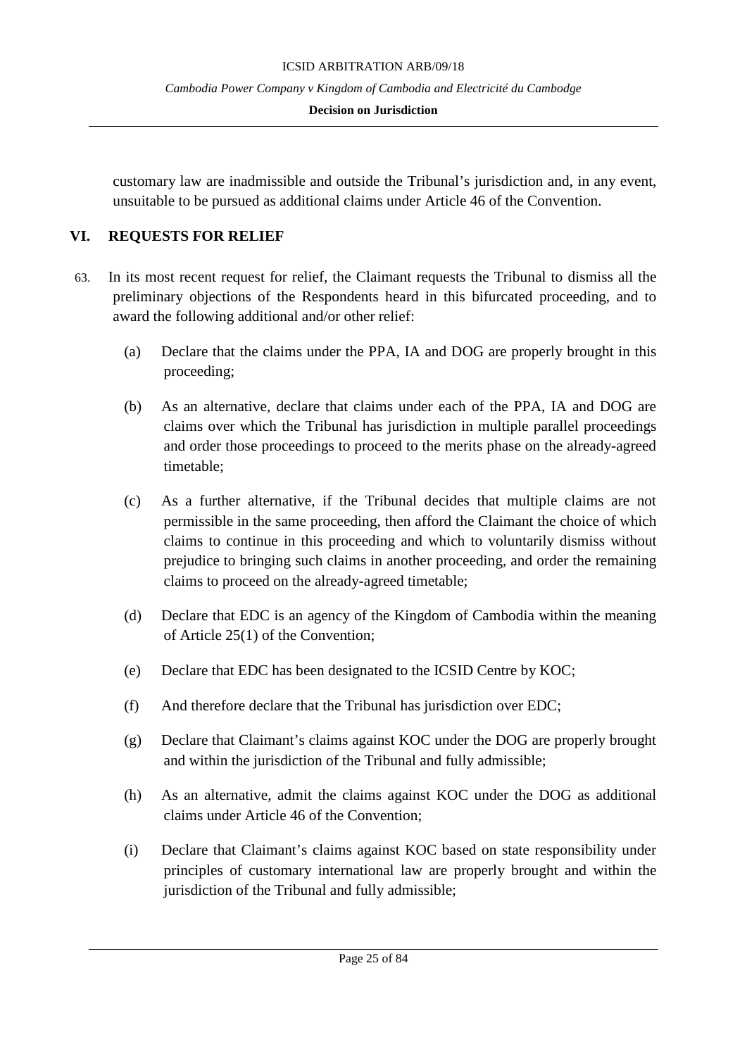customary law are inadmissible and outside the Tribunal's jurisdiction and, in any event, unsuitable to be pursued as additional claims under Article 46 of the Convention.

## VI. REQUESTS FOR RELIEF

63. In its most recent request for relief, the Claimant requests the Tribunal to dismiss all the preliminary objections of the Respondents heard in this bifurcated proceeding, and to award the following additional and/or other relief:

(a) Declare that the claims under the PPA, IA and DOG are properly brought in this proceeding;

(b) As an alternative, declare that claims under each of the PPA, IA and DOG are claims over which the Tribunal has jurisdiction in multiple parallel proceedings and order those proceedings to proceed to the merits phase on the already-agreed timetable;

(c) As a further alternative, if the Tribunal decides that multiple claims are not permissible in the same proceeding, then afford the Claimant the choice of which claims to continue in this proceeding and which to voluntarily dismiss without prejudice to bringing such claims in another proceeding, and order the remaining claims to proceed on the already-agreed timetable;

(d) Declare that EDC is an agency of the Kingdom of Cambodia within the meaning of Article 25(1) of the Convention;

(e) Declare that EDC has been designated to the ICSID Centre by KOC;

(f) And therefore declare that the Tribunal has jurisdiction over EDC;

(g) Declare that Claimant's claims against KOC under the DOG are properly brought and within the jurisdiction of the Tribunal and fully admissible;

(h) As an alternative, admit the claims against KOC under the DOG as additional claims under Article 46 of the Convention;

(i) Declare that Claimant's claims against KOC based on state responsibility under principles of customary international law are properly brought and within the jurisdiction of the Tribunal and fully admissible;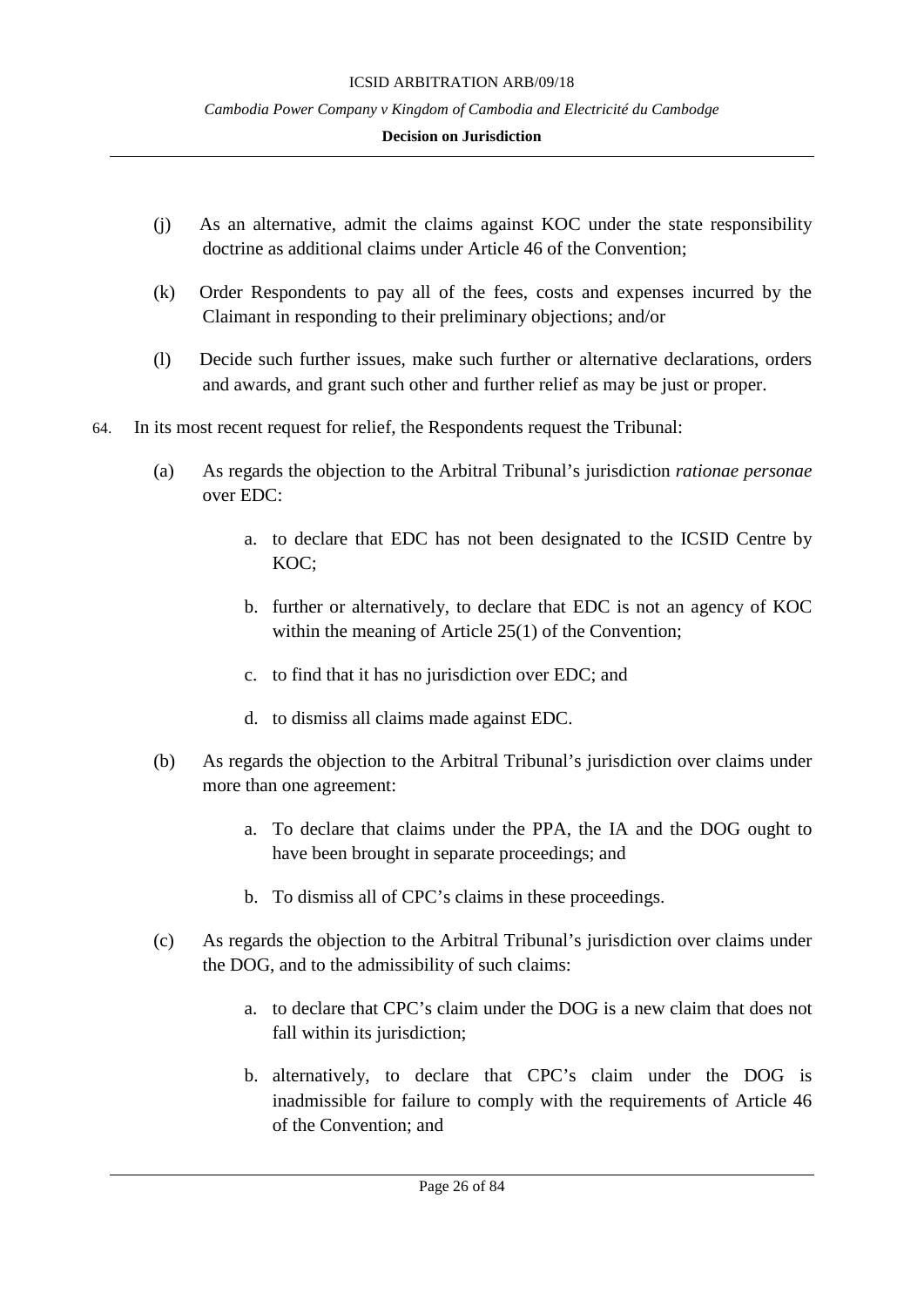(j) As an alternative, admit the claims against KOC under the state responsibility doctrine as additional claims under Article 46 of the Convention;

(k) Order Respondents to pay all of the fees, costs and expenses incurred by the Claimant in responding to their preliminary objections; and/or

(l) Decide such further issues, make such further or alternative declarations, orders and awards, and grant such other and further relief as may be just or proper.

64. In its most recent request for relief, the Respondents request the Tribunal:

(a) As regards the objection to the Arbitral Tribunal's jurisdiction *rationae personae* over EDC:

a. to declare that EDC has not been designated to the ICSID Centre by KOC;

b. further or alternatively, to declare that EDC is not an agency of KOC within the meaning of Article 25(1) of the Convention;

c. to find that it has no jurisdiction over EDC; and

d. to dismiss all claims made against EDC.

(b) As regards the objection to the Arbitral Tribunal's jurisdiction over claims under more than one agreement:

a. To declare that claims under the PPA, the IA and the DOG ought to have been brought in separate proceedings; and

b. To dismiss all of CPC's claims in these proceedings.

(c) As regards the objection to the Arbitral Tribunal's jurisdiction over claims under the DOG, and to the admissibility of such claims:

a. to declare that CPC's claim under the DOG is a new claim that does not fall within its jurisdiction;

b. alternatively, to declare that CPC's claim under the DOG is inadmissible for failure to comply with the requirements of Article 46 of the Convention; and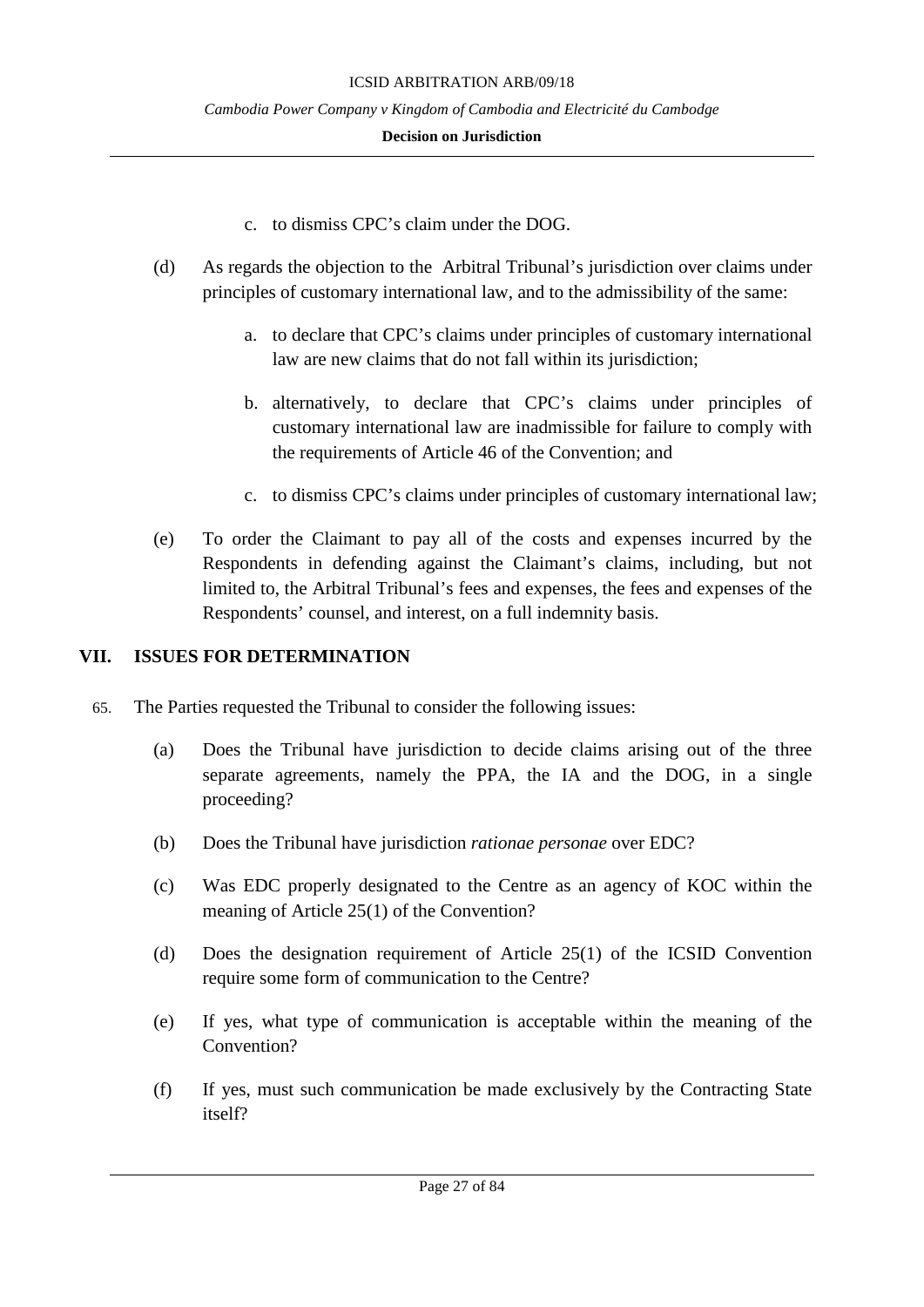c. to dismiss CPC's claim under the DOG.

(d) As regards the objection to the Arbitral Tribunal's jurisdiction over claims under principles of customary international law, and to the admissibility of the same:

a. to declare that CPC's claims under principles of customary international law are new claims that do not fall within its jurisdiction;

b. alternatively, to declare that CPC's claims under principles of customary international law are inadmissible for failure to comply with the requirements of Article 46 of the Convention; and

c. to dismiss CPC's claims under principles of customary international law;

(e) To order the Claimant to pay all of the costs and expenses incurred by the Respondents in defending against the Claimant's claims, including, but not limited to, the Arbitral Tribunal's fees and expenses, the fees and expenses of the Respondents' counsel, and interest, on a full indemnity basis.

## VII. ISSUES FOR DETERMINATION

65. The Parties requested the Tribunal to consider the following issues:

(a) Does the Tribunal have jurisdiction to decide claims arising out of the three separate agreements, namely the PPA, the IA and the DOG, in a single proceeding?

(b) Does the Tribunal have jurisdiction *rationae personae* over EDC?

(c) Was EDC properly designated to the Centre as an agency of KOC within the meaning of Article 25(1) of the Convention?

(d) Does the designation requirement of Article 25(1) of the ICSID Convention require some form of communication to the Centre?

(e) If yes, what type of communication is acceptable within the meaning of the Convention?

(f) If yes, must such communication be made exclusively by the Contracting State itself?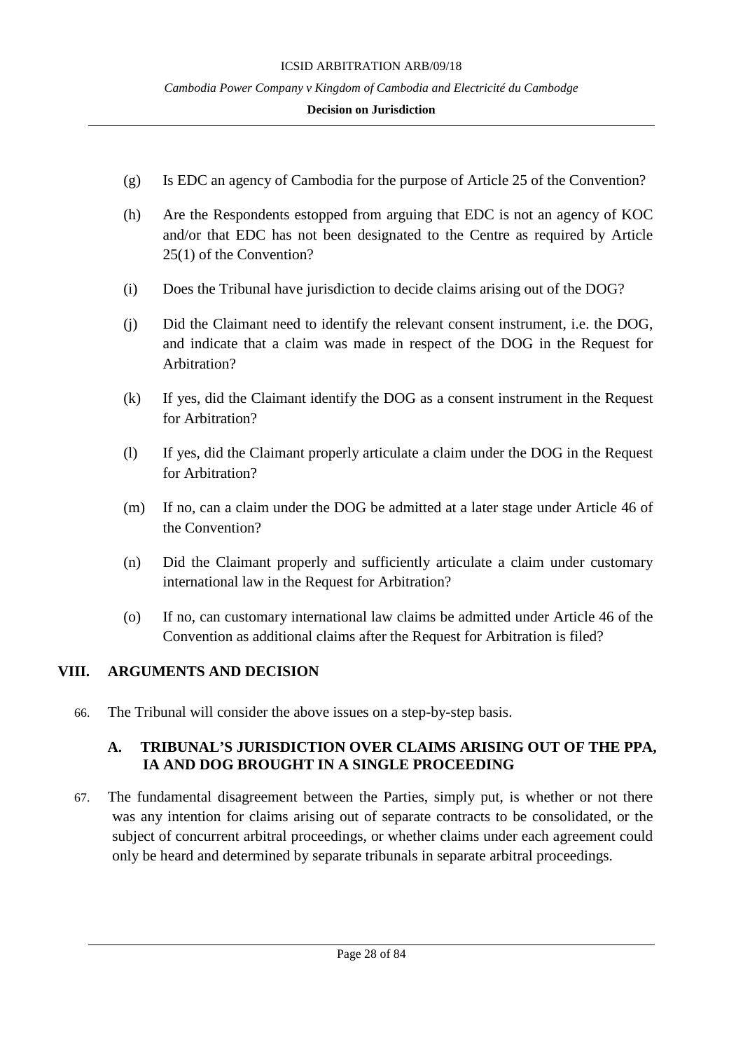(g) Is EDC an agency of Cambodia for the purpose of Article 25 of the Convention?

(h) Are the Respondents estopped from arguing that EDC is not an agency of KOC and/or that EDC has not been designated to the Centre as required by Article 25(1) of the Convention?

(i) Does the Tribunal have jurisdiction to decide claims arising out of the DOG?

(j) Did the Claimant need to identify the relevant consent instrument, i.e. the DOG, and indicate that a claim was made in respect of the DOG in the Request for Arbitration?

(k) If yes, did the Claimant identify the DOG as a consent instrument in the Request for Arbitration?

(l) If yes, did the Claimant properly articulate a claim under the DOG in the Request for Arbitration?

(m) If no, can a claim under the DOG be admitted at a later stage under Article 46 of the Convention?

(n) Did the Claimant properly and sufficiently articulate a claim under customary international law in the Request for Arbitration?

(o) If no, can customary international law claims be admitted under Article 46 of the Convention as additional claims after the Request for Arbitration is filed?

## VIII. ARGUMENTS AND DECISION

66. The Tribunal will consider the above issues on a step-by-step basis.

### A. TRIBUNAL'S JURISDICTION OVER CLAIMS ARISING OUT OF THE PPA, IA AND DOG BROUGHT IN A SINGLE PROCEEDING

67. The fundamental disagreement between the Parties, simply put, is whether or not there was any intention for claims arising out of separate contracts to be consolidated, or the subject of concurrent arbitral proceedings, or whether claims under each agreement could only be heard and determined by separate tribunals in separate arbitral proceedings.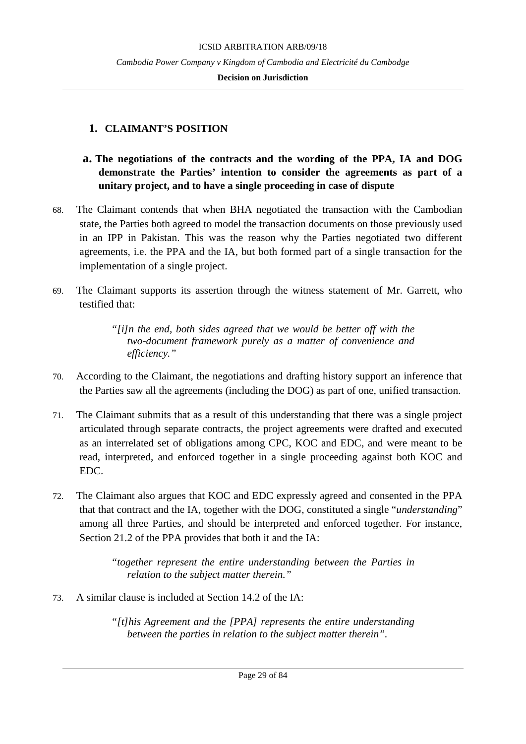## 1. CLAIMANT'S POSITION

### a. The negotiations of the contracts and the wording of the PPA, IA and DOG demonstrate the Parties' intention to consider the agreements as part of a unitary project, and to have a single proceeding in case of dispute

68. The Claimant contends that when BHA negotiated the transaction with the Cambodian state, the Parties both agreed to model the transaction documents on those previously used in an IPP in Pakistan. This was the reason why the Parties negotiated two different agreements, i.e. the PPA and the IA, but both formed part of a single transaction for the implementation of a single project.

69. The Claimant supports its assertion through the witness statement of Mr. Garrett, who testified that:

> *"[i]n the end, both sides agreed that we would be better off with the two-document framework purely as a matter of convenience and efficiency."*

70. According to the Claimant, the negotiations and drafting history support an inference that the Parties saw all the agreements (including the DOG) as part of one, unified transaction.

71. The Claimant submits that as a result of this understanding that there was a single project articulated through separate contracts, the project agreements were drafted and executed as an interrelated set of obligations among CPC, KOC and EDC, and were meant to be read, interpreted, and enforced together in a single proceeding against both KOC and EDC.

72. The Claimant also argues that KOC and EDC expressly agreed and consented in the PPA that that contract and the IA, together with the DOG, constituted a single "*understanding*" among all three Parties, and should be interpreted and enforced together. For instance, Section 21.2 of the PPA provides that both it and the IA:

> *"together represent the entire understanding between the Parties in relation to the subject matter therein."*

73. A similar clause is included at Section 14.2 of the IA:

> *"[t]his Agreement and the [PPA] represents the entire understanding between the parties in relation to the subject matter therein".*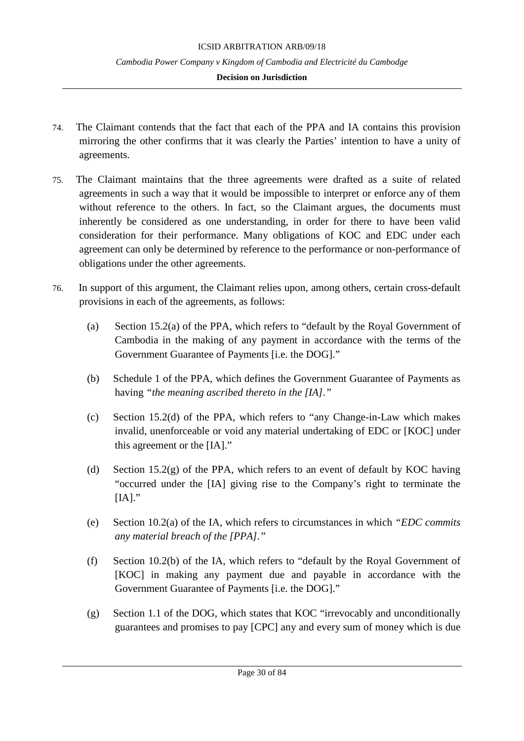74. The Claimant contends that the fact that each of the PPA and IA contains this provision mirroring the other confirms that it was clearly the Parties' intention to have a unity of agreements.

75. The Claimant maintains that the three agreements were drafted as a suite of related agreements in such a way that it would be impossible to interpret or enforce any of them without reference to the others. In fact, so the Claimant argues, the documents must inherently be considered as one understanding, in order for there to have been valid consideration for their performance. Many obligations of KOC and EDC under each agreement can only be determined by reference to the performance or non-performance of obligations under the other agreements.

76. In support of this argument, the Claimant relies upon, among others, certain cross-default provisions in each of the agreements, as follows:

   (a) Section 15.2(a) of the PPA, which refers to "default by the Royal Government of Cambodia in the making of any payment in accordance with the terms of the Government Guarantee of Payments [i.e. the DOG]."

   (b) Schedule 1 of the PPA, which defines the Government Guarantee of Payments as having *"the meaning ascribed thereto in the [IA]."*

   (c) Section 15.2(d) of the PPA, which refers to "any Change-in-Law which makes invalid, unenforceable or void any material undertaking of EDC or [KOC] under this agreement or the [IA]."

   (d) Section 15.2(g) of the PPA, which refers to an event of default by KOC having "occurred under the [IA] giving rise to the Company's right to terminate the [IA]."

   (e) Section 10.2(a) of the IA, which refers to circumstances in which *"EDC commits any material breach of the [PPA]."*

   (f) Section 10.2(b) of the IA, which refers to "default by the Royal Government of [KOC] in making any payment due and payable in accordance with the Government Guarantee of Payments [i.e. the DOG]."

   (g) Section 1.1 of the DOG, which states that KOC "irrevocably and unconditionally guarantees and promises to pay [CPC] any and every sum of money which is due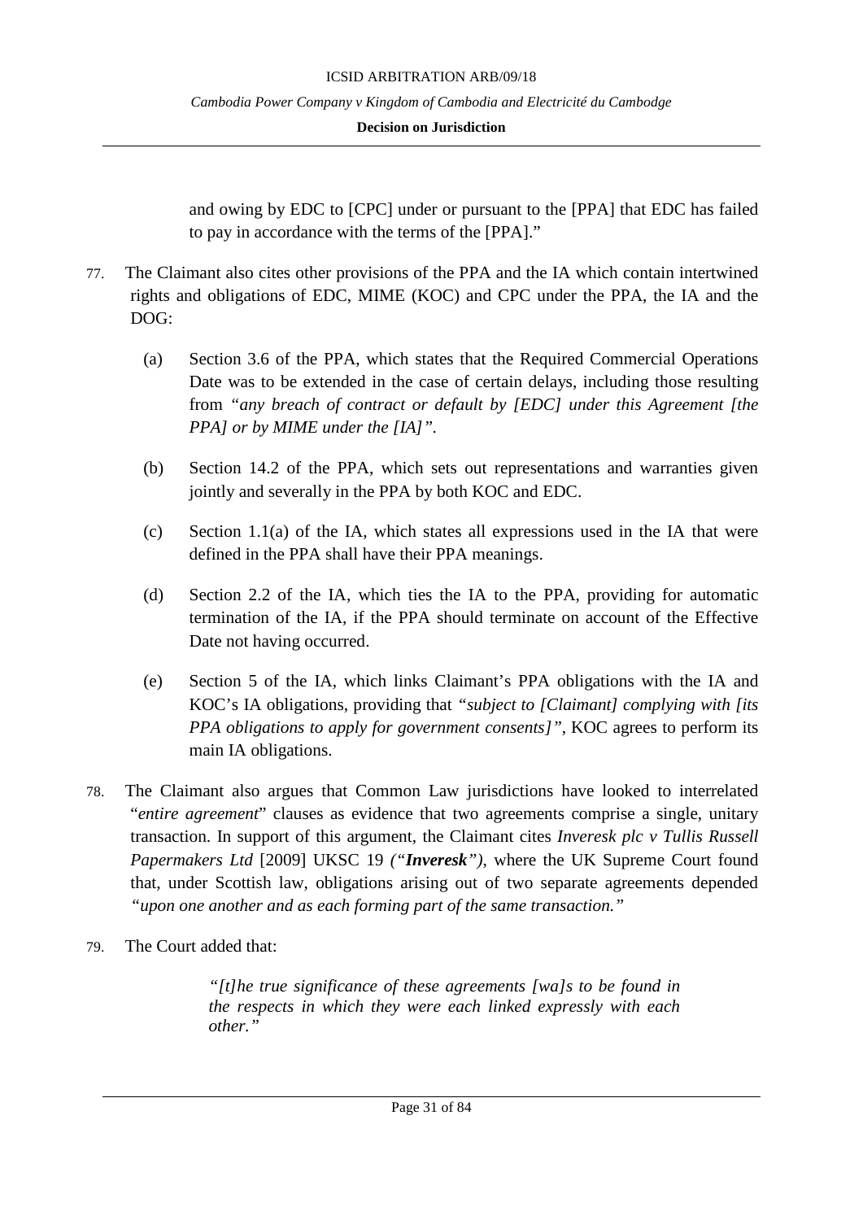and owing by EDC to [CPC] under or pursuant to the [PPA] that EDC has failed to pay in accordance with the terms of the [PPA]."

77. The Claimant also cites other provisions of the PPA and the IA which contain intertwined rights and obligations of EDC, MIME (KOC) and CPC under the PPA, the IA and the DOG:

    (a) Section 3.6 of the PPA, which states that the Required Commercial Operations Date was to be extended in the case of certain delays, including those resulting from *"any breach of contract or default by [EDC] under this Agreement [the PPA] or by MIME under the [IA]"*.

    (b) Section 14.2 of the PPA, which sets out representations and warranties given jointly and severally in the PPA by both KOC and EDC.

    (c) Section 1.1(a) of the IA, which states all expressions used in the IA that were defined in the PPA shall have their PPA meanings.

    (d) Section 2.2 of the IA, which ties the IA to the PPA, providing for automatic termination of the IA, if the PPA should terminate on account of the Effective Date not having occurred.

    (e) Section 5 of the IA, which links Claimant's PPA obligations with the IA and KOC's IA obligations, providing that *"subject to [Claimant] complying with [its PPA obligations to apply for government consents]"*, KOC agrees to perform its main IA obligations.

78. The Claimant also argues that Common Law jurisdictions have looked to interrelated "*entire agreement*" clauses as evidence that two agreements comprise a single, unitary transaction. In support of this argument, the Claimant cites *Inveresk plc v Tullis Russell Papermakers Ltd* [2009] UKSC 19 *("**Inveresk**")*, where the UK Supreme Court found that, under Scottish law, obligations arising out of two separate agreements depended *"upon one another and as each forming part of the same transaction."*

79. The Court added that:

> *"[t]he true significance of these agreements [wa]s to be found in the respects in which they were each linked expressly with each other."*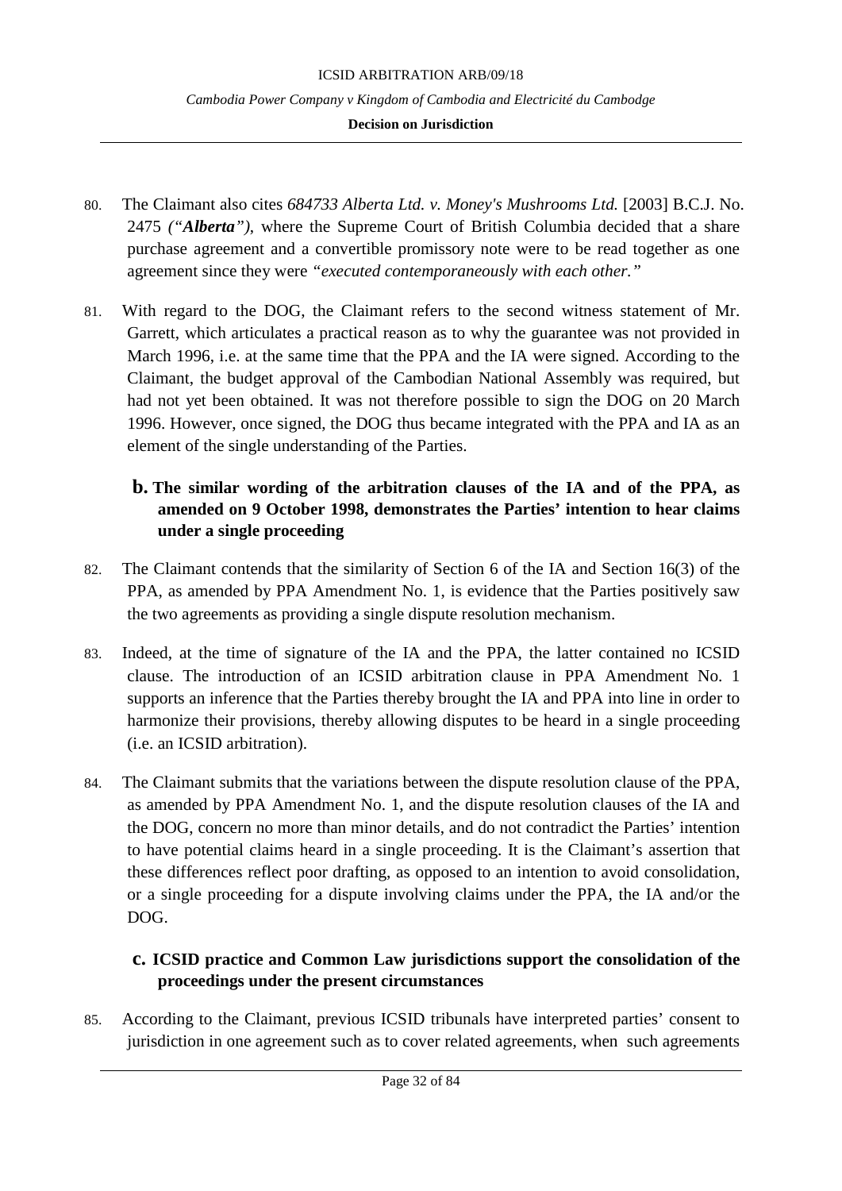80. The Claimant also cites *684733 Alberta Ltd. v. Money's Mushrooms Ltd.* [2003] B.C.J. No. 2475 *("**Alberta**")*, where the Supreme Court of British Columbia decided that a share purchase agreement and a convertible promissory note were to be read together as one agreement since they were *"executed contemporaneously with each other."*

81. With regard to the DOG, the Claimant refers to the second witness statement of Mr. Garrett, which articulates a practical reason as to why the guarantee was not provided in March 1996, i.e. at the same time that the PPA and the IA were signed. According to the Claimant, the budget approval of the Cambodian National Assembly was required, but had not yet been obtained. It was not therefore possible to sign the DOG on 20 March 1996. However, once signed, the DOG thus became integrated with the PPA and IA as an element of the single understanding of the Parties.

### b. The similar wording of the arbitration clauses of the IA and of the PPA, as amended on 9 October 1998, demonstrates the Parties' intention to hear claims under a single proceeding

82. The Claimant contends that the similarity of Section 6 of the IA and Section 16(3) of the PPA, as amended by PPA Amendment No. 1, is evidence that the Parties positively saw the two agreements as providing a single dispute resolution mechanism.

83. Indeed, at the time of signature of the IA and the PPA, the latter contained no ICSID clause. The introduction of an ICSID arbitration clause in PPA Amendment No. 1 supports an inference that the Parties thereby brought the IA and PPA into line in order to harmonize their provisions, thereby allowing disputes to be heard in a single proceeding (i.e. an ICSID arbitration).

84. The Claimant submits that the variations between the dispute resolution clause of the PPA, as amended by PPA Amendment No. 1, and the dispute resolution clauses of the IA and the DOG, concern no more than minor details, and do not contradict the Parties' intention to have potential claims heard in a single proceeding. It is the Claimant's assertion that these differences reflect poor drafting, as opposed to an intention to avoid consolidation, or a single proceeding for a dispute involving claims under the PPA, the IA and/or the DOG.

### c. ICSID practice and Common Law jurisdictions support the consolidation of the proceedings under the present circumstances

85. According to the Claimant, previous ICSID tribunals have interpreted parties' consent to jurisdiction in one agreement such as to cover related agreements, when such agreements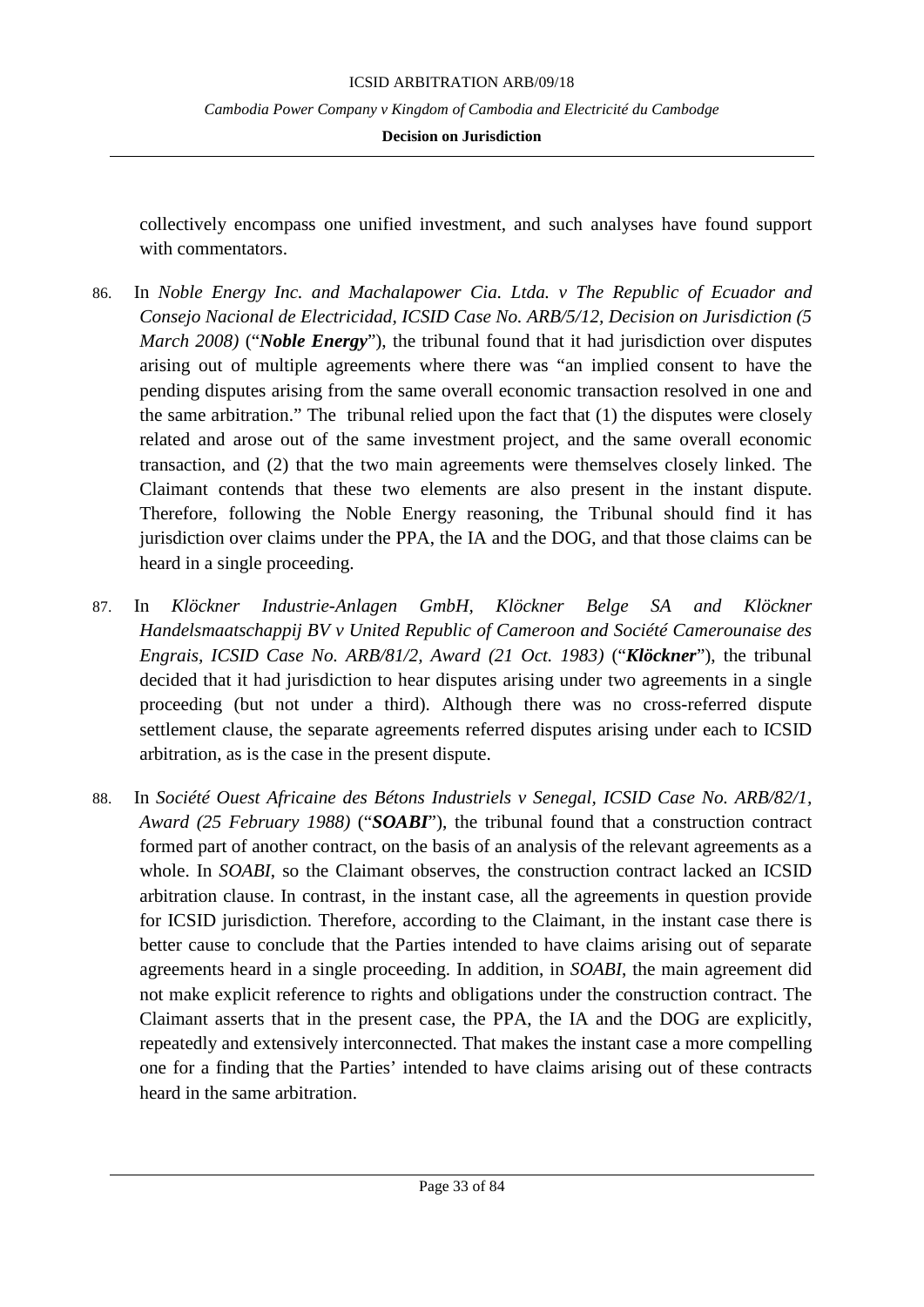collectively encompass one unified investment, and such analyses have found support with commentators.

86. In *Noble Energy Inc. and Machalapower Cia. Ltda. v The Republic of Ecuador and Consejo Nacional de Electricidad, ICSID Case No. ARB/5/12, Decision on Jurisdiction (5 March 2008)* ("***Noble Energy***"), the tribunal found that it had jurisdiction over disputes arising out of multiple agreements where there was "an implied consent to have the pending disputes arising from the same overall economic transaction resolved in one and the same arbitration." The tribunal relied upon the fact that (1) the disputes were closely related and arose out of the same investment project, and the same overall economic transaction, and (2) that the two main agreements were themselves closely linked. The Claimant contends that these two elements are also present in the instant dispute. Therefore, following the Noble Energy reasoning, the Tribunal should find it has jurisdiction over claims under the PPA, the IA and the DOG, and that those claims can be heard in a single proceeding.

87. In *Klöckner Industrie-Anlagen GmbH, Klöckner Belge SA and Klöckner Handelsmaatschappij BV v United Republic of Cameroon and Société Camerounaise des Engrais, ICSID Case No. ARB/81/2, Award (21 Oct. 1983)* ("***Klöckner***"), the tribunal decided that it had jurisdiction to hear disputes arising under two agreements in a single proceeding (but not under a third). Although there was no cross-referred dispute settlement clause, the separate agreements referred disputes arising under each to ICSID arbitration, as is the case in the present dispute.

88. In *Société Ouest Africaine des Bétons Industriels v Senegal, ICSID Case No. ARB/82/1, Award (25 February 1988)* ("***SOABI***"), the tribunal found that a construction contract formed part of another contract, on the basis of an analysis of the relevant agreements as a whole. In *SOABI*, so the Claimant observes, the construction contract lacked an ICSID arbitration clause. In contrast, in the instant case, all the agreements in question provide for ICSID jurisdiction. Therefore, according to the Claimant, in the instant case there is better cause to conclude that the Parties intended to have claims arising out of separate agreements heard in a single proceeding. In addition, in *SOABI*, the main agreement did not make explicit reference to rights and obligations under the construction contract. The Claimant asserts that in the present case, the PPA, the IA and the DOG are explicitly, repeatedly and extensively interconnected. That makes the instant case a more compelling one for a finding that the Parties' intended to have claims arising out of these contracts heard in the same arbitration.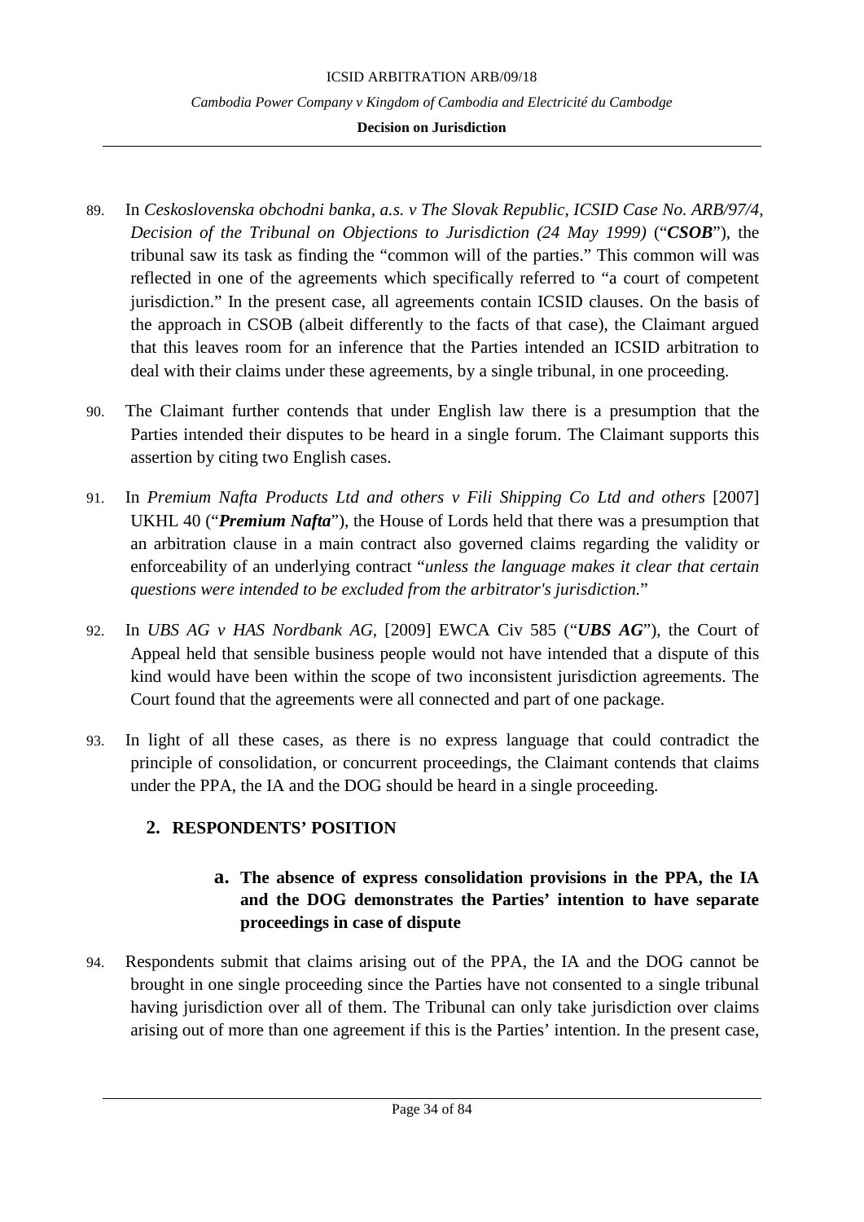89. In *Ceskoslovenska obchodni banka, a.s. v The Slovak Republic, ICSID Case No. ARB/97/4, Decision of the Tribunal on Objections to Jurisdiction (24 May 1999)* ("***CSOB***"), the tribunal saw its task as finding the "common will of the parties." This common will was reflected in one of the agreements which specifically referred to "a court of competent jurisdiction." In the present case, all agreements contain ICSID clauses. On the basis of the approach in CSOB (albeit differently to the facts of that case), the Claimant argued that this leaves room for an inference that the Parties intended an ICSID arbitration to deal with their claims under these agreements, by a single tribunal, in one proceeding.

90. The Claimant further contends that under English law there is a presumption that the Parties intended their disputes to be heard in a single forum. The Claimant supports this assertion by citing two English cases.

91. In *Premium Nafta Products Ltd and others v Fili Shipping Co Ltd and others* [2007] UKHL 40 ("***Premium Nafta***"), the House of Lords held that there was a presumption that an arbitration clause in a main contract also governed claims regarding the validity or enforceability of an underlying contract "*unless the language makes it clear that certain questions were intended to be excluded from the arbitrator's jurisdiction.*"

92. In *UBS AG v HAS Nordbank AG,* [2009] EWCA Civ 585 ("***UBS AG***"), the Court of Appeal held that sensible business people would not have intended that a dispute of this kind would have been within the scope of two inconsistent jurisdiction agreements. The Court found that the agreements were all connected and part of one package.

93. In light of all these cases, as there is no express language that could contradict the principle of consolidation, or concurrent proceedings, the Claimant contends that claims under the PPA, the IA and the DOG should be heard in a single proceeding.

## 2. RESPONDENTS' POSITION

### a. The absence of express consolidation provisions in the PPA, the IA and the DOG demonstrates the Parties' intention to have separate proceedings in case of dispute

94. Respondents submit that claims arising out of the PPA, the IA and the DOG cannot be brought in one single proceeding since the Parties have not consented to a single tribunal having jurisdiction over all of them. The Tribunal can only take jurisdiction over claims arising out of more than one agreement if this is the Parties' intention. In the present case,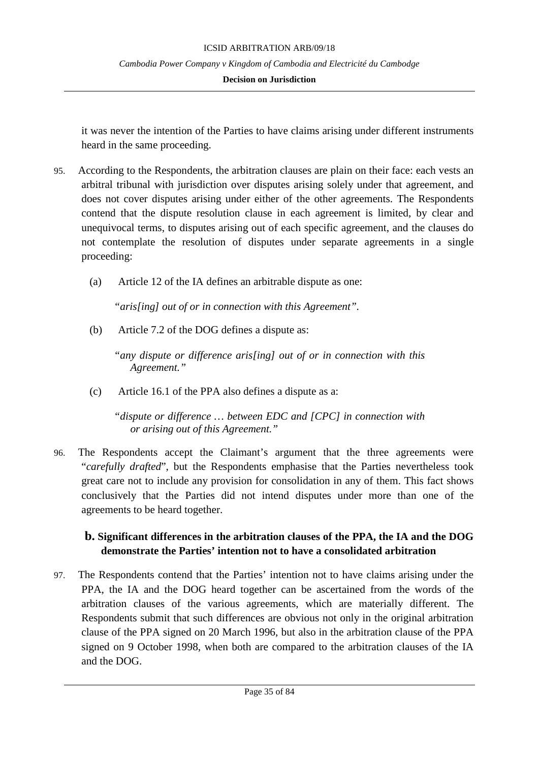it was never the intention of the Parties to have claims arising under different instruments heard in the same proceeding.

95. According to the Respondents, the arbitration clauses are plain on their face: each vests an arbitral tribunal with jurisdiction over disputes arising solely under that agreement, and does not cover disputes arising under either of the other agreements. The Respondents contend that the dispute resolution clause in each agreement is limited, by clear and unequivocal terms, to disputes arising out of each specific agreement, and the clauses do not contemplate the resolution of disputes under separate agreements in a single proceeding:

   (a) Article 12 of the IA defines an arbitrable dispute as one:

   "*aris[ing] out of or in connection with this Agreement*".

   (b) Article 7.2 of the DOG defines a dispute as:

   "*any dispute or difference aris[ing] out of or in connection with this Agreement.*"

   (c) Article 16.1 of the PPA also defines a dispute as a:

   "*dispute or difference … between EDC and [CPC] in connection with or arising out of this Agreement.*"

96. The Respondents accept the Claimant's argument that the three agreements were "*carefully drafted*", but the Respondents emphasise that the Parties nevertheless took great care not to include any provision for consolidation in any of them. This fact shows conclusively that the Parties did not intend disputes under more than one of the agreements to be heard together.

### b. Significant differences in the arbitration clauses of the PPA, the IA and the DOG demonstrate the Parties' intention not to have a consolidated arbitration

97. The Respondents contend that the Parties' intention not to have claims arising under the PPA, the IA and the DOG heard together can be ascertained from the words of the arbitration clauses of the various agreements, which are materially different. The Respondents submit that such differences are obvious not only in the original arbitration clause of the PPA signed on 20 March 1996, but also in the arbitration clause of the PPA signed on 9 October 1998, when both are compared to the arbitration clauses of the IA and the DOG.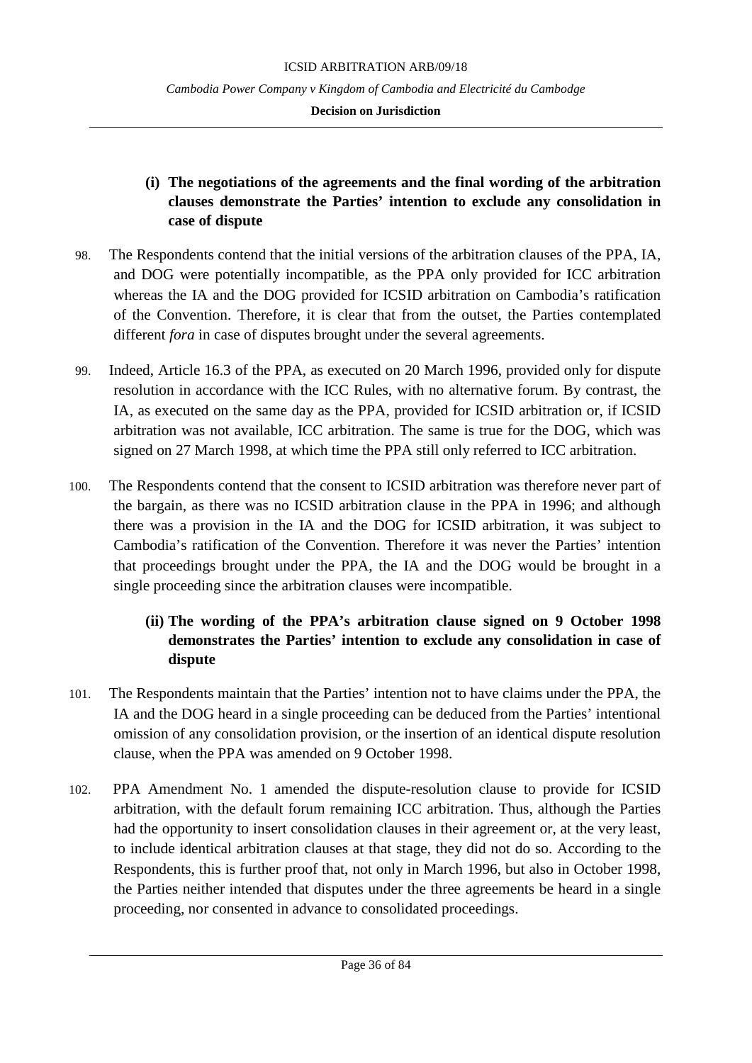**(i) The negotiations of the agreements and the final wording of the arbitration clauses demonstrate the Parties' intention to exclude any consolidation in case of dispute**

98. The Respondents contend that the initial versions of the arbitration clauses of the PPA, IA, and DOG were potentially incompatible, as the PPA only provided for ICC arbitration whereas the IA and the DOG provided for ICSID arbitration on Cambodia's ratification of the Convention. Therefore, it is clear that from the outset, the Parties contemplated different *fora* in case of disputes brought under the several agreements.

99. Indeed, Article 16.3 of the PPA, as executed on 20 March 1996, provided only for dispute resolution in accordance with the ICC Rules, with no alternative forum. By contrast, the IA, as executed on the same day as the PPA, provided for ICSID arbitration or, if ICSID arbitration was not available, ICC arbitration. The same is true for the DOG, which was signed on 27 March 1998, at which time the PPA still only referred to ICC arbitration.

100. The Respondents contend that the consent to ICSID arbitration was therefore never part of the bargain, as there was no ICSID arbitration clause in the PPA in 1996; and although there was a provision in the IA and the DOG for ICSID arbitration, it was subject to Cambodia's ratification of the Convention. Therefore it was never the Parties' intention that proceedings brought under the PPA, the IA and the DOG would be brought in a single proceeding since the arbitration clauses were incompatible.

**(ii) The wording of the PPA's arbitration clause signed on 9 October 1998 demonstrates the Parties' intention to exclude any consolidation in case of dispute**

101. The Respondents maintain that the Parties' intention not to have claims under the PPA, the IA and the DOG heard in a single proceeding can be deduced from the Parties' intentional omission of any consolidation provision, or the insertion of an identical dispute resolution clause, when the PPA was amended on 9 October 1998.

102. PPA Amendment No. 1 amended the dispute-resolution clause to provide for ICSID arbitration, with the default forum remaining ICC arbitration. Thus, although the Parties had the opportunity to insert consolidation clauses in their agreement or, at the very least, to include identical arbitration clauses at that stage, they did not do so. According to the Respondents, this is further proof that, not only in March 1996, but also in October 1998, the Parties neither intended that disputes under the three agreements be heard in a single proceeding, nor consented in advance to consolidated proceedings.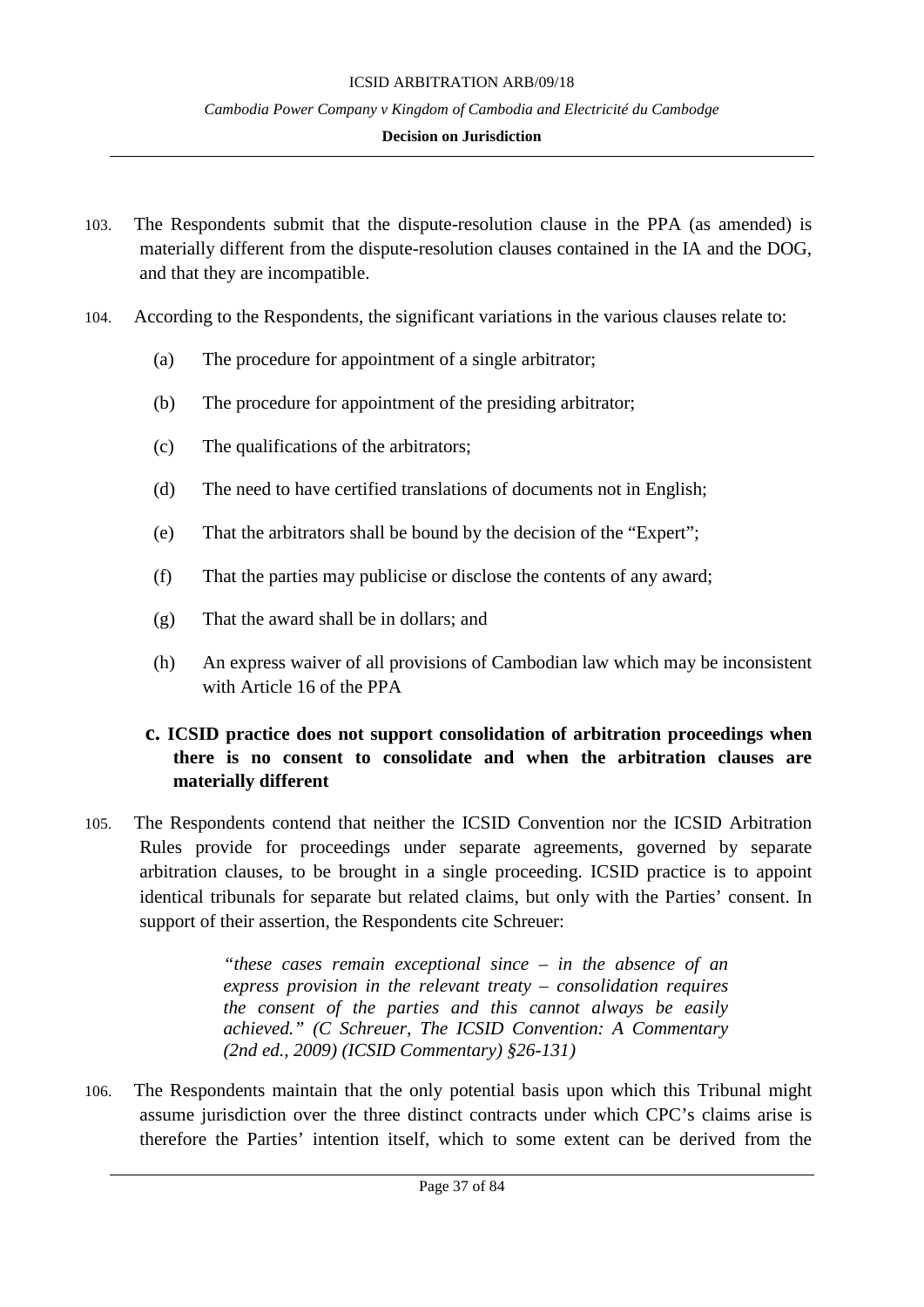103. The Respondents submit that the dispute-resolution clause in the PPA (as amended) is materially different from the dispute-resolution clauses contained in the IA and the DOG, and that they are incompatible.

104. According to the Respondents, the significant variations in the various clauses relate to:

   (a) The procedure for appointment of a single arbitrator;

   (b) The procedure for appointment of the presiding arbitrator;

   (c) The qualifications of the arbitrators;

   (d) The need to have certified translations of documents not in English;

   (e) That the arbitrators shall be bound by the decision of the "Expert";

   (f) That the parties may publicise or disclose the contents of any award;

   (g) That the award shall be in dollars; and

   (h) An express waiver of all provisions of Cambodian law which may be inconsistent with Article 16 of the PPA

### c. ICSID practice does not support consolidation of arbitration proceedings when there is no consent to consolidate and when the arbitration clauses are materially different

105. The Respondents contend that neither the ICSID Convention nor the ICSID Arbitration Rules provide for proceedings under separate agreements, governed by separate arbitration clauses, to be brought in a single proceeding. ICSID practice is to appoint identical tribunals for separate but related claims, but only with the Parties' consent. In support of their assertion, the Respondents cite Schreuer:

> *"these cases remain exceptional since – in the absence of an express provision in the relevant treaty – consolidation requires the consent of the parties and this cannot always be easily achieved." (C Schreuer, The ICSID Convention: A Commentary (2nd ed., 2009) (ICSID Commentary) §26-131)*

106. The Respondents maintain that the only potential basis upon which this Tribunal might assume jurisdiction over the three distinct contracts under which CPC's claims arise is therefore the Parties' intention itself, which to some extent can be derived from the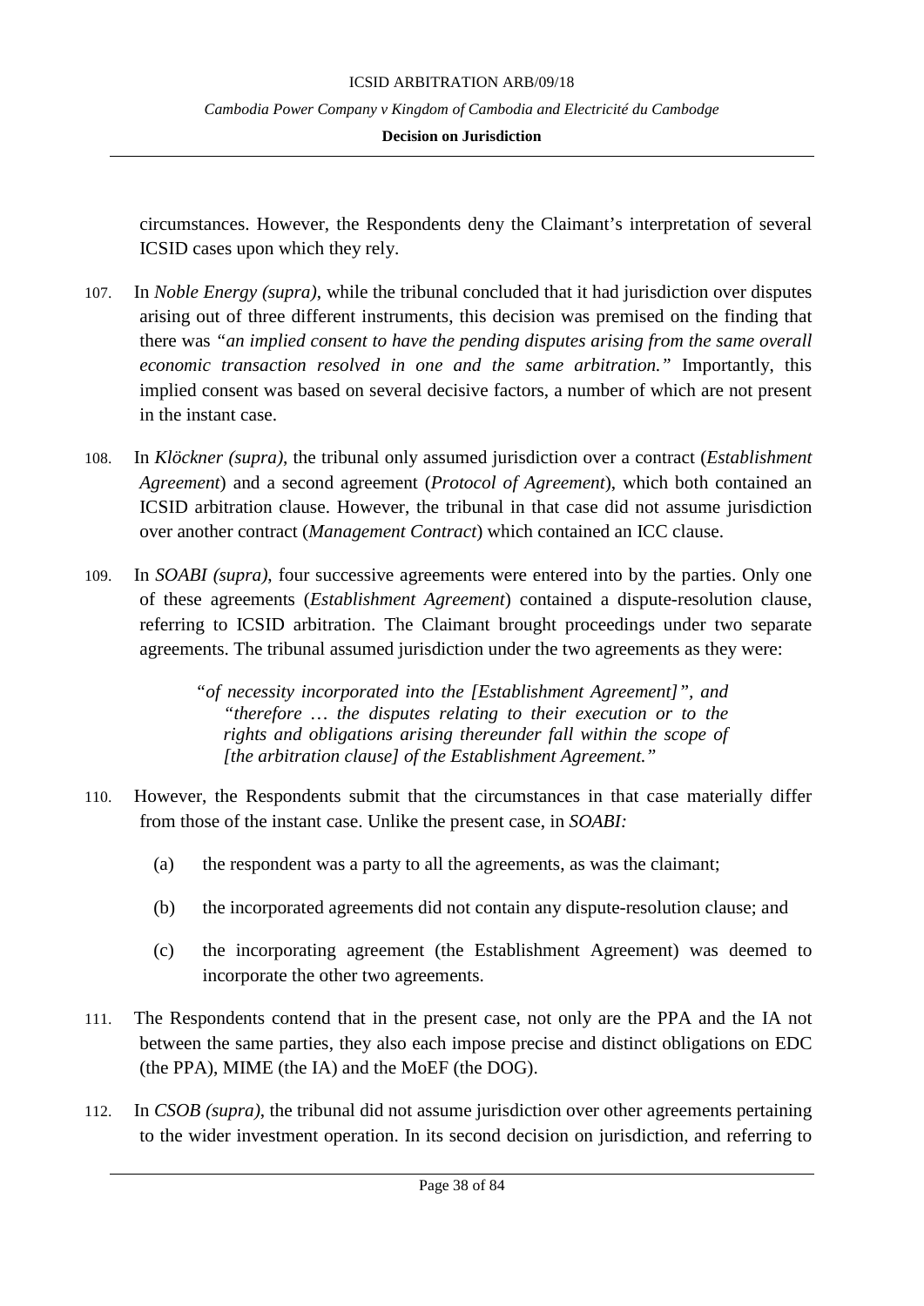circumstances. However, the Respondents deny the Claimant's interpretation of several ICSID cases upon which they rely.

107. In *Noble Energy (supra)*, while the tribunal concluded that it had jurisdiction over disputes arising out of three different instruments, this decision was premised on the finding that there was *"an implied consent to have the pending disputes arising from the same overall economic transaction resolved in one and the same arbitration."* Importantly, this implied consent was based on several decisive factors, a number of which are not present in the instant case.

108. In *Klöckner (supra)*, the tribunal only assumed jurisdiction over a contract (*Establishment Agreement*) and a second agreement (*Protocol of Agreement*), which both contained an ICSID arbitration clause. However, the tribunal in that case did not assume jurisdiction over another contract (*Management Contract*) which contained an ICC clause.

109. In *SOABI (supra)*, four successive agreements were entered into by the parties. Only one of these agreements (*Establishment Agreement*) contained a dispute-resolution clause, referring to ICSID arbitration. The Claimant brought proceedings under two separate agreements. The tribunal assumed jurisdiction under the two agreements as they were:

> *"of necessity incorporated into the [Establishment Agreement]", and "therefore … the disputes relating to their execution or to the rights and obligations arising thereunder fall within the scope of [the arbitration clause] of the Establishment Agreement."*

110. However, the Respondents submit that the circumstances in that case materially differ from those of the instant case. Unlike the present case, in *SOABI:*

    (a) the respondent was a party to all the agreements, as was the claimant;

    (b) the incorporated agreements did not contain any dispute-resolution clause; and

    (c) the incorporating agreement (the Establishment Agreement) was deemed to incorporate the other two agreements.

111. The Respondents contend that in the present case, not only are the PPA and the IA not between the same parties, they also each impose precise and distinct obligations on EDC (the PPA), MIME (the IA) and the MoEF (the DOG).

112. In *CSOB (supra)*, the tribunal did not assume jurisdiction over other agreements pertaining to the wider investment operation. In its second decision on jurisdiction, and referring to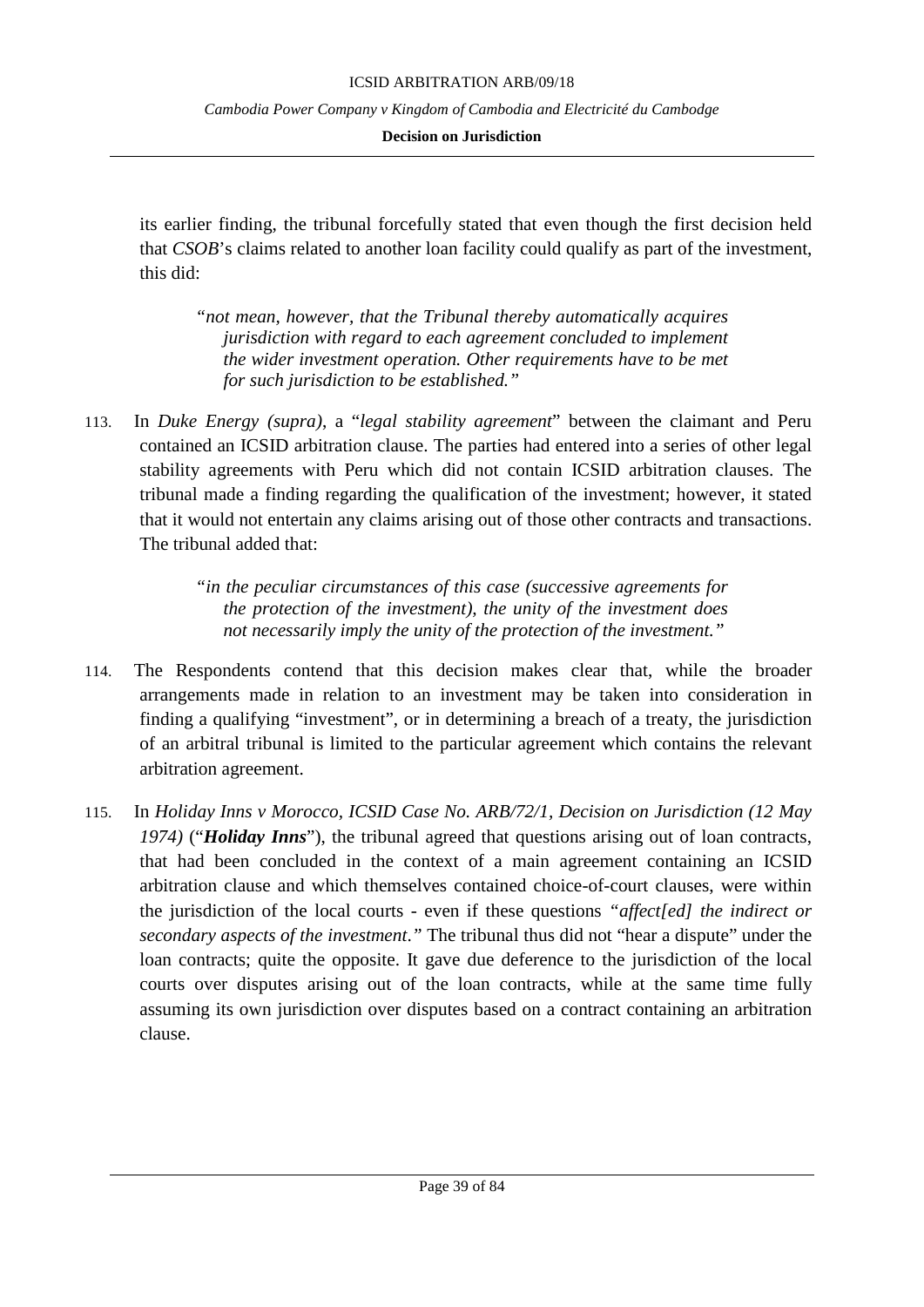its earlier finding, the tribunal forcefully stated that even though the first decision held that *CSOB*'s claims related to another loan facility could qualify as part of the investment, this did:

> "*not mean, however, that the Tribunal thereby automatically acquires jurisdiction with regard to each agreement concluded to implement the wider investment operation. Other requirements have to be met for such jurisdiction to be established.*"

113. In *Duke Energy (supra)*, a "*legal stability agreement*" between the claimant and Peru contained an ICSID arbitration clause. The parties had entered into a series of other legal stability agreements with Peru which did not contain ICSID arbitration clauses. The tribunal made a finding regarding the qualification of the investment; however, it stated that it would not entertain any claims arising out of those other contracts and transactions. The tribunal added that:

> "*in the peculiar circumstances of this case (successive agreements for the protection of the investment), the unity of the investment does not necessarily imply the unity of the protection of the investment.*"

114. The Respondents contend that this decision makes clear that, while the broader arrangements made in relation to an investment may be taken into consideration in finding a qualifying "investment", or in determining a breach of a treaty, the jurisdiction of an arbitral tribunal is limited to the particular agreement which contains the relevant arbitration agreement.

115. In *Holiday Inns v Morocco, ICSID Case No. ARB/72/1, Decision on Jurisdiction (12 May 1974)* ("***Holiday Inns***"), the tribunal agreed that questions arising out of loan contracts, that had been concluded in the context of a main agreement containing an ICSID arbitration clause and which themselves contained choice-of-court clauses, were within the jurisdiction of the local courts - even if these questions "*affect[ed] the indirect or secondary aspects of the investment.*" The tribunal thus did not "hear a dispute" under the loan contracts; quite the opposite. It gave due deference to the jurisdiction of the local courts over disputes arising out of the loan contracts, while at the same time fully assuming its own jurisdiction over disputes based on a contract containing an arbitration clause.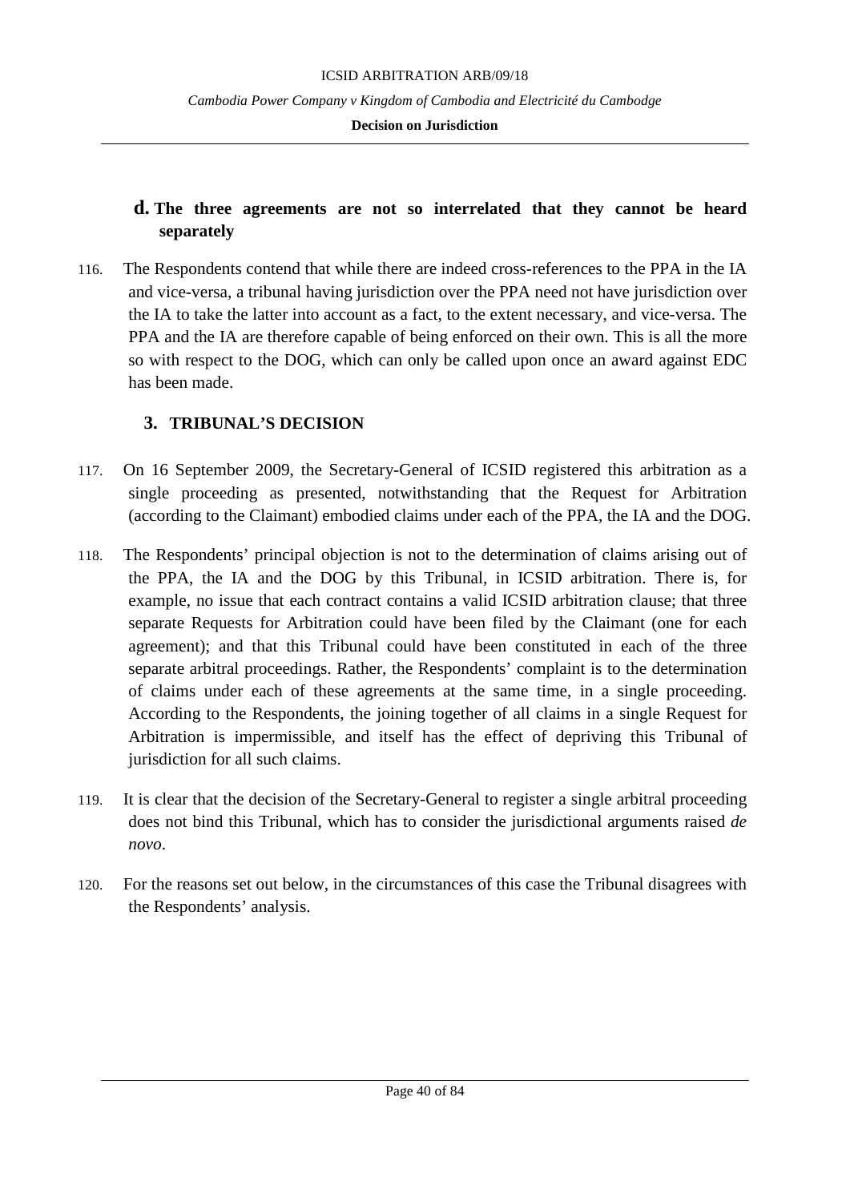#### d. The three agreements are not so interrelated that they cannot be heard separately

116. The Respondents contend that while there are indeed cross-references to the PPA in the IA and vice-versa, a tribunal having jurisdiction over the PPA need not have jurisdiction over the IA to take the latter into account as a fact, to the extent necessary, and vice-versa. The PPA and the IA are therefore capable of being enforced on their own. This is all the more so with respect to the DOG, which can only be called upon once an award against EDC has been made.

### 3. TRIBUNAL'S DECISION

117. On 16 September 2009, the Secretary-General of ICSID registered this arbitration as a single proceeding as presented, notwithstanding that the Request for Arbitration (according to the Claimant) embodied claims under each of the PPA, the IA and the DOG.

118. The Respondents' principal objection is not to the determination of claims arising out of the PPA, the IA and the DOG by this Tribunal, in ICSID arbitration. There is, for example, no issue that each contract contains a valid ICSID arbitration clause; that three separate Requests for Arbitration could have been filed by the Claimant (one for each agreement); and that this Tribunal could have been constituted in each of the three separate arbitral proceedings. Rather, the Respondents' complaint is to the determination of claims under each of these agreements at the same time, in a single proceeding. According to the Respondents, the joining together of all claims in a single Request for Arbitration is impermissible, and itself has the effect of depriving this Tribunal of jurisdiction for all such claims.

119. It is clear that the decision of the Secretary-General to register a single arbitral proceeding does not bind this Tribunal, which has to consider the jurisdictional arguments raised *de novo*.

120. For the reasons set out below, in the circumstances of this case the Tribunal disagrees with the Respondents' analysis.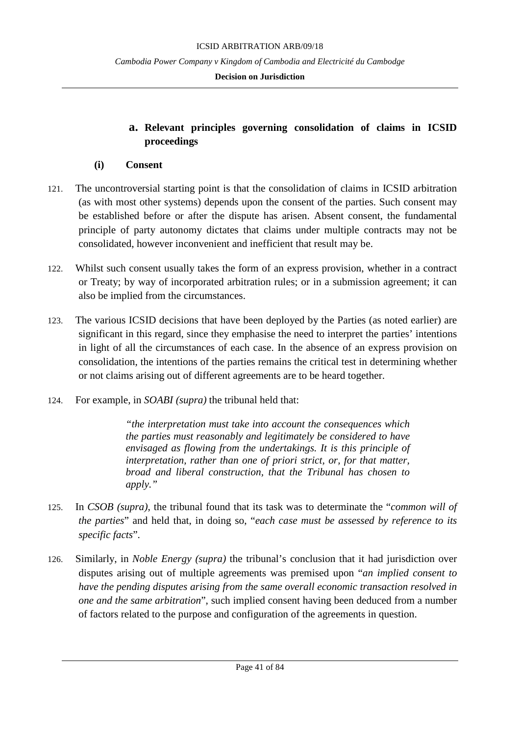### a. Relevant principles governing consolidation of claims in ICSID proceedings

#### (i) Consent

121. The uncontroversial starting point is that the consolidation of claims in ICSID arbitration (as with most other systems) depends upon the consent of the parties. Such consent may be established before or after the dispute has arisen. Absent consent, the fundamental principle of party autonomy dictates that claims under multiple contracts may not be consolidated, however inconvenient and inefficient that result may be.

122. Whilst such consent usually takes the form of an express provision, whether in a contract or Treaty; by way of incorporated arbitration rules; or in a submission agreement; it can also be implied from the circumstances.

123. The various ICSID decisions that have been deployed by the Parties (as noted earlier) are significant in this regard, since they emphasise the need to interpret the parties' intentions in light of all the circumstances of each case. In the absence of an express provision on consolidation, the intentions of the parties remains the critical test in determining whether or not claims arising out of different agreements are to be heard together.

124. For example, in *SOABI (supra)* the tribunal held that:

> *"the interpretation must take into account the consequences which the parties must reasonably and legitimately be considered to have envisaged as flowing from the undertakings. It is this principle of interpretation, rather than one of priori strict, or, for that matter, broad and liberal construction, that the Tribunal has chosen to apply."*

125. In *CSOB (supra)*, the tribunal found that its task was to determinate the "*common will of the parties*" and held that, in doing so, "*each case must be assessed by reference to its specific facts*".

126. Similarly, in *Noble Energy (supra)* the tribunal's conclusion that it had jurisdiction over disputes arising out of multiple agreements was premised upon "*an implied consent to have the pending disputes arising from the same overall economic transaction resolved in one and the same arbitration*", such implied consent having been deduced from a number of factors related to the purpose and configuration of the agreements in question.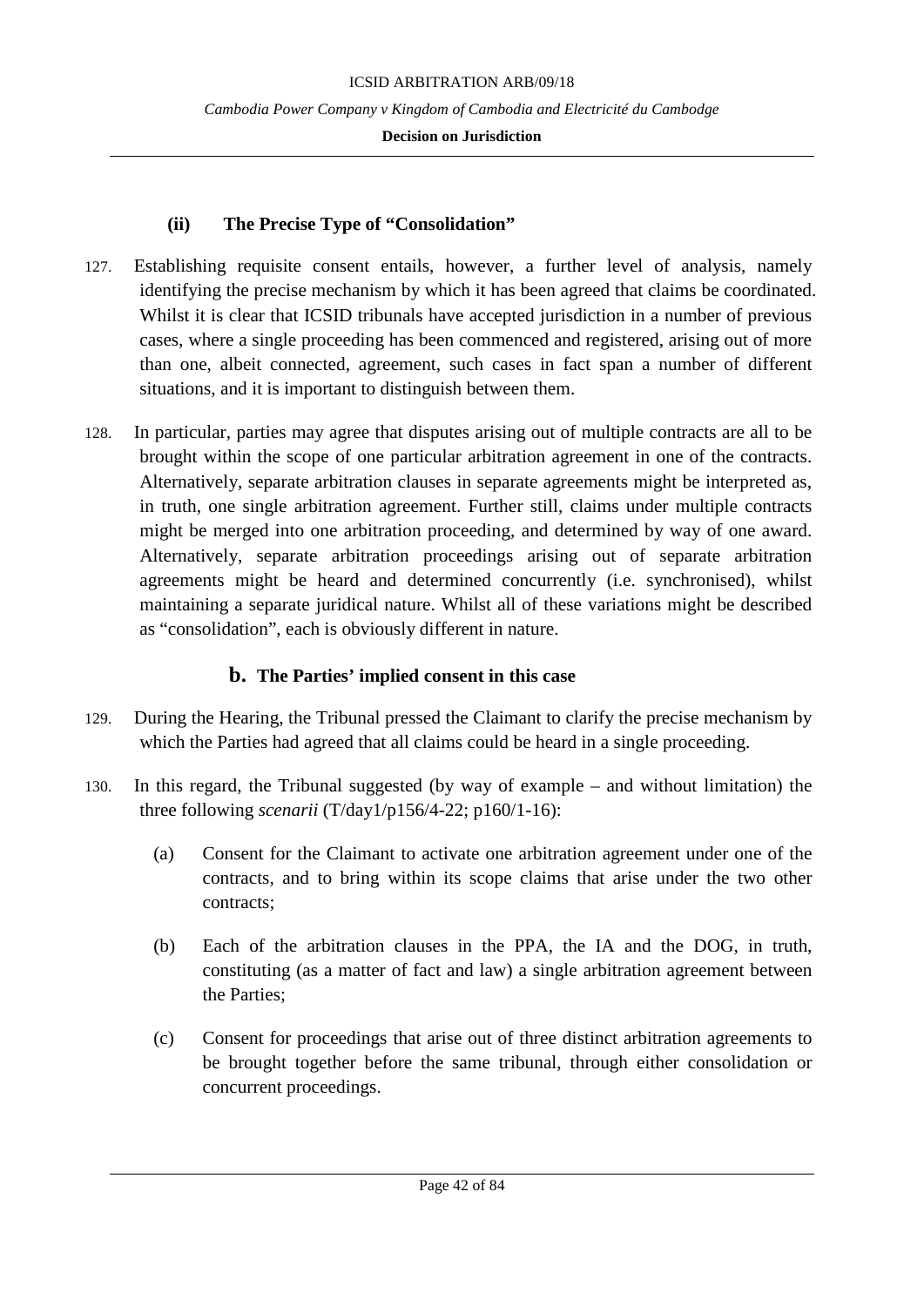### (ii) The Precise Type of "Consolidation"

127. Establishing requisite consent entails, however, a further level of analysis, namely identifying the precise mechanism by which it has been agreed that claims be coordinated. Whilst it is clear that ICSID tribunals have accepted jurisdiction in a number of previous cases, where a single proceeding has been commenced and registered, arising out of more than one, albeit connected, agreement, such cases in fact span a number of different situations, and it is important to distinguish between them.

128. In particular, parties may agree that disputes arising out of multiple contracts are all to be brought within the scope of one particular arbitration agreement in one of the contracts. Alternatively, separate arbitration clauses in separate agreements might be interpreted as, in truth, one single arbitration agreement. Further still, claims under multiple contracts might be merged into one arbitration proceeding, and determined by way of one award. Alternatively, separate arbitration proceedings arising out of separate arbitration agreements might be heard and determined concurrently (i.e. synchronised), whilst maintaining a separate juridical nature. Whilst all of these variations might be described as "consolidation", each is obviously different in nature.

## b. The Parties' implied consent in this case

129. During the Hearing, the Tribunal pressed the Claimant to clarify the precise mechanism by which the Parties had agreed that all claims could be heard in a single proceeding.

130. In this regard, the Tribunal suggested (by way of example – and without limitation) the three following *scenarii* (T/day1/p156/4-22; p160/1-16):

   (a) Consent for the Claimant to activate one arbitration agreement under one of the contracts, and to bring within its scope claims that arise under the two other contracts;

   (b) Each of the arbitration clauses in the PPA, the IA and the DOG, in truth, constituting (as a matter of fact and law) a single arbitration agreement between the Parties;

   (c) Consent for proceedings that arise out of three distinct arbitration agreements to be brought together before the same tribunal, through either consolidation or concurrent proceedings.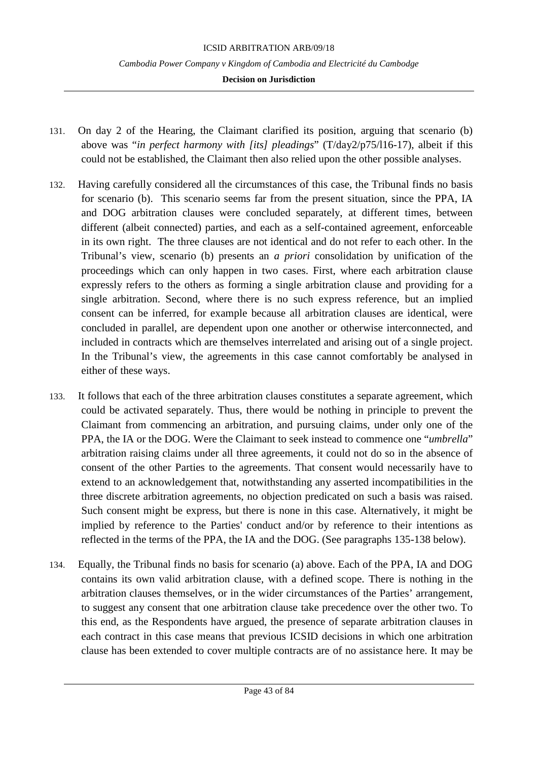131. On day 2 of the Hearing, the Claimant clarified its position, arguing that scenario (b) above was "*in perfect harmony with [its] pleadings*" (T/day2/p75/l16-17), albeit if this could not be established, the Claimant then also relied upon the other possible analyses.

132. Having carefully considered all the circumstances of this case, the Tribunal finds no basis for scenario (b). This scenario seems far from the present situation, since the PPA, IA and DOG arbitration clauses were concluded separately, at different times, between different (albeit connected) parties, and each as a self-contained agreement, enforceable in its own right. The three clauses are not identical and do not refer to each other. In the Tribunal's view, scenario (b) presents an *a priori* consolidation by unification of the proceedings which can only happen in two cases. First, where each arbitration clause expressly refers to the others as forming a single arbitration clause and providing for a single arbitration. Second, where there is no such express reference, but an implied consent can be inferred, for example because all arbitration clauses are identical, were concluded in parallel, are dependent upon one another or otherwise interconnected, and included in contracts which are themselves interrelated and arising out of a single project. In the Tribunal's view, the agreements in this case cannot comfortably be analysed in either of these ways.

133. It follows that each of the three arbitration clauses constitutes a separate agreement, which could be activated separately. Thus, there would be nothing in principle to prevent the Claimant from commencing an arbitration, and pursuing claims, under only one of the PPA, the IA or the DOG. Were the Claimant to seek instead to commence one "*umbrella*" arbitration raising claims under all three agreements, it could not do so in the absence of consent of the other Parties to the agreements. That consent would necessarily have to extend to an acknowledgement that, notwithstanding any asserted incompatibilities in the three discrete arbitration agreements, no objection predicated on such a basis was raised. Such consent might be express, but there is none in this case. Alternatively, it might be implied by reference to the Parties' conduct and/or by reference to their intentions as reflected in the terms of the PPA, the IA and the DOG. (See paragraphs 135-138 below).

134. Equally, the Tribunal finds no basis for scenario (a) above. Each of the PPA, IA and DOG contains its own valid arbitration clause, with a defined scope. There is nothing in the arbitration clauses themselves, or in the wider circumstances of the Parties' arrangement, to suggest any consent that one arbitration clause take precedence over the other two. To this end, as the Respondents have argued, the presence of separate arbitration clauses in each contract in this case means that previous ICSID decisions in which one arbitration clause has been extended to cover multiple contracts are of no assistance here. It may be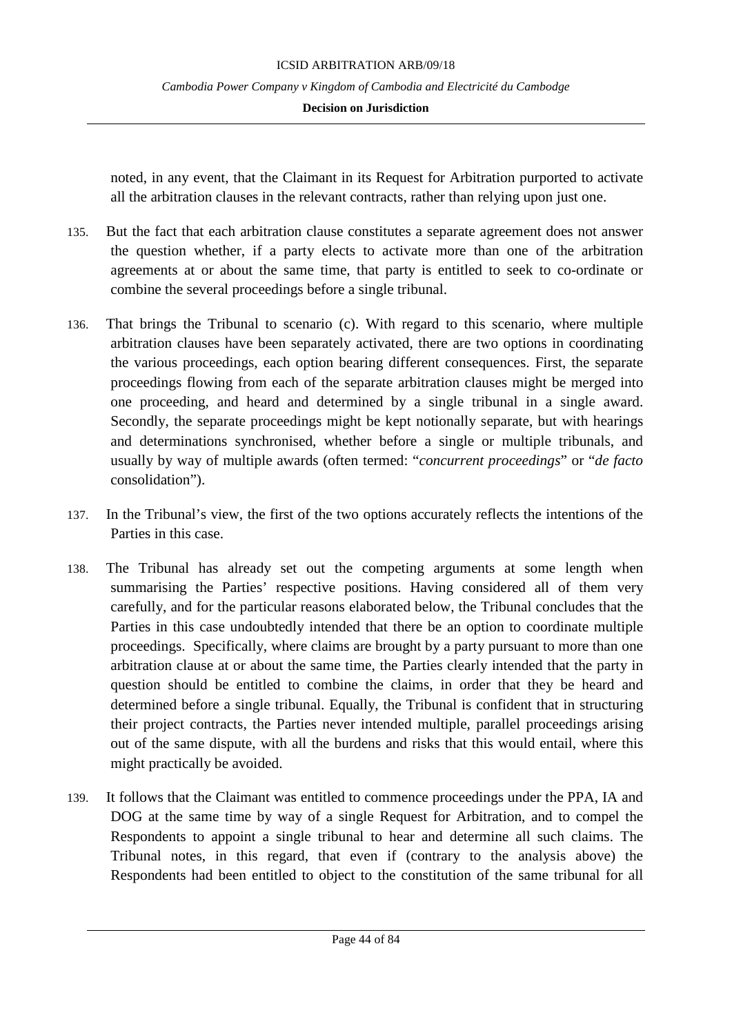noted, in any event, that the Claimant in its Request for Arbitration purported to activate all the arbitration clauses in the relevant contracts, rather than relying upon just one.

135. But the fact that each arbitration clause constitutes a separate agreement does not answer the question whether, if a party elects to activate more than one of the arbitration agreements at or about the same time, that party is entitled to seek to co-ordinate or combine the several proceedings before a single tribunal.

136. That brings the Tribunal to scenario (c). With regard to this scenario, where multiple arbitration clauses have been separately activated, there are two options in coordinating the various proceedings, each option bearing different consequences. First, the separate proceedings flowing from each of the separate arbitration clauses might be merged into one proceeding, and heard and determined by a single tribunal in a single award. Secondly, the separate proceedings might be kept notionally separate, but with hearings and determinations synchronised, whether before a single or multiple tribunals, and usually by way of multiple awards (often termed: "*concurrent proceedings*" or "*de facto* consolidation").

137. In the Tribunal's view, the first of the two options accurately reflects the intentions of the Parties in this case.

138. The Tribunal has already set out the competing arguments at some length when summarising the Parties' respective positions. Having considered all of them very carefully, and for the particular reasons elaborated below, the Tribunal concludes that the Parties in this case undoubtedly intended that there be an option to coordinate multiple proceedings. Specifically, where claims are brought by a party pursuant to more than one arbitration clause at or about the same time, the Parties clearly intended that the party in question should be entitled to combine the claims, in order that they be heard and determined before a single tribunal. Equally, the Tribunal is confident that in structuring their project contracts, the Parties never intended multiple, parallel proceedings arising out of the same dispute, with all the burdens and risks that this would entail, where this might practically be avoided.

139. It follows that the Claimant was entitled to commence proceedings under the PPA, IA and DOG at the same time by way of a single Request for Arbitration, and to compel the Respondents to appoint a single tribunal to hear and determine all such claims. The Tribunal notes, in this regard, that even if (contrary to the analysis above) the Respondents had been entitled to object to the constitution of the same tribunal for all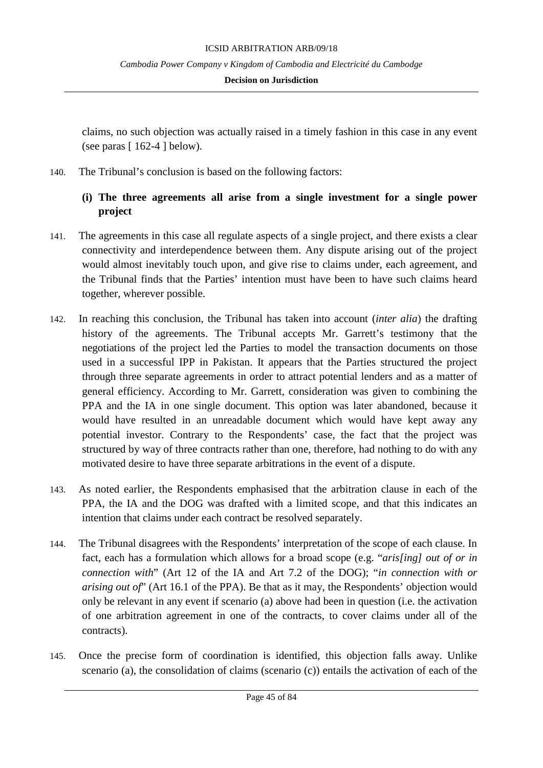claims, no such objection was actually raised in a timely fashion in this case in any event (see paras [ 162-4 ] below).

140. The Tribunal's conclusion is based on the following factors:

**(i) The three agreements all arise from a single investment for a single power project**

141. The agreements in this case all regulate aspects of a single project, and there exists a clear connectivity and interdependence between them. Any dispute arising out of the project would almost inevitably touch upon, and give rise to claims under, each agreement, and the Tribunal finds that the Parties' intention must have been to have such claims heard together, wherever possible.

142. In reaching this conclusion, the Tribunal has taken into account (*inter alia*) the drafting history of the agreements. The Tribunal accepts Mr. Garrett's testimony that the negotiations of the project led the Parties to model the transaction documents on those used in a successful IPP in Pakistan. It appears that the Parties structured the project through three separate agreements in order to attract potential lenders and as a matter of general efficiency. According to Mr. Garrett, consideration was given to combining the PPA and the IA in one single document. This option was later abandoned, because it would have resulted in an unreadable document which would have kept away any potential investor. Contrary to the Respondents' case, the fact that the project was structured by way of three contracts rather than one, therefore, had nothing to do with any motivated desire to have three separate arbitrations in the event of a dispute.

143. As noted earlier, the Respondents emphasised that the arbitration clause in each of the PPA, the IA and the DOG was drafted with a limited scope, and that this indicates an intention that claims under each contract be resolved separately.

144. The Tribunal disagrees with the Respondents' interpretation of the scope of each clause. In fact, each has a formulation which allows for a broad scope (e.g. "*aris[ing] out of or in connection with*" (Art 12 of the IA and Art 7.2 of the DOG); "*in connection with or arising out of*" (Art 16.1 of the PPA). Be that as it may, the Respondents' objection would only be relevant in any event if scenario (a) above had been in question (i.e. the activation of one arbitration agreement in one of the contracts, to cover claims under all of the contracts).

145. Once the precise form of coordination is identified, this objection falls away. Unlike scenario (a), the consolidation of claims (scenario (c)) entails the activation of each of the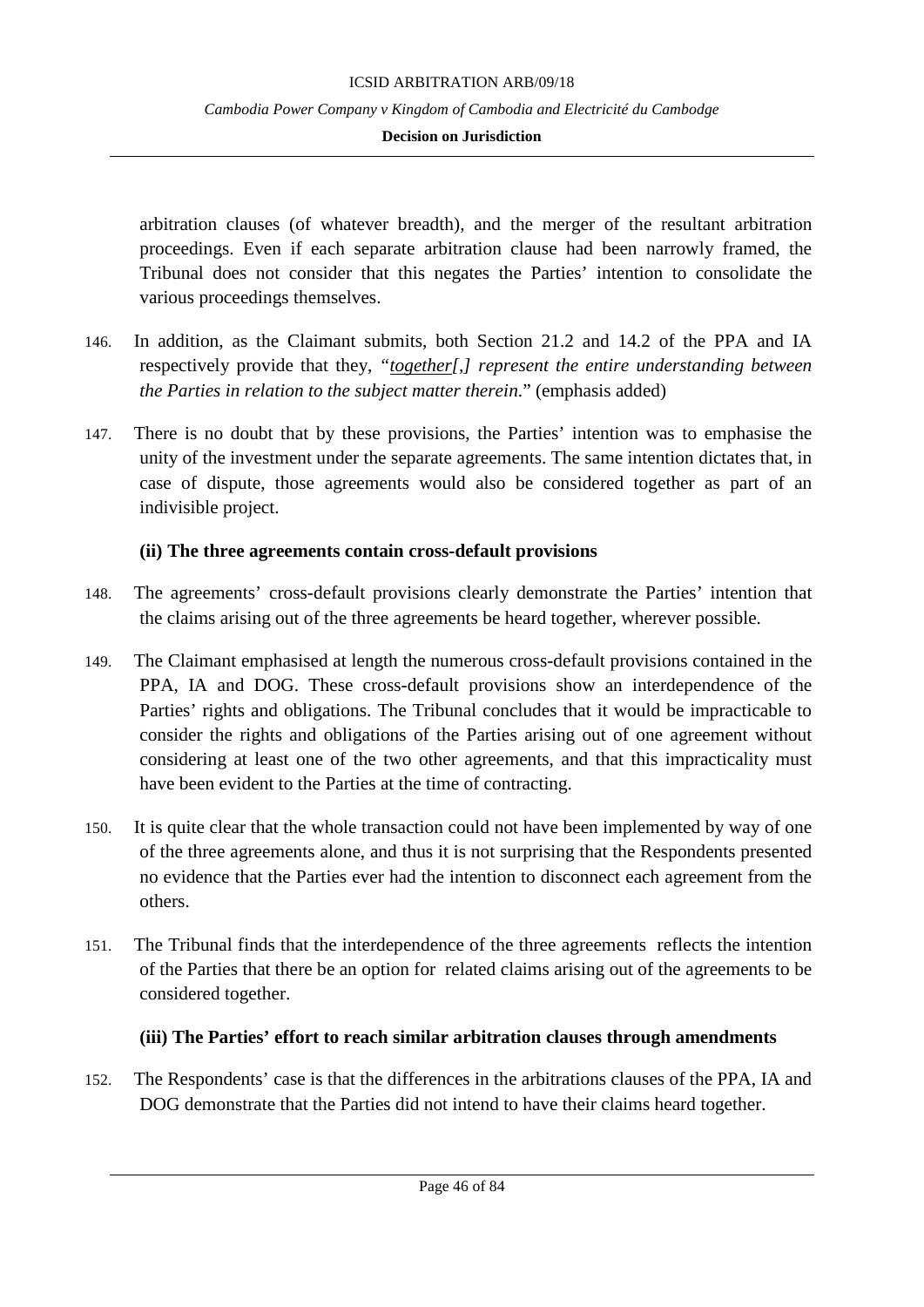arbitration clauses (of whatever breadth), and the merger of the resultant arbitration proceedings. Even if each separate arbitration clause had been narrowly framed, the Tribunal does not consider that this negates the Parties' intention to consolidate the various proceedings themselves.

146. In addition, as the Claimant submits, both Section 21.2 and 14.2 of the PPA and IA respectively provide that they, "*together[,] represent the entire understanding between the Parties in relation to the subject matter therein*." (emphasis added)

147. There is no doubt that by these provisions, the Parties' intention was to emphasise the unity of the investment under the separate agreements. The same intention dictates that, in case of dispute, those agreements would also be considered together as part of an indivisible project.

**(ii) The three agreements contain cross-default provisions**

148. The agreements' cross-default provisions clearly demonstrate the Parties' intention that the claims arising out of the three agreements be heard together, wherever possible.

149. The Claimant emphasised at length the numerous cross-default provisions contained in the PPA, IA and DOG. These cross-default provisions show an interdependence of the Parties' rights and obligations. The Tribunal concludes that it would be impracticable to consider the rights and obligations of the Parties arising out of one agreement without considering at least one of the two other agreements, and that this impracticality must have been evident to the Parties at the time of contracting.

150. It is quite clear that the whole transaction could not have been implemented by way of one of the three agreements alone, and thus it is not surprising that the Respondents presented no evidence that the Parties ever had the intention to disconnect each agreement from the others.

151. The Tribunal finds that the interdependence of the three agreements reflects the intention of the Parties that there be an option for related claims arising out of the agreements to be considered together.

**(iii) The Parties' effort to reach similar arbitration clauses through amendments**

152. The Respondents' case is that the differences in the arbitrations clauses of the PPA, IA and DOG demonstrate that the Parties did not intend to have their claims heard together.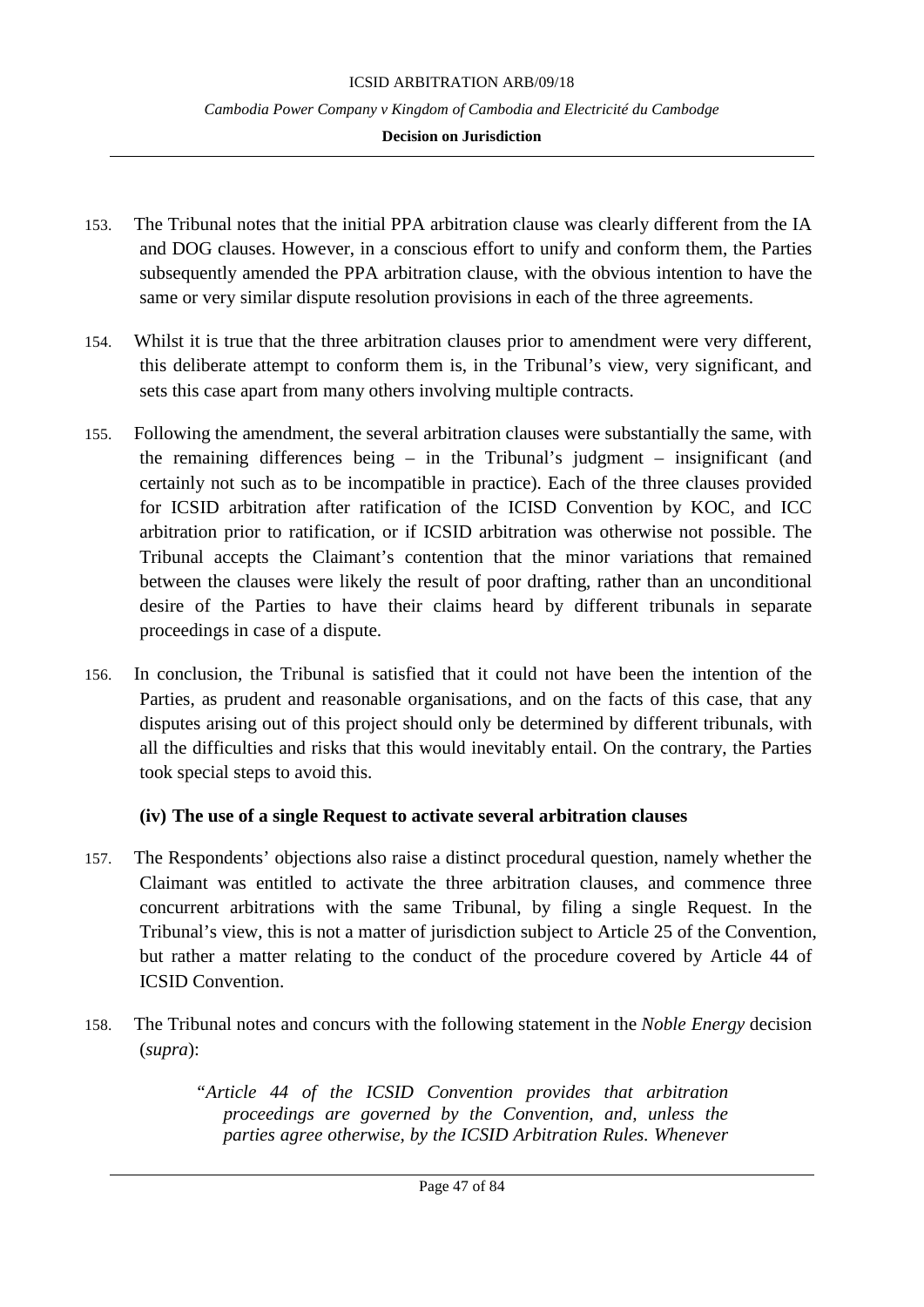153. The Tribunal notes that the initial PPA arbitration clause was clearly different from the IA and DOG clauses. However, in a conscious effort to unify and conform them, the Parties subsequently amended the PPA arbitration clause, with the obvious intention to have the same or very similar dispute resolution provisions in each of the three agreements.

154. Whilst it is true that the three arbitration clauses prior to amendment were very different, this deliberate attempt to conform them is, in the Tribunal's view, very significant, and sets this case apart from many others involving multiple contracts.

155. Following the amendment, the several arbitration clauses were substantially the same, with the remaining differences being – in the Tribunal's judgment – insignificant (and certainly not such as to be incompatible in practice). Each of the three clauses provided for ICSID arbitration after ratification of the ICISD Convention by KOC, and ICC arbitration prior to ratification, or if ICSID arbitration was otherwise not possible. The Tribunal accepts the Claimant's contention that the minor variations that remained between the clauses were likely the result of poor drafting, rather than an unconditional desire of the Parties to have their claims heard by different tribunals in separate proceedings in case of a dispute.

156. In conclusion, the Tribunal is satisfied that it could not have been the intention of the Parties, as prudent and reasonable organisations, and on the facts of this case, that any disputes arising out of this project should only be determined by different tribunals, with all the difficulties and risks that this would inevitably entail. On the contrary, the Parties took special steps to avoid this.

**(iv) The use of a single Request to activate several arbitration clauses**

157. The Respondents' objections also raise a distinct procedural question, namely whether the Claimant was entitled to activate the three arbitration clauses, and commence three concurrent arbitrations with the same Tribunal, by filing a single Request. In the Tribunal's view, this is not a matter of jurisdiction subject to Article 25 of the Convention, but rather a matter relating to the conduct of the procedure covered by Article 44 of ICSID Convention.

158. The Tribunal notes and concurs with the following statement in the *Noble Energy* decision (*supra*):

> *"Article 44 of the ICSID Convention provides that arbitration proceedings are governed by the Convention, and, unless the parties agree otherwise, by the ICSID Arbitration Rules. Whenever*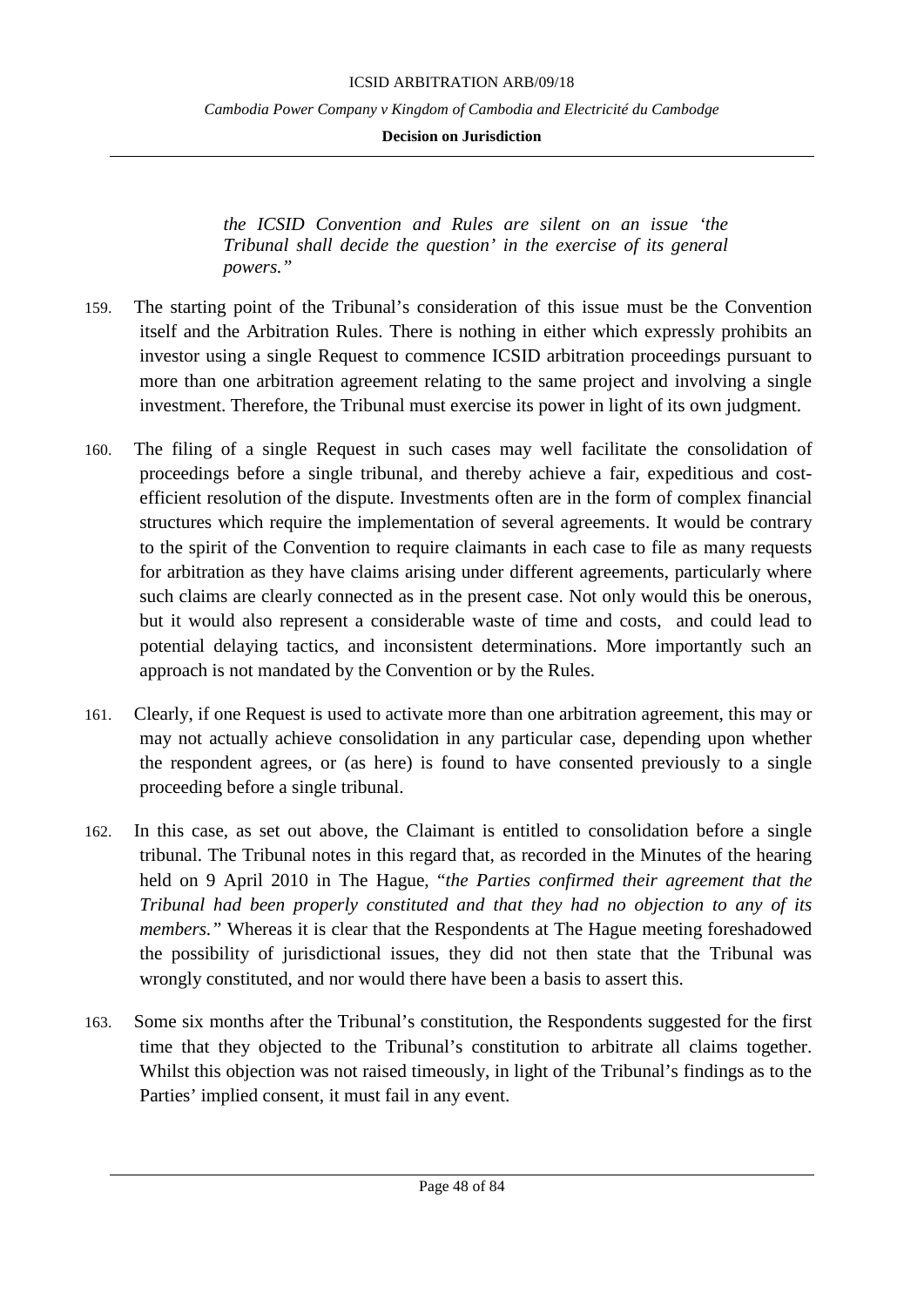> *the ICSID Convention and Rules are silent on an issue 'the Tribunal shall decide the question' in the exercise of its general powers."*

159. The starting point of the Tribunal's consideration of this issue must be the Convention itself and the Arbitration Rules. There is nothing in either which expressly prohibits an investor using a single Request to commence ICSID arbitration proceedings pursuant to more than one arbitration agreement relating to the same project and involving a single investment. Therefore, the Tribunal must exercise its power in light of its own judgment.

160. The filing of a single Request in such cases may well facilitate the consolidation of proceedings before a single tribunal, and thereby achieve a fair, expeditious and cost-efficient resolution of the dispute. Investments often are in the form of complex financial structures which require the implementation of several agreements. It would be contrary to the spirit of the Convention to require claimants in each case to file as many requests for arbitration as they have claims arising under different agreements, particularly where such claims are clearly connected as in the present case. Not only would this be onerous, but it would also represent a considerable waste of time and costs, and could lead to potential delaying tactics, and inconsistent determinations. More importantly such an approach is not mandated by the Convention or by the Rules.

161. Clearly, if one Request is used to activate more than one arbitration agreement, this may or may not actually achieve consolidation in any particular case, depending upon whether the respondent agrees, or (as here) is found to have consented previously to a single proceeding before a single tribunal.

162. In this case, as set out above, the Claimant is entitled to consolidation before a single tribunal. The Tribunal notes in this regard that, as recorded in the Minutes of the hearing held on 9 April 2010 in The Hague, "*the Parties confirmed their agreement that the Tribunal had been properly constituted and that they had no objection to any of its members.*" Whereas it is clear that the Respondents at The Hague meeting foreshadowed the possibility of jurisdictional issues, they did not then state that the Tribunal was wrongly constituted, and nor would there have been a basis to assert this.

163. Some six months after the Tribunal's constitution, the Respondents suggested for the first time that they objected to the Tribunal's constitution to arbitrate all claims together. Whilst this objection was not raised timeously, in light of the Tribunal's findings as to the Parties' implied consent, it must fail in any event.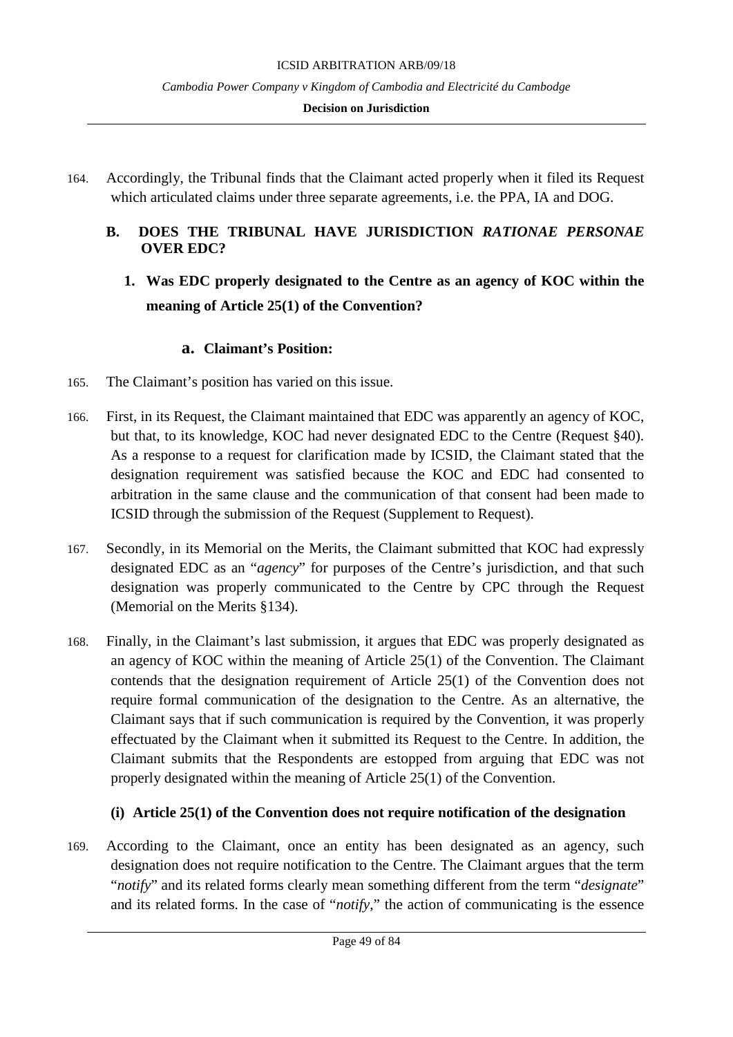164. Accordingly, the Tribunal finds that the Claimant acted properly when it filed its Request which articulated claims under three separate agreements, i.e. the PPA, IA and DOG.

## B. DOES THE TRIBUNAL HAVE JURISDICTION *RATIONAE PERSONAE* OVER EDC?

### 1. Was EDC properly designated to the Centre as an agency of KOC within the meaning of Article 25(1) of the Convention?

#### a. Claimant's Position:

165. The Claimant's position has varied on this issue.

166. First, in its Request, the Claimant maintained that EDC was apparently an agency of KOC, but that, to its knowledge, KOC had never designated EDC to the Centre (Request §40). As a response to a request for clarification made by ICSID, the Claimant stated that the designation requirement was satisfied because the KOC and EDC had consented to arbitration in the same clause and the communication of that consent had been made to ICSID through the submission of the Request (Supplement to Request).

167. Secondly, in its Memorial on the Merits, the Claimant submitted that KOC had expressly designated EDC as an "*agency*" for purposes of the Centre's jurisdiction, and that such designation was properly communicated to the Centre by CPC through the Request (Memorial on the Merits §134).

168. Finally, in the Claimant's last submission, it argues that EDC was properly designated as an agency of KOC within the meaning of Article 25(1) of the Convention. The Claimant contends that the designation requirement of Article 25(1) of the Convention does not require formal communication of the designation to the Centre. As an alternative, the Claimant says that if such communication is required by the Convention, it was properly effectuated by the Claimant when it submitted its Request to the Centre. In addition, the Claimant submits that the Respondents are estopped from arguing that EDC was not properly designated within the meaning of Article 25(1) of the Convention.

##### (i) Article 25(1) of the Convention does not require notification of the designation

169. According to the Claimant, once an entity has been designated as an agency, such designation does not require notification to the Centre. The Claimant argues that the term "*notify*" and its related forms clearly mean something different from the term "*designate*" and its related forms. In the case of "*notify*," the action of communicating is the essence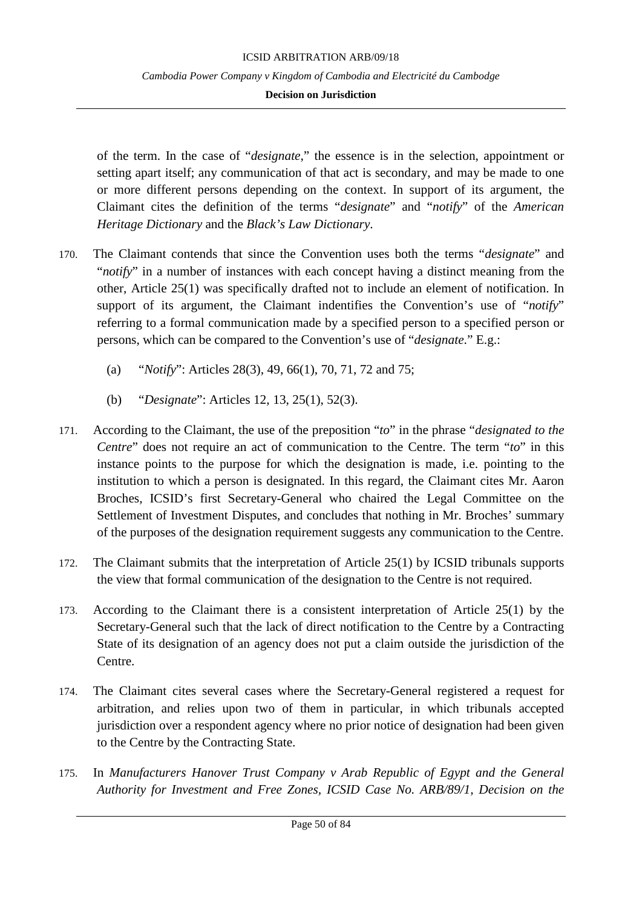of the term. In the case of "*designate*," the essence is in the selection, appointment or setting apart itself; any communication of that act is secondary, and may be made to one or more different persons depending on the context. In support of its argument, the Claimant cites the definition of the terms "*designate*" and "*notify*" of the *American Heritage Dictionary* and the *Black's Law Dictionary*.

170. The Claimant contends that since the Convention uses both the terms "*designate*" and "*notify*" in a number of instances with each concept having a distinct meaning from the other, Article 25(1) was specifically drafted not to include an element of notification. In support of its argument, the Claimant indentifies the Convention's use of "*notify*" referring to a formal communication made by a specified person to a specified person or persons, which can be compared to the Convention's use of "*designate*." E.g.:

   (a) "*Notify*": Articles 28(3), 49, 66(1), 70, 71, 72 and 75;

   (b) "*Designate*": Articles 12, 13, 25(1), 52(3).

171. According to the Claimant, the use of the preposition "*to*" in the phrase "*designated to the Centre*" does not require an act of communication to the Centre. The term "*to*" in this instance points to the purpose for which the designation is made, i.e. pointing to the institution to which a person is designated. In this regard, the Claimant cites Mr. Aaron Broches, ICSID's first Secretary-General who chaired the Legal Committee on the Settlement of Investment Disputes, and concludes that nothing in Mr. Broches' summary of the purposes of the designation requirement suggests any communication to the Centre.

172. The Claimant submits that the interpretation of Article 25(1) by ICSID tribunals supports the view that formal communication of the designation to the Centre is not required.

173. According to the Claimant there is a consistent interpretation of Article 25(1) by the Secretary-General such that the lack of direct notification to the Centre by a Contracting State of its designation of an agency does not put a claim outside the jurisdiction of the Centre.

174. The Claimant cites several cases where the Secretary-General registered a request for arbitration, and relies upon two of them in particular, in which tribunals accepted jurisdiction over a respondent agency where no prior notice of designation had been given to the Centre by the Contracting State.

175. In *Manufacturers Hanover Trust Company v Arab Republic of Egypt and the General Authority for Investment and Free Zones, ICSID Case No. ARB/89/1, Decision on the*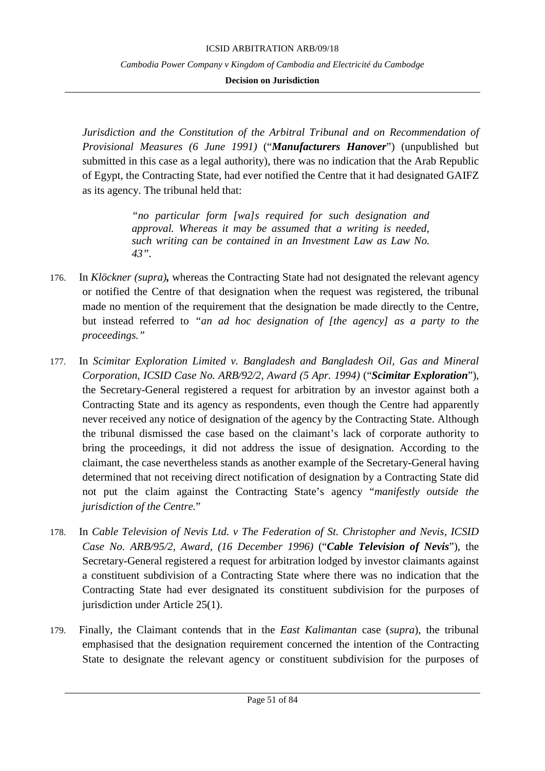*Jurisdiction and the Constitution of the Arbitral Tribunal and on Recommendation of Provisional Measures (6 June 1991)* ("***Manufacturers Hanover***") (unpublished but submitted in this case as a legal authority), there was no indication that the Arab Republic of Egypt, the Contracting State, had ever notified the Centre that it had designated GAIFZ as its agency. The tribunal held that:

> *"no particular form [wa]s required for such designation and approval. Whereas it may be assumed that a writing is needed, such writing can be contained in an Investment Law as Law No. 43".*

176. In *Klöckner (supra)***,** whereas the Contracting State had not designated the relevant agency or notified the Centre of that designation when the request was registered, the tribunal made no mention of the requirement that the designation be made directly to the Centre, but instead referred to *"an ad hoc designation of [the agency] as a party to the proceedings."*

177. In *Scimitar Exploration Limited v. Bangladesh and Bangladesh Oil, Gas and Mineral Corporation, ICSID Case No. ARB/92/2, Award (5 Apr. 1994)* ("***Scimitar Exploration***"), the Secretary-General registered a request for arbitration by an investor against both a Contracting State and its agency as respondents, even though the Centre had apparently never received any notice of designation of the agency by the Contracting State. Although the tribunal dismissed the case based on the claimant's lack of corporate authority to bring the proceedings, it did not address the issue of designation. According to the claimant, the case nevertheless stands as another example of the Secretary-General having determined that not receiving direct notification of designation by a Contracting State did not put the claim against the Contracting State's agency "*manifestly outside the jurisdiction of the Centre.*"

178. In *Cable Television of Nevis Ltd. v The Federation of St. Christopher and Nevis, ICSID Case No. ARB/95/2, Award, (16 December 1996)* ("***Cable Television of Nevis***"), the Secretary-General registered a request for arbitration lodged by investor claimants against a constituent subdivision of a Contracting State where there was no indication that the Contracting State had ever designated its constituent subdivision for the purposes of jurisdiction under Article 25(1).

179. Finally, the Claimant contends that in the *East Kalimantan* case (*supra*), the tribunal emphasised that the designation requirement concerned the intention of the Contracting State to designate the relevant agency or constituent subdivision for the purposes of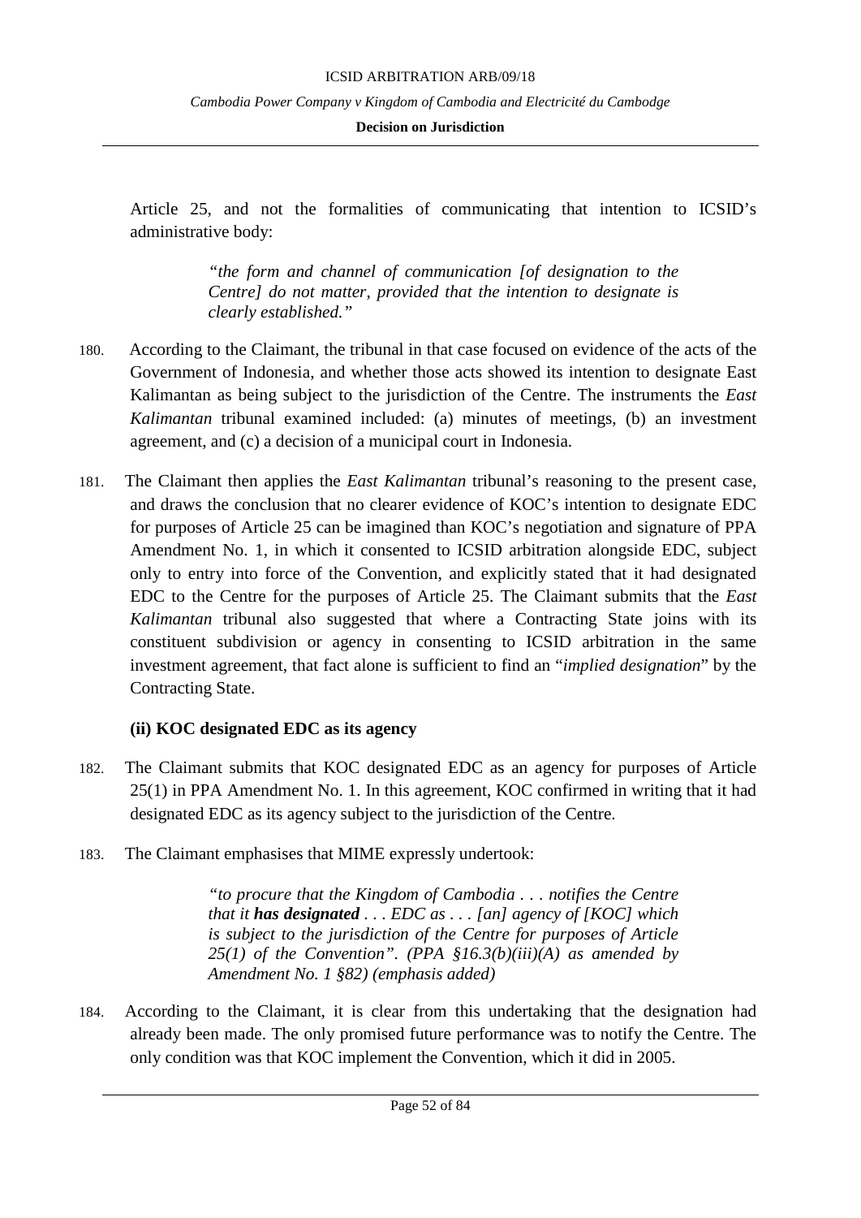Article 25, and not the formalities of communicating that intention to ICSID's administrative body:

> *"the form and channel of communication [of designation to the Centre] do not matter, provided that the intention to designate is clearly established."*

180. According to the Claimant, the tribunal in that case focused on evidence of the acts of the Government of Indonesia, and whether those acts showed its intention to designate East Kalimantan as being subject to the jurisdiction of the Centre. The instruments the *East Kalimantan* tribunal examined included: (a) minutes of meetings, (b) an investment agreement, and (c) a decision of a municipal court in Indonesia.

181. The Claimant then applies the *East Kalimantan* tribunal's reasoning to the present case, and draws the conclusion that no clearer evidence of KOC's intention to designate EDC for purposes of Article 25 can be imagined than KOC's negotiation and signature of PPA Amendment No. 1, in which it consented to ICSID arbitration alongside EDC, subject only to entry into force of the Convention, and explicitly stated that it had designated EDC to the Centre for the purposes of Article 25. The Claimant submits that the *East Kalimantan* tribunal also suggested that where a Contracting State joins with its constituent subdivision or agency in consenting to ICSID arbitration in the same investment agreement, that fact alone is sufficient to find an "*implied designation*" by the Contracting State.

**(ii) KOC designated EDC as its agency**

182. The Claimant submits that KOC designated EDC as an agency for purposes of Article 25(1) in PPA Amendment No. 1. In this agreement, KOC confirmed in writing that it had designated EDC as its agency subject to the jurisdiction of the Centre.

183. The Claimant emphasises that MIME expressly undertook:

> *"to procure that the Kingdom of Cambodia . . . notifies the Centre that it **has designated** . . . EDC as . . . [an] agency of [KOC] which is subject to the jurisdiction of the Centre for purposes of Article 25(1) of the Convention". (PPA §16.3(b)(iii)(A) as amended by Amendment No. 1 §82) (emphasis added)*

184. According to the Claimant, it is clear from this undertaking that the designation had already been made. The only promised future performance was to notify the Centre. The only condition was that KOC implement the Convention, which it did in 2005.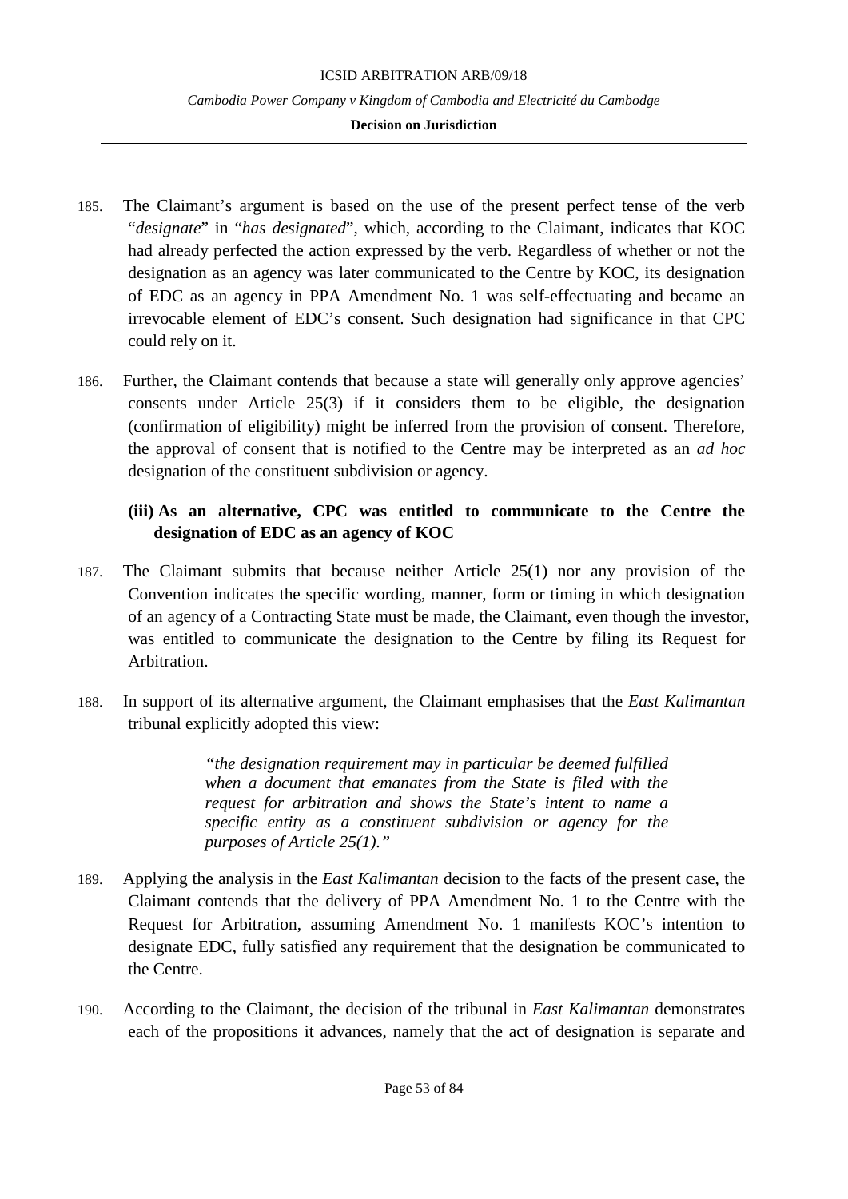185. The Claimant's argument is based on the use of the present perfect tense of the verb "*designate*" in "*has designated*", which, according to the Claimant, indicates that KOC had already perfected the action expressed by the verb. Regardless of whether or not the designation as an agency was later communicated to the Centre by KOC, its designation of EDC as an agency in PPA Amendment No. 1 was self-effectuating and became an irrevocable element of EDC's consent. Such designation had significance in that CPC could rely on it.

186. Further, the Claimant contends that because a state will generally only approve agencies' consents under Article 25(3) if it considers them to be eligible, the designation (confirmation of eligibility) might be inferred from the provision of consent. Therefore, the approval of consent that is notified to the Centre may be interpreted as an *ad hoc* designation of the constituent subdivision or agency.

**(iii) As an alternative, CPC was entitled to communicate to the Centre the designation of EDC as an agency of KOC**

187. The Claimant submits that because neither Article 25(1) nor any provision of the Convention indicates the specific wording, manner, form or timing in which designation of an agency of a Contracting State must be made, the Claimant, even though the investor, was entitled to communicate the designation to the Centre by filing its Request for Arbitration.

188. In support of its alternative argument, the Claimant emphasises that the *East Kalimantan* tribunal explicitly adopted this view:

> *"the designation requirement may in particular be deemed fulfilled when a document that emanates from the State is filed with the request for arbitration and shows the State's intent to name a specific entity as a constituent subdivision or agency for the purposes of Article 25(1)."*

189. Applying the analysis in the *East Kalimantan* decision to the facts of the present case, the Claimant contends that the delivery of PPA Amendment No. 1 to the Centre with the Request for Arbitration, assuming Amendment No. 1 manifests KOC's intention to designate EDC, fully satisfied any requirement that the designation be communicated to the Centre.

190. According to the Claimant, the decision of the tribunal in *East Kalimantan* demonstrates each of the propositions it advances, namely that the act of designation is separate and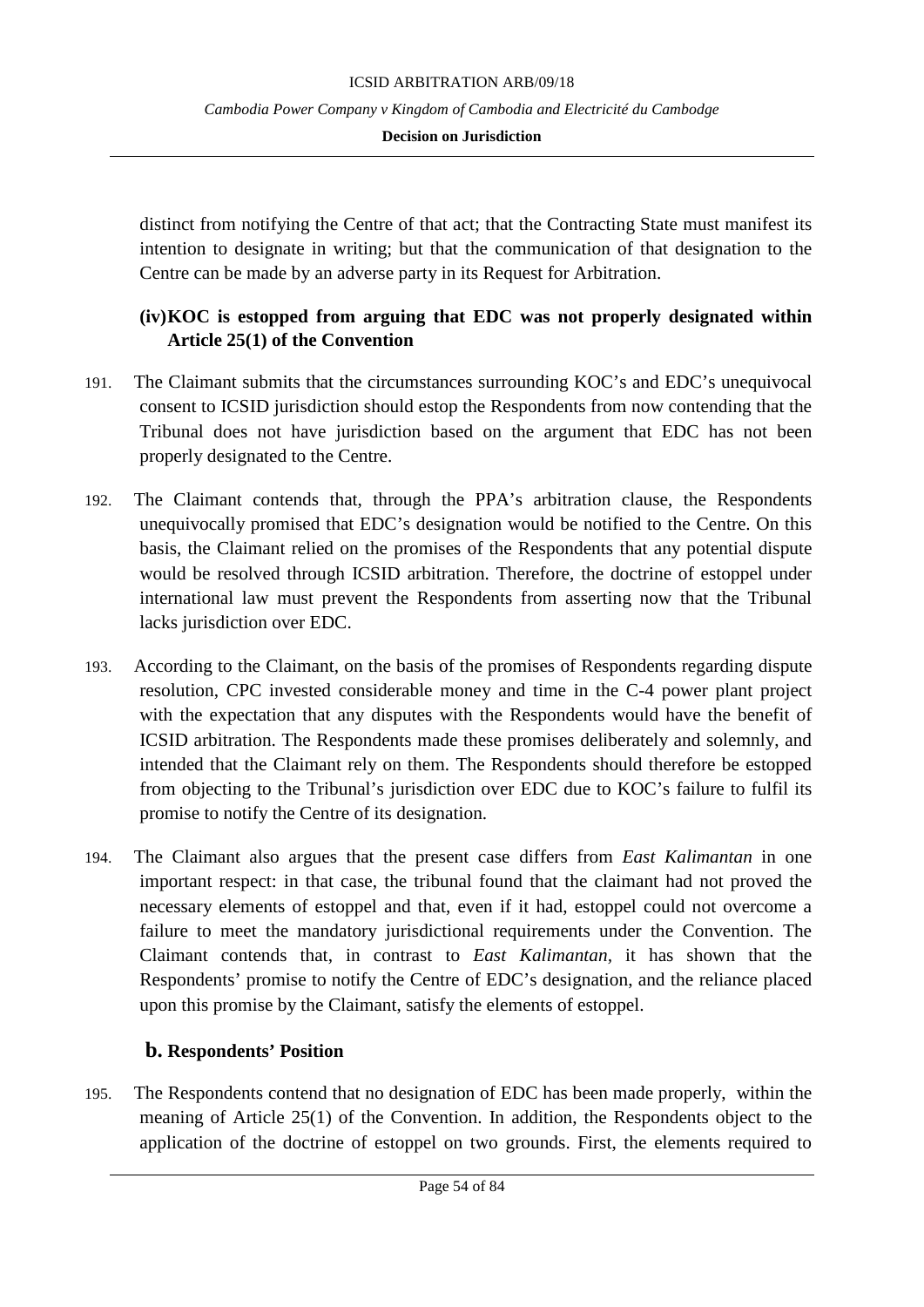distinct from notifying the Centre of that act; that the Contracting State must manifest its intention to designate in writing; but that the communication of that designation to the Centre can be made by an adverse party in its Request for Arbitration.

#### (iv) KOC is estopped from arguing that EDC was not properly designated within Article 25(1) of the Convention

191. The Claimant submits that the circumstances surrounding KOC's and EDC's unequivocal consent to ICSID jurisdiction should estop the Respondents from now contending that the Tribunal does not have jurisdiction based on the argument that EDC has not been properly designated to the Centre.

192. The Claimant contends that, through the PPA's arbitration clause, the Respondents unequivocally promised that EDC's designation would be notified to the Centre. On this basis, the Claimant relied on the promises of the Respondents that any potential dispute would be resolved through ICSID arbitration. Therefore, the doctrine of estoppel under international law must prevent the Respondents from asserting now that the Tribunal lacks jurisdiction over EDC.

193. According to the Claimant, on the basis of the promises of Respondents regarding dispute resolution, CPC invested considerable money and time in the C-4 power plant project with the expectation that any disputes with the Respondents would have the benefit of ICSID arbitration. The Respondents made these promises deliberately and solemnly, and intended that the Claimant rely on them. The Respondents should therefore be estopped from objecting to the Tribunal's jurisdiction over EDC due to KOC's failure to fulfil its promise to notify the Centre of its designation.

194. The Claimant also argues that the present case differs from *East Kalimantan* in one important respect: in that case, the tribunal found that the claimant had not proved the necessary elements of estoppel and that, even if it had, estoppel could not overcome a failure to meet the mandatory jurisdictional requirements under the Convention. The Claimant contends that, in contrast to *East Kalimantan*, it has shown that the Respondents' promise to notify the Centre of EDC's designation, and the reliance placed upon this promise by the Claimant, satisfy the elements of estoppel.

### b. Respondents' Position

195. The Respondents contend that no designation of EDC has been made properly, within the meaning of Article 25(1) of the Convention. In addition, the Respondents object to the application of the doctrine of estoppel on two grounds. First, the elements required to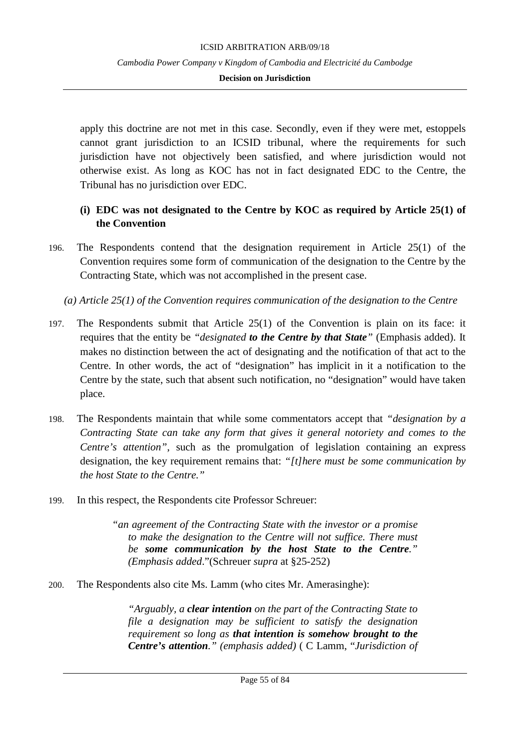apply this doctrine are not met in this case. Secondly, even if they were met, estoppels cannot grant jurisdiction to an ICSID tribunal, where the requirements for such jurisdiction have not objectively been satisfied, and where jurisdiction would not otherwise exist. As long as KOC has not in fact designated EDC to the Centre, the Tribunal has no jurisdiction over EDC.

### (i) EDC was not designated to the Centre by KOC as required by Article 25(1) of the Convention

196. The Respondents contend that the designation requirement in Article 25(1) of the Convention requires some form of communication of the designation to the Centre by the Contracting State, which was not accomplished in the present case.

#### *(a) Article 25(1) of the Convention requires communication of the designation to the Centre*

197. The Respondents submit that Article 25(1) of the Convention is plain on its face: it requires that the entity be *"designated **to the Centre by that State**"* (Emphasis added). It makes no distinction between the act of designating and the notification of that act to the Centre. In other words, the act of "designation" has implicit in it a notification to the Centre by the state, such that absent such notification, no "designation" would have taken place.

198. The Respondents maintain that while some commentators accept that *"designation by a Contracting State can take any form that gives it general notoriety and comes to the Centre's attention"*, such as the promulgation of legislation containing an express designation, the key requirement remains that: *"[t]here must be some communication by the host State to the Centre."*

199. In this respect, the Respondents cite Professor Schreuer:

> *"an agreement of the Contracting State with the investor or a promise to make the designation to the Centre will not suffice. There must be **some communication by the host State to the Centre**." (Emphasis added*."(Schreuer *supra* at §25-252)

200. The Respondents also cite Ms. Lamm (who cites Mr. Amerasinghe):

> *"Arguably, a **clear intention** on the part of the Contracting State to file a designation may be sufficient to satisfy the designation requirement so long as **that intention is somehow brought to the Centre's attention**." (emphasis added)* ( C Lamm, "*Jurisdiction of*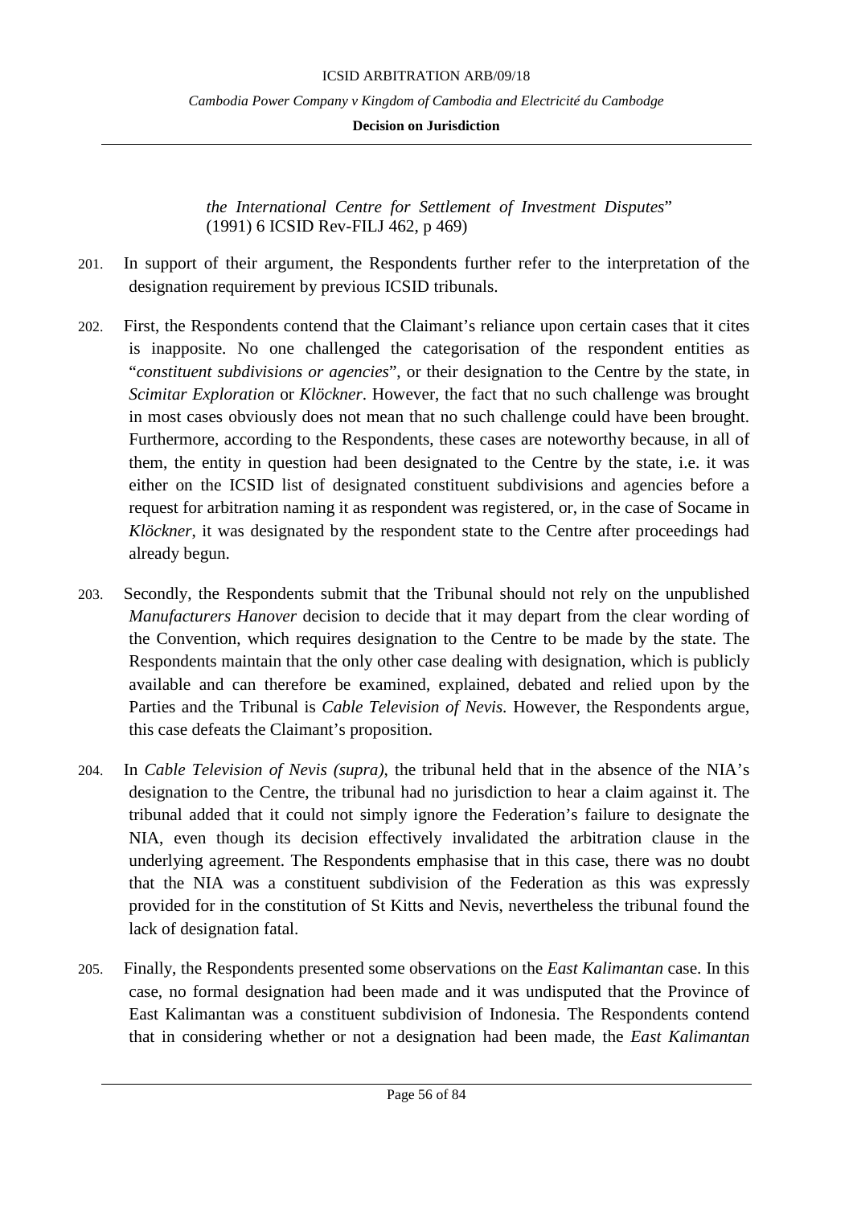*the International Centre for Settlement of Investment Disputes*" (1991) 6 ICSID Rev-FILJ 462, p 469)

201. In support of their argument, the Respondents further refer to the interpretation of the designation requirement by previous ICSID tribunals.

202. First, the Respondents contend that the Claimant's reliance upon certain cases that it cites is inapposite. No one challenged the categorisation of the respondent entities as "*constituent subdivisions or agencies*", or their designation to the Centre by the state, in *Scimitar Exploration* or *Klöckner*. However, the fact that no such challenge was brought in most cases obviously does not mean that no such challenge could have been brought. Furthermore, according to the Respondents, these cases are noteworthy because, in all of them, the entity in question had been designated to the Centre by the state, i.e. it was either on the ICSID list of designated constituent subdivisions and agencies before a request for arbitration naming it as respondent was registered, or, in the case of Socame in *Klöckner*, it was designated by the respondent state to the Centre after proceedings had already begun.

203. Secondly, the Respondents submit that the Tribunal should not rely on the unpublished *Manufacturers Hanover* decision to decide that it may depart from the clear wording of the Convention, which requires designation to the Centre to be made by the state. The Respondents maintain that the only other case dealing with designation, which is publicly available and can therefore be examined, explained, debated and relied upon by the Parties and the Tribunal is *Cable Television of Nevis*. However, the Respondents argue, this case defeats the Claimant's proposition.

204. In *Cable Television of Nevis (supra)*, the tribunal held that in the absence of the NIA's designation to the Centre, the tribunal had no jurisdiction to hear a claim against it. The tribunal added that it could not simply ignore the Federation's failure to designate the NIA, even though its decision effectively invalidated the arbitration clause in the underlying agreement. The Respondents emphasise that in this case, there was no doubt that the NIA was a constituent subdivision of the Federation as this was expressly provided for in the constitution of St Kitts and Nevis, nevertheless the tribunal found the lack of designation fatal.

205. Finally, the Respondents presented some observations on the *East Kalimantan* case. In this case, no formal designation had been made and it was undisputed that the Province of East Kalimantan was a constituent subdivision of Indonesia. The Respondents contend that in considering whether or not a designation had been made, the *East Kalimantan*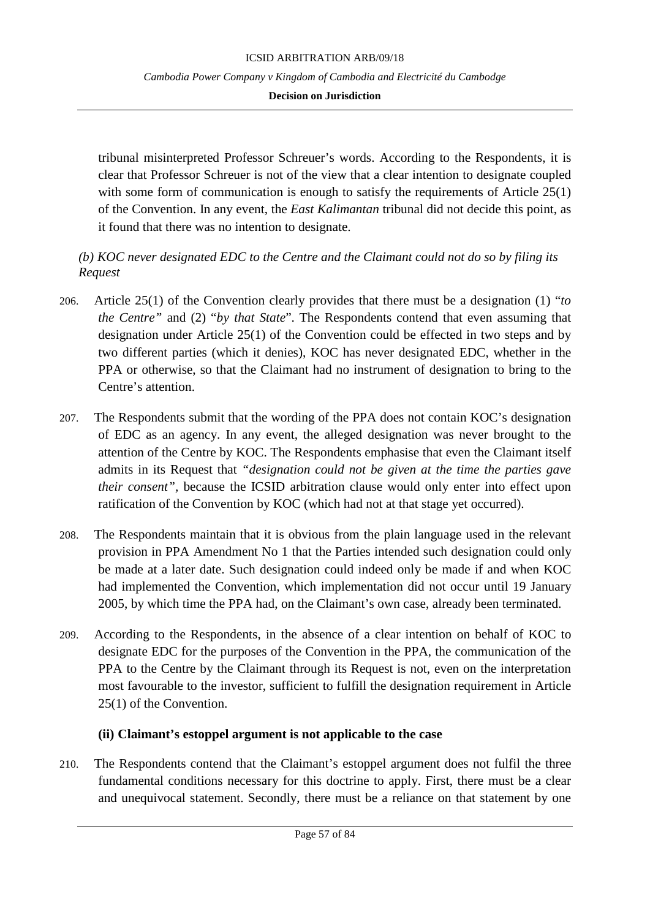tribunal misinterpreted Professor Schreuer's words. According to the Respondents, it is clear that Professor Schreuer is not of the view that a clear intention to designate coupled with some form of communication is enough to satisfy the requirements of Article 25(1) of the Convention. In any event, the *East Kalimantan* tribunal did not decide this point, as it found that there was no intention to designate.

*(b) KOC never designated EDC to the Centre and the Claimant could not do so by filing its Request*

206. Article 25(1) of the Convention clearly provides that there must be a designation (1) "*to the Centre*" and (2) "*by that State*". The Respondents contend that even assuming that designation under Article 25(1) of the Convention could be effected in two steps and by two different parties (which it denies), KOC has never designated EDC, whether in the PPA or otherwise, so that the Claimant had no instrument of designation to bring to the Centre's attention.

207. The Respondents submit that the wording of the PPA does not contain KOC's designation of EDC as an agency. In any event, the alleged designation was never brought to the attention of the Centre by KOC. The Respondents emphasise that even the Claimant itself admits in its Request that *"designation could not be given at the time the parties gave their consent"*, because the ICSID arbitration clause would only enter into effect upon ratification of the Convention by KOC (which had not at that stage yet occurred).

208. The Respondents maintain that it is obvious from the plain language used in the relevant provision in PPA Amendment No 1 that the Parties intended such designation could only be made at a later date. Such designation could indeed only be made if and when KOC had implemented the Convention, which implementation did not occur until 19 January 2005, by which time the PPA had, on the Claimant's own case, already been terminated.

209. According to the Respondents, in the absence of a clear intention on behalf of KOC to designate EDC for the purposes of the Convention in the PPA, the communication of the PPA to the Centre by the Claimant through its Request is not, even on the interpretation most favourable to the investor, sufficient to fulfill the designation requirement in Article 25(1) of the Convention.

**(ii) Claimant's estoppel argument is not applicable to the case**

210. The Respondents contend that the Claimant's estoppel argument does not fulfil the three fundamental conditions necessary for this doctrine to apply. First, there must be a clear and unequivocal statement. Secondly, there must be a reliance on that statement by one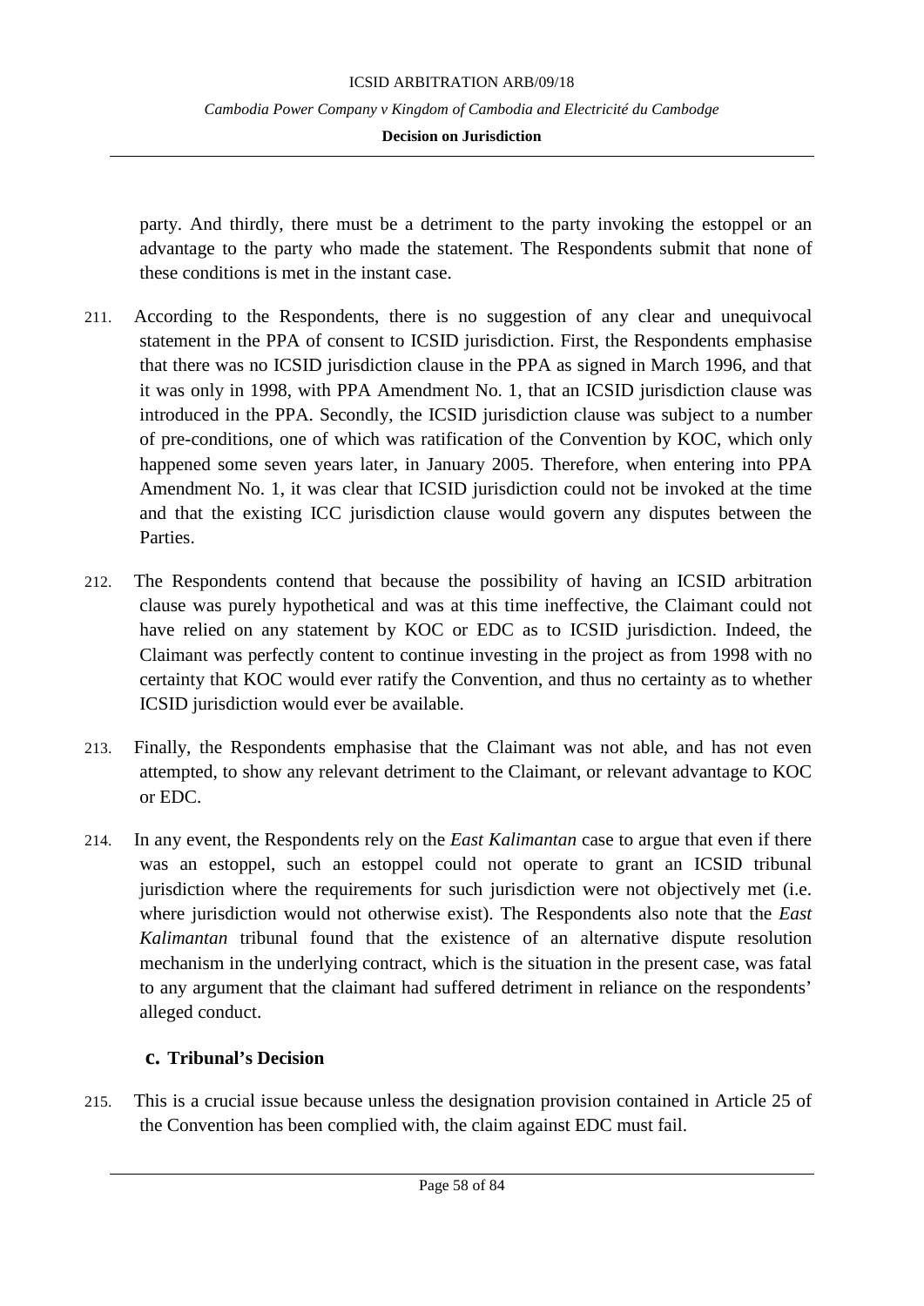party. And thirdly, there must be a detriment to the party invoking the estoppel or an advantage to the party who made the statement. The Respondents submit that none of these conditions is met in the instant case.

211. According to the Respondents, there is no suggestion of any clear and unequivocal statement in the PPA of consent to ICSID jurisdiction. First, the Respondents emphasise that there was no ICSID jurisdiction clause in the PPA as signed in March 1996, and that it was only in 1998, with PPA Amendment No. 1, that an ICSID jurisdiction clause was introduced in the PPA. Secondly, the ICSID jurisdiction clause was subject to a number of pre-conditions, one of which was ratification of the Convention by KOC, which only happened some seven years later, in January 2005. Therefore, when entering into PPA Amendment No. 1, it was clear that ICSID jurisdiction could not be invoked at the time and that the existing ICC jurisdiction clause would govern any disputes between the Parties.

212. The Respondents contend that because the possibility of having an ICSID arbitration clause was purely hypothetical and was at this time ineffective, the Claimant could not have relied on any statement by KOC or EDC as to ICSID jurisdiction. Indeed, the Claimant was perfectly content to continue investing in the project as from 1998 with no certainty that KOC would ever ratify the Convention, and thus no certainty as to whether ICSID jurisdiction would ever be available.

213. Finally, the Respondents emphasise that the Claimant was not able, and has not even attempted, to show any relevant detriment to the Claimant, or relevant advantage to KOC or EDC.

214. In any event, the Respondents rely on the *East Kalimantan* case to argue that even if there was an estoppel, such an estoppel could not operate to grant an ICSID tribunal jurisdiction where the requirements for such jurisdiction were not objectively met (i.e. where jurisdiction would not otherwise exist). The Respondents also note that the *East Kalimantan* tribunal found that the existence of an alternative dispute resolution mechanism in the underlying contract, which is the situation in the present case, was fatal to any argument that the claimant had suffered detriment in reliance on the respondents' alleged conduct.

### c. Tribunal's Decision

215. This is a crucial issue because unless the designation provision contained in Article 25 of the Convention has been complied with, the claim against EDC must fail.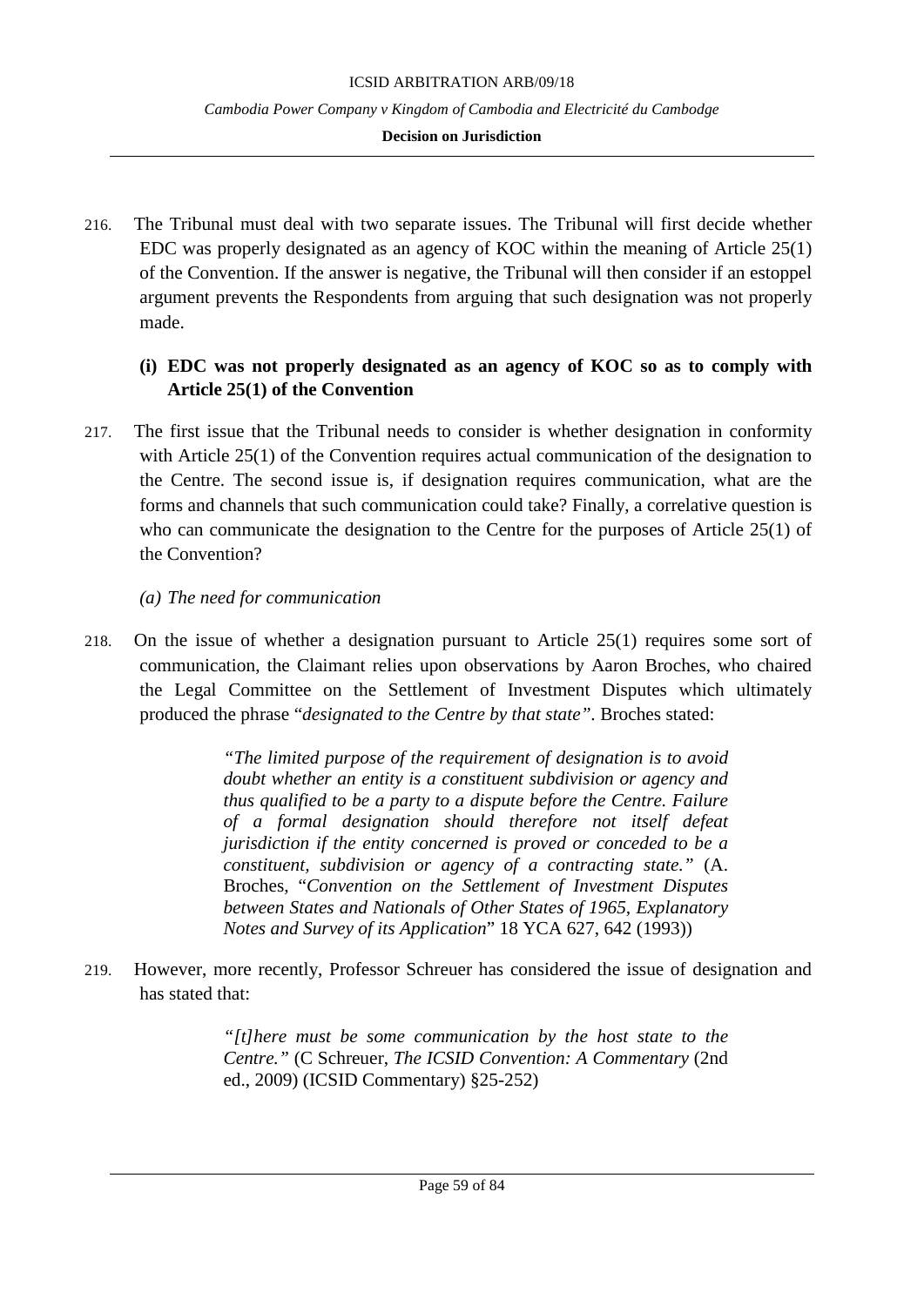216. The Tribunal must deal with two separate issues. The Tribunal will first decide whether EDC was properly designated as an agency of KOC within the meaning of Article 25(1) of the Convention. If the answer is negative, the Tribunal will then consider if an estoppel argument prevents the Respondents from arguing that such designation was not properly made.

### (i) EDC was not properly designated as an agency of KOC so as to comply with Article 25(1) of the Convention

217. The first issue that the Tribunal needs to consider is whether designation in conformity with Article 25(1) of the Convention requires actual communication of the designation to the Centre. The second issue is, if designation requires communication, what are the forms and channels that such communication could take? Finally, a correlative question is who can communicate the designation to the Centre for the purposes of Article 25(1) of the Convention?

#### *(a) The need for communication*

218. On the issue of whether a designation pursuant to Article 25(1) requires some sort of communication, the Claimant relies upon observations by Aaron Broches, who chaired the Legal Committee on the Settlement of Investment Disputes which ultimately produced the phrase "*designated to the Centre by that state*". Broches stated:

> *"The limited purpose of the requirement of designation is to avoid doubt whether an entity is a constituent subdivision or agency and thus qualified to be a party to a dispute before the Centre. Failure of a formal designation should therefore not itself defeat jurisdiction if the entity concerned is proved or conceded to be a constituent, subdivision or agency of a contracting state."* (A. Broches, "*Convention on the Settlement of Investment Disputes between States and Nationals of Other States of 1965, Explanatory Notes and Survey of its Application*" 18 YCA 627, 642 (1993))

219. However, more recently, Professor Schreuer has considered the issue of designation and has stated that:

> *"[t]here must be some communication by the host state to the Centre."* (C Schreuer, *The ICSID Convention: A Commentary* (2nd ed., 2009) (ICSID Commentary) §25-252)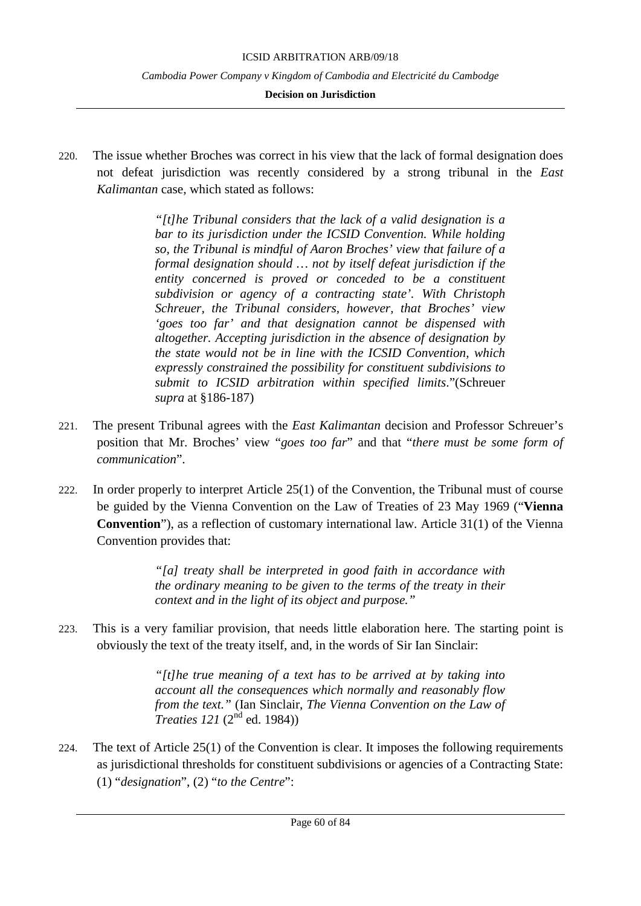220. The issue whether Broches was correct in his view that the lack of formal designation does not defeat jurisdiction was recently considered by a strong tribunal in the *East Kalimantan* case, which stated as follows:

> *"[t]he Tribunal considers that the lack of a valid designation is a bar to its jurisdiction under the ICSID Convention. While holding so, the Tribunal is mindful of Aaron Broches' view that failure of a formal designation should … not by itself defeat jurisdiction if the entity concerned is proved or conceded to be a constituent subdivision or agency of a contracting state'. With Christoph Schreuer, the Tribunal considers, however, that Broches' view 'goes too far' and that designation cannot be dispensed with altogether. Accepting jurisdiction in the absence of designation by the state would not be in line with the ICSID Convention, which expressly constrained the possibility for constituent subdivisions to submit to ICSID arbitration within specified limits.*"(Schreuer *supra* at §186-187)

221. The present Tribunal agrees with the *East Kalimantan* decision and Professor Schreuer's position that Mr. Broches' view "*goes too far*" and that "*there must be some form of communication*".

222. In order properly to interpret Article 25(1) of the Convention, the Tribunal must of course be guided by the Vienna Convention on the Law of Treaties of 23 May 1969 ("**Vienna Convention**"), as a reflection of customary international law. Article 31(1) of the Vienna Convention provides that:

> *"[a] treaty shall be interpreted in good faith in accordance with the ordinary meaning to be given to the terms of the treaty in their context and in the light of its object and purpose."*

223. This is a very familiar provision, that needs little elaboration here. The starting point is obviously the text of the treaty itself, and, in the words of Sir Ian Sinclair:

> *"[t]he true meaning of a text has to be arrived at by taking into account all the consequences which normally and reasonably flow from the text."* (Ian Sinclair, *The Vienna Convention on the Law of Treaties 121* (2nd ed. 1984))

224. The text of Article 25(1) of the Convention is clear. It imposes the following requirements as jurisdictional thresholds for constituent subdivisions or agencies of a Contracting State: (1) "*designation*", (2) "*to the Centre*":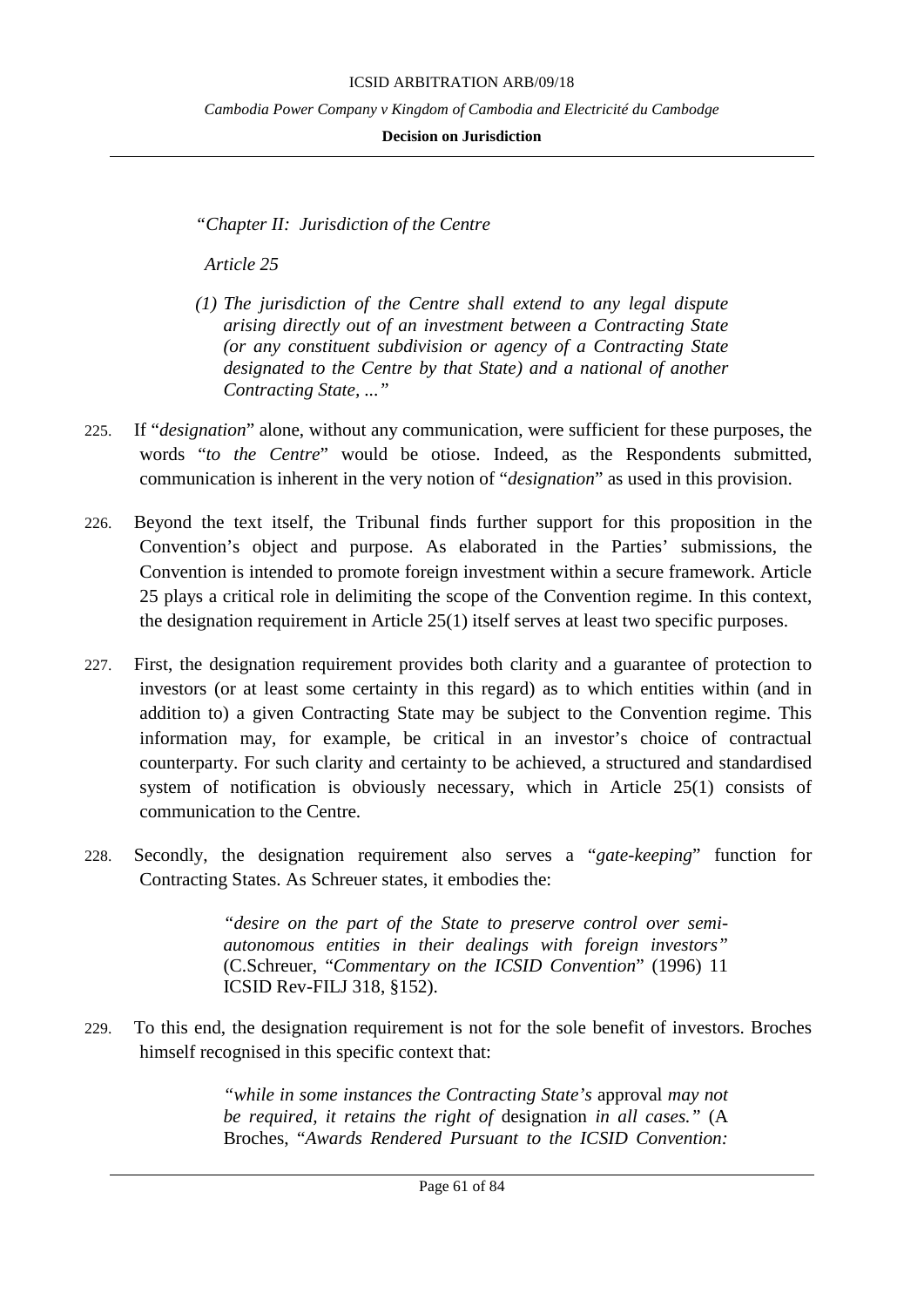> *"Chapter II: Jurisdiction of the Centre*
>
> *Article 25*
>
> *(1) The jurisdiction of the Centre shall extend to any legal dispute arising directly out of an investment between a Contracting State (or any constituent subdivision or agency of a Contracting State designated to the Centre by that State) and a national of another Contracting State, ..."*

225. If "*designation*" alone, without any communication, were sufficient for these purposes, the words "*to the Centre*" would be otiose. Indeed, as the Respondents submitted, communication is inherent in the very notion of "*designation*" as used in this provision.

226. Beyond the text itself, the Tribunal finds further support for this proposition in the Convention's object and purpose. As elaborated in the Parties' submissions, the Convention is intended to promote foreign investment within a secure framework. Article 25 plays a critical role in delimiting the scope of the Convention regime. In this context, the designation requirement in Article 25(1) itself serves at least two specific purposes.

227. First, the designation requirement provides both clarity and a guarantee of protection to investors (or at least some certainty in this regard) as to which entities within (and in addition to) a given Contracting State may be subject to the Convention regime. This information may, for example, be critical in an investor's choice of contractual counterparty. For such clarity and certainty to be achieved, a structured and standardised system of notification is obviously necessary, which in Article 25(1) consists of communication to the Centre.

228. Secondly, the designation requirement also serves a "*gate-keeping*" function for Contracting States. As Schreuer states, it embodies the:

> *"desire on the part of the State to preserve control over semi-autonomous entities in their dealings with foreign investors"* (C.Schreuer, "*Commentary on the ICSID Convention*" (1996) 11 ICSID Rev-FILJ 318, §152).

229. To this end, the designation requirement is not for the sole benefit of investors. Broches himself recognised in this specific context that:

> *"while in some instances the Contracting State's* approval *may not be required, it retains the right of* designation *in all cases."* (A Broches, "*Awards Rendered Pursuant to the ICSID Convention:*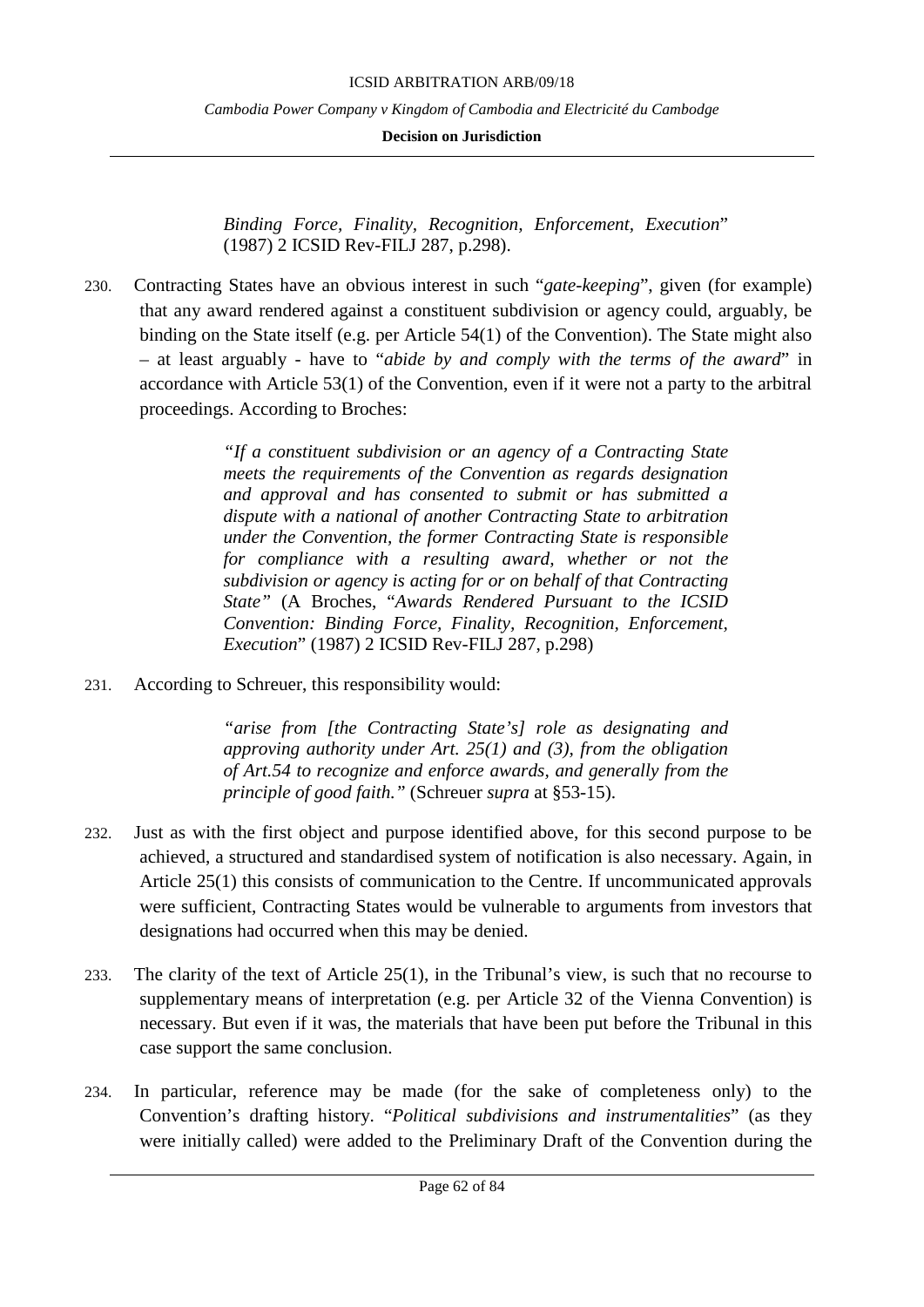*Binding Force, Finality, Recognition, Enforcement, Execution*" (1987) 2 ICSID Rev-FILJ 287, p.298).

230. Contracting States have an obvious interest in such "*gate-keeping*", given (for example) that any award rendered against a constituent subdivision or agency could, arguably, be binding on the State itself (e.g. per Article 54(1) of the Convention). The State might also – at least arguably - have to "*abide by and comply with the terms of the award*" in accordance with Article 53(1) of the Convention, even if it were not a party to the arbitral proceedings. According to Broches:

> *"If a constituent subdivision or an agency of a Contracting State meets the requirements of the Convention as regards designation and approval and has consented to submit or has submitted a dispute with a national of another Contracting State to arbitration under the Convention, the former Contracting State is responsible for compliance with a resulting award, whether or not the subdivision or agency is acting for or on behalf of that Contracting State"* (A Broches, "*Awards Rendered Pursuant to the ICSID Convention: Binding Force, Finality, Recognition, Enforcement, Execution*" (1987) 2 ICSID Rev-FILJ 287, p.298)

231. According to Schreuer, this responsibility would:

> *"arise from [the Contracting State's] role as designating and approving authority under Art. 25(1) and (3), from the obligation of Art.54 to recognize and enforce awards, and generally from the principle of good faith."* (Schreuer *supra* at §53-15).

232. Just as with the first object and purpose identified above, for this second purpose to be achieved, a structured and standardised system of notification is also necessary. Again, in Article 25(1) this consists of communication to the Centre. If uncommunicated approvals were sufficient, Contracting States would be vulnerable to arguments from investors that designations had occurred when this may be denied.

233. The clarity of the text of Article 25(1), in the Tribunal's view, is such that no recourse to supplementary means of interpretation (e.g. per Article 32 of the Vienna Convention) is necessary. But even if it was, the materials that have been put before the Tribunal in this case support the same conclusion.

234. In particular, reference may be made (for the sake of completeness only) to the Convention's drafting history. "*Political subdivisions and instrumentalities*" (as they were initially called) were added to the Preliminary Draft of the Convention during the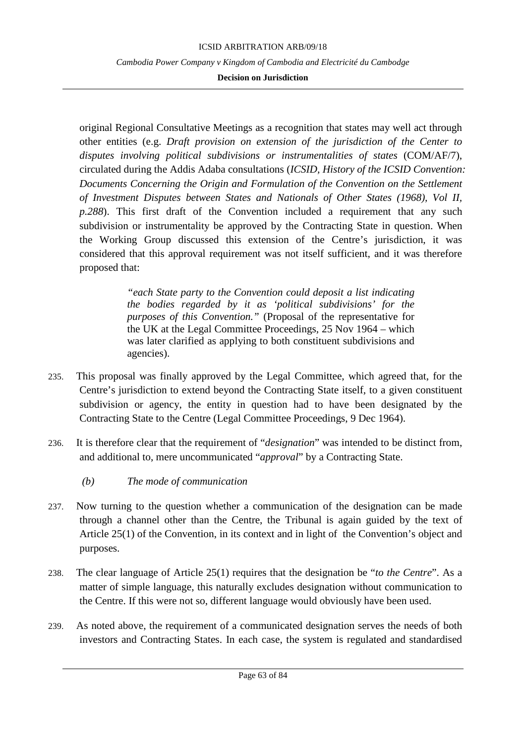original Regional Consultative Meetings as a recognition that states may well act through other entities (e.g. *Draft provision on extension of the jurisdiction of the Center to disputes involving political subdivisions or instrumentalities of states* (COM/AF/7), circulated during the Addis Adaba consultations (*ICSID, History of the ICSID Convention: Documents Concerning the Origin and Formulation of the Convention on the Settlement of Investment Disputes between States and Nationals of Other States (1968), Vol II, p.288*). This first draft of the Convention included a requirement that any such subdivision or instrumentality be approved by the Contracting State in question. When the Working Group discussed this extension of the Centre's jurisdiction, it was considered that this approval requirement was not itself sufficient, and it was therefore proposed that:

> *"each State party to the Convention could deposit a list indicating the bodies regarded by it as 'political subdivisions' for the purposes of this Convention."* (Proposal of the representative for the UK at the Legal Committee Proceedings, 25 Nov 1964 – which was later clarified as applying to both constituent subdivisions and agencies).

235. This proposal was finally approved by the Legal Committee, which agreed that, for the Centre's jurisdiction to extend beyond the Contracting State itself, to a given constituent subdivision or agency, the entity in question had to have been designated by the Contracting State to the Centre (Legal Committee Proceedings, 9 Dec 1964).

236. It is therefore clear that the requirement of "*designation*" was intended to be distinct from, and additional to, mere uncommunicated "*approval*" by a Contracting State.

*(b) The mode of communication*

237. Now turning to the question whether a communication of the designation can be made through a channel other than the Centre, the Tribunal is again guided by the text of Article 25(1) of the Convention, in its context and in light of the Convention's object and purposes.

238. The clear language of Article 25(1) requires that the designation be "*to the Centre*". As a matter of simple language, this naturally excludes designation without communication to the Centre. If this were not so, different language would obviously have been used.

239. As noted above, the requirement of a communicated designation serves the needs of both investors and Contracting States. In each case, the system is regulated and standardised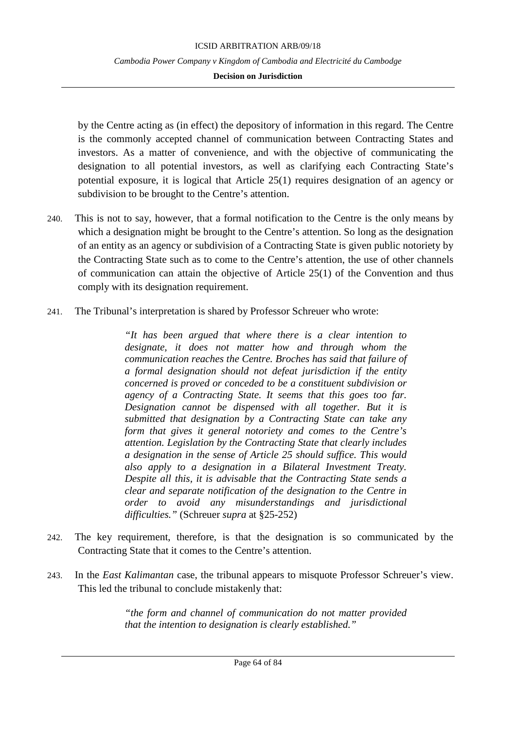by the Centre acting as (in effect) the depository of information in this regard. The Centre is the commonly accepted channel of communication between Contracting States and investors. As a matter of convenience, and with the objective of communicating the designation to all potential investors, as well as clarifying each Contracting State's potential exposure, it is logical that Article 25(1) requires designation of an agency or subdivision to be brought to the Centre's attention.

240. This is not to say, however, that a formal notification to the Centre is the only means by which a designation might be brought to the Centre's attention. So long as the designation of an entity as an agency or subdivision of a Contracting State is given public notoriety by the Contracting State such as to come to the Centre's attention, the use of other channels of communication can attain the objective of Article 25(1) of the Convention and thus comply with its designation requirement.

241. The Tribunal's interpretation is shared by Professor Schreuer who wrote:

> *"It has been argued that where there is a clear intention to designate, it does not matter how and through whom the communication reaches the Centre. Broches has said that failure of a formal designation should not defeat jurisdiction if the entity concerned is proved or conceded to be a constituent subdivision or agency of a Contracting State. It seems that this goes too far. Designation cannot be dispensed with all together. But it is submitted that designation by a Contracting State can take any form that gives it general notoriety and comes to the Centre's attention. Legislation by the Contracting State that clearly includes a designation in the sense of Article 25 should suffice. This would also apply to a designation in a Bilateral Investment Treaty. Despite all this, it is advisable that the Contracting State sends a clear and separate notification of the designation to the Centre in order to avoid any misunderstandings and jurisdictional difficulties."* (Schreuer *supra* at §25-252)

242. The key requirement, therefore, is that the designation is so communicated by the Contracting State that it comes to the Centre's attention.

243. In the *East Kalimantan* case, the tribunal appears to misquote Professor Schreuer's view. This led the tribunal to conclude mistakenly that:

> *"the form and channel of communication do not matter provided that the intention to designation is clearly established."*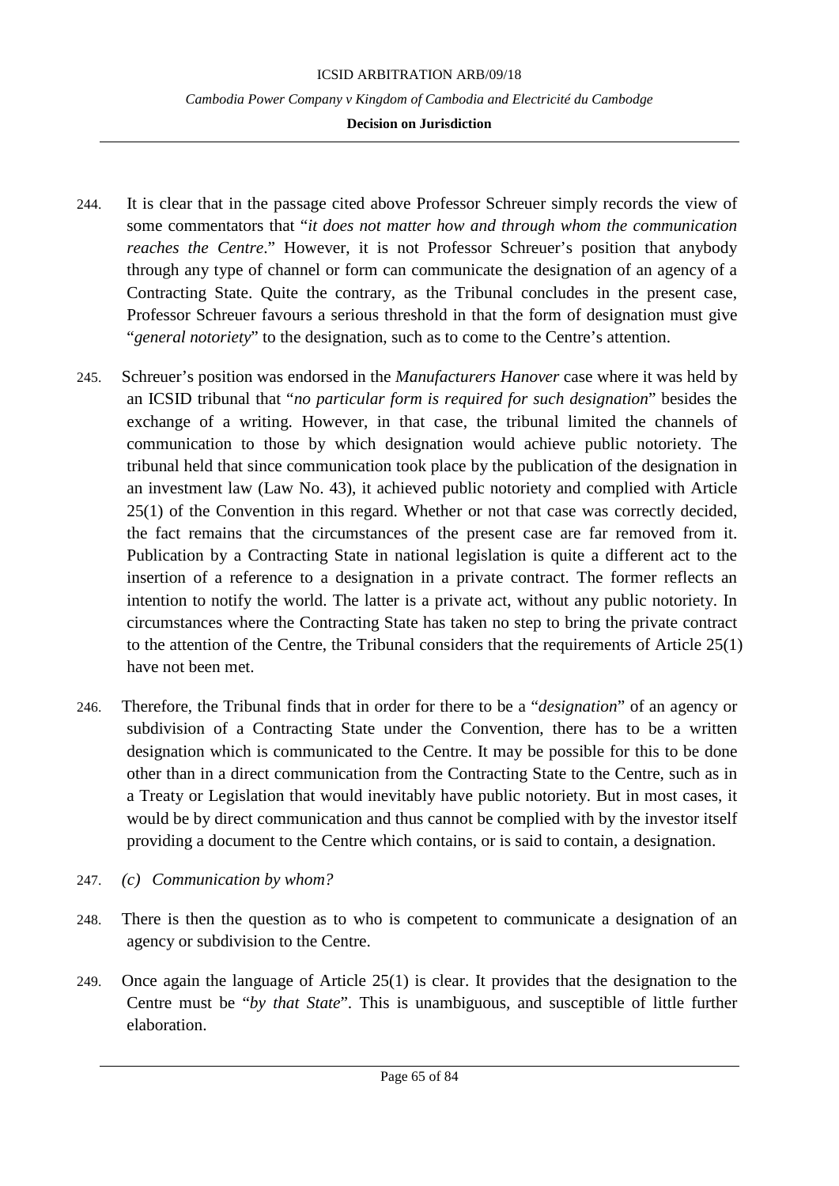244. It is clear that in the passage cited above Professor Schreuer simply records the view of some commentators that "*it does not matter how and through whom the communication reaches the Centre*." However, it is not Professor Schreuer's position that anybody through any type of channel or form can communicate the designation of an agency of a Contracting State. Quite the contrary, as the Tribunal concludes in the present case, Professor Schreuer favours a serious threshold in that the form of designation must give "*general notoriety*" to the designation, such as to come to the Centre's attention.

245. Schreuer's position was endorsed in the *Manufacturers Hanover* case where it was held by an ICSID tribunal that "*no particular form is required for such designation*" besides the exchange of a writing. However, in that case, the tribunal limited the channels of communication to those by which designation would achieve public notoriety. The tribunal held that since communication took place by the publication of the designation in an investment law (Law No. 43), it achieved public notoriety and complied with Article 25(1) of the Convention in this regard. Whether or not that case was correctly decided, the fact remains that the circumstances of the present case are far removed from it. Publication by a Contracting State in national legislation is quite a different act to the insertion of a reference to a designation in a private contract. The former reflects an intention to notify the world. The latter is a private act, without any public notoriety. In circumstances where the Contracting State has taken no step to bring the private contract to the attention of the Centre, the Tribunal considers that the requirements of Article 25(1) have not been met.

246. Therefore, the Tribunal finds that in order for there to be a "*designation*" of an agency or subdivision of a Contracting State under the Convention, there has to be a written designation which is communicated to the Centre. It may be possible for this to be done other than in a direct communication from the Contracting State to the Centre, such as in a Treaty or Legislation that would inevitably have public notoriety. But in most cases, it would be by direct communication and thus cannot be complied with by the investor itself providing a document to the Centre which contains, or is said to contain, a designation.

247. *(c) Communication by whom?*

248. There is then the question as to who is competent to communicate a designation of an agency or subdivision to the Centre.

249. Once again the language of Article 25(1) is clear. It provides that the designation to the Centre must be "*by that State*". This is unambiguous, and susceptible of little further elaboration.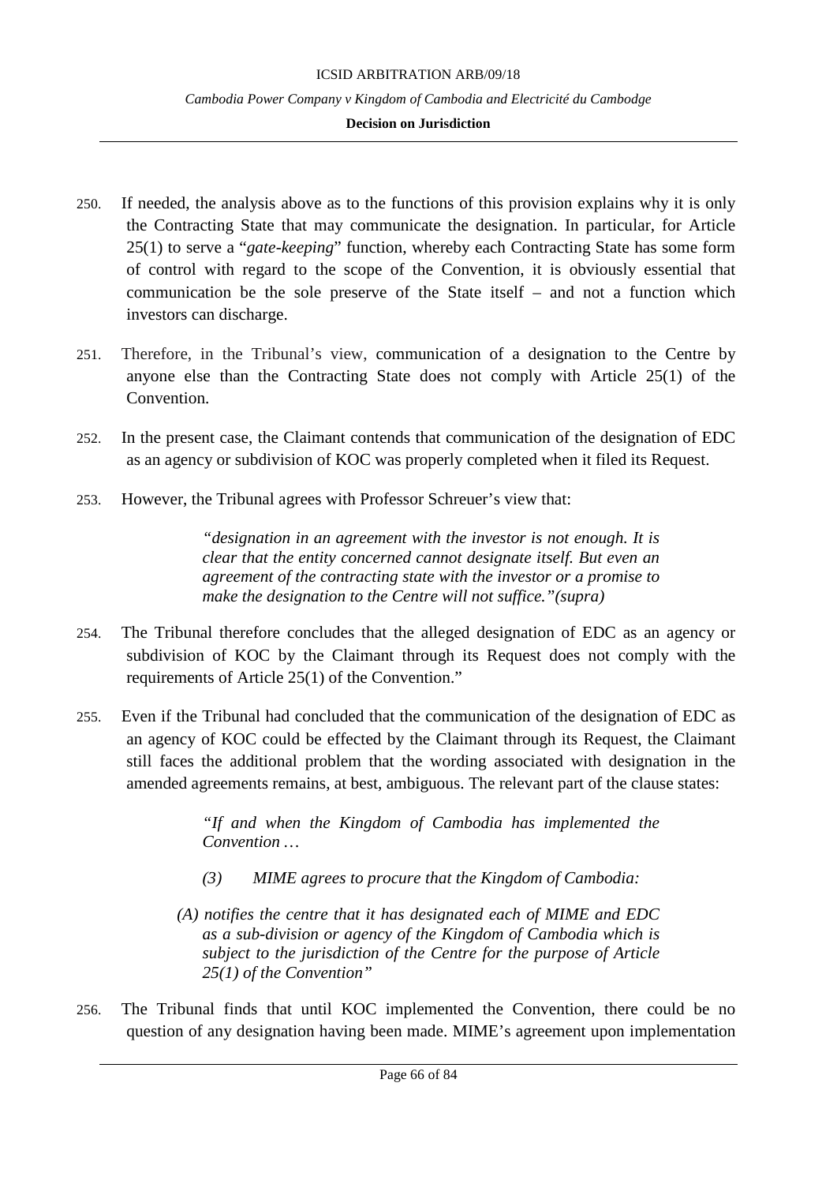250. If needed, the analysis above as to the functions of this provision explains why it is only the Contracting State that may communicate the designation. In particular, for Article 25(1) to serve a "*gate-keeping*" function, whereby each Contracting State has some form of control with regard to the scope of the Convention, it is obviously essential that communication be the sole preserve of the State itself – and not a function which investors can discharge.

251. Therefore, in the Tribunal's view, communication of a designation to the Centre by anyone else than the Contracting State does not comply with Article 25(1) of the Convention.

252. In the present case, the Claimant contends that communication of the designation of EDC as an agency or subdivision of KOC was properly completed when it filed its Request.

253. However, the Tribunal agrees with Professor Schreuer's view that:

> *"designation in an agreement with the investor is not enough. It is clear that the entity concerned cannot designate itself. But even an agreement of the contracting state with the investor or a promise to make the designation to the Centre will not suffice."(supra)*

254. The Tribunal therefore concludes that the alleged designation of EDC as an agency or subdivision of KOC by the Claimant through its Request does not comply with the requirements of Article 25(1) of the Convention."

255. Even if the Tribunal had concluded that the communication of the designation of EDC as an agency of KOC could be effected by the Claimant through its Request, the Claimant still faces the additional problem that the wording associated with designation in the amended agreements remains, at best, ambiguous. The relevant part of the clause states:

> *"If and when the Kingdom of Cambodia has implemented the Convention …*
>
> *(3) MIME agrees to procure that the Kingdom of Cambodia:*
>
> *(A) notifies the centre that it has designated each of MIME and EDC as a sub-division or agency of the Kingdom of Cambodia which is subject to the jurisdiction of the Centre for the purpose of Article 25(1) of the Convention"*

256. The Tribunal finds that until KOC implemented the Convention, there could be no question of any designation having been made. MIME's agreement upon implementation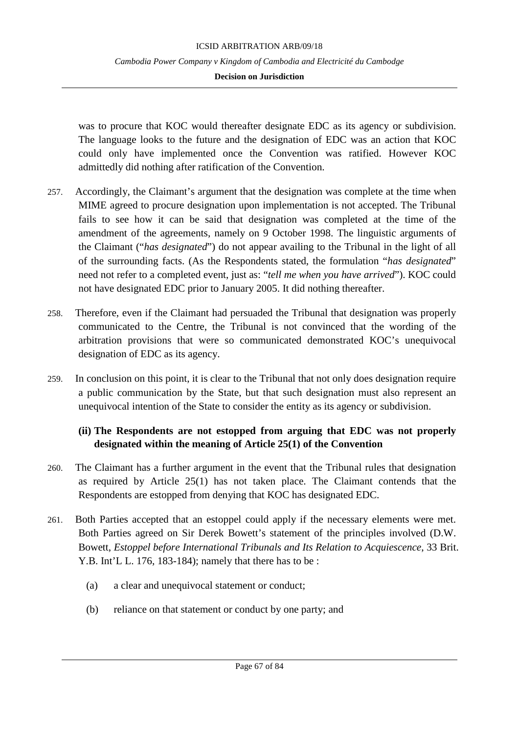was to procure that KOC would thereafter designate EDC as its agency or subdivision. The language looks to the future and the designation of EDC was an action that KOC could only have implemented once the Convention was ratified. However KOC admittedly did nothing after ratification of the Convention.

257. Accordingly, the Claimant's argument that the designation was complete at the time when MIME agreed to procure designation upon implementation is not accepted. The Tribunal fails to see how it can be said that designation was completed at the time of the amendment of the agreements, namely on 9 October 1998. The linguistic arguments of the Claimant ("*has designated*") do not appear availing to the Tribunal in the light of all of the surrounding facts. (As the Respondents stated, the formulation "*has designated*" need not refer to a completed event, just as: "*tell me when you have arrived*"). KOC could not have designated EDC prior to January 2005. It did nothing thereafter.

258. Therefore, even if the Claimant had persuaded the Tribunal that designation was properly communicated to the Centre, the Tribunal is not convinced that the wording of the arbitration provisions that were so communicated demonstrated KOC's unequivocal designation of EDC as its agency.

259. In conclusion on this point, it is clear to the Tribunal that not only does designation require a public communication by the State, but that such designation must also represent an unequivocal intention of the State to consider the entity as its agency or subdivision.

**(ii) The Respondents are not estopped from arguing that EDC was not properly designated within the meaning of Article 25(1) of the Convention**

260. The Claimant has a further argument in the event that the Tribunal rules that designation as required by Article 25(1) has not taken place. The Claimant contends that the Respondents are estopped from denying that KOC has designated EDC.

261. Both Parties accepted that an estoppel could apply if the necessary elements were met. Both Parties agreed on Sir Derek Bowett's statement of the principles involved (D.W. Bowett, *Estoppel before International Tribunals and Its Relation to Acquiescence*, 33 Brit. Y.B. Int'L L. 176, 183-184); namely that there has to be :

   (a) a clear and unequivocal statement or conduct;

   (b) reliance on that statement or conduct by one party; and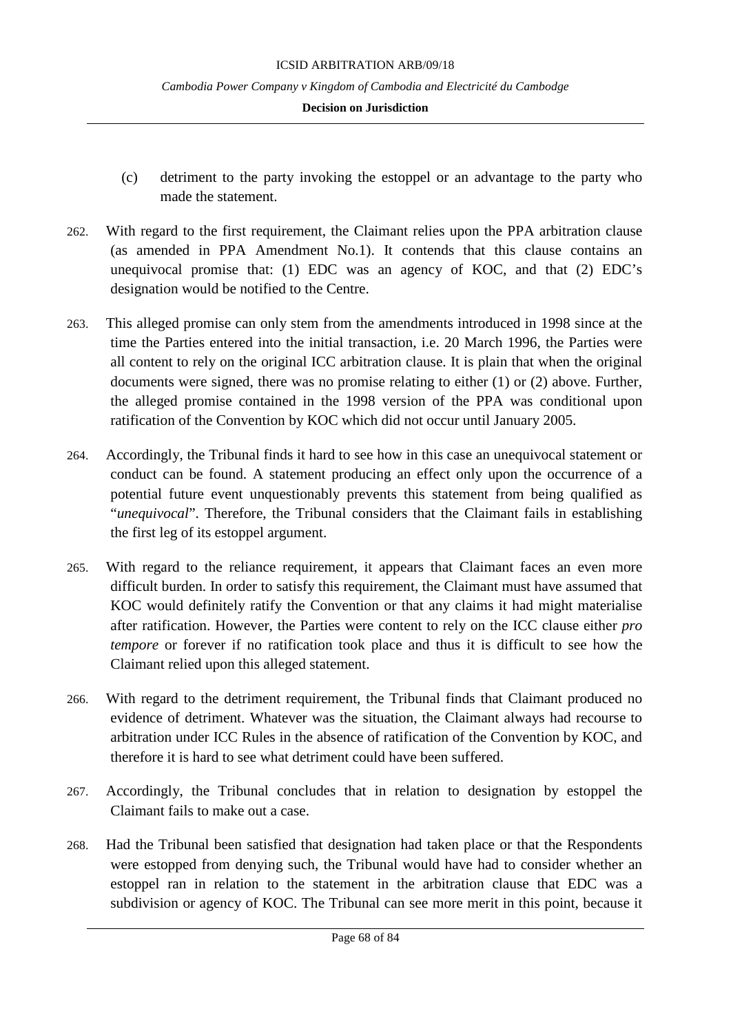(c) detriment to the party invoking the estoppel or an advantage to the party who made the statement.

262. With regard to the first requirement, the Claimant relies upon the PPA arbitration clause (as amended in PPA Amendment No.1). It contends that this clause contains an unequivocal promise that: (1) EDC was an agency of KOC, and that (2) EDC's designation would be notified to the Centre.

263. This alleged promise can only stem from the amendments introduced in 1998 since at the time the Parties entered into the initial transaction, i.e. 20 March 1996, the Parties were all content to rely on the original ICC arbitration clause. It is plain that when the original documents were signed, there was no promise relating to either (1) or (2) above. Further, the alleged promise contained in the 1998 version of the PPA was conditional upon ratification of the Convention by KOC which did not occur until January 2005.

264. Accordingly, the Tribunal finds it hard to see how in this case an unequivocal statement or conduct can be found. A statement producing an effect only upon the occurrence of a potential future event unquestionably prevents this statement from being qualified as "*unequivocal*". Therefore, the Tribunal considers that the Claimant fails in establishing the first leg of its estoppel argument.

265. With regard to the reliance requirement, it appears that Claimant faces an even more difficult burden. In order to satisfy this requirement, the Claimant must have assumed that KOC would definitely ratify the Convention or that any claims it had might materialise after ratification. However, the Parties were content to rely on the ICC clause either *pro tempore* or forever if no ratification took place and thus it is difficult to see how the Claimant relied upon this alleged statement.

266. With regard to the detriment requirement, the Tribunal finds that Claimant produced no evidence of detriment. Whatever was the situation, the Claimant always had recourse to arbitration under ICC Rules in the absence of ratification of the Convention by KOC, and therefore it is hard to see what detriment could have been suffered.

267. Accordingly, the Tribunal concludes that in relation to designation by estoppel the Claimant fails to make out a case.

268. Had the Tribunal been satisfied that designation had taken place or that the Respondents were estopped from denying such, the Tribunal would have had to consider whether an estoppel ran in relation to the statement in the arbitration clause that EDC was a subdivision or agency of KOC. The Tribunal can see more merit in this point, because it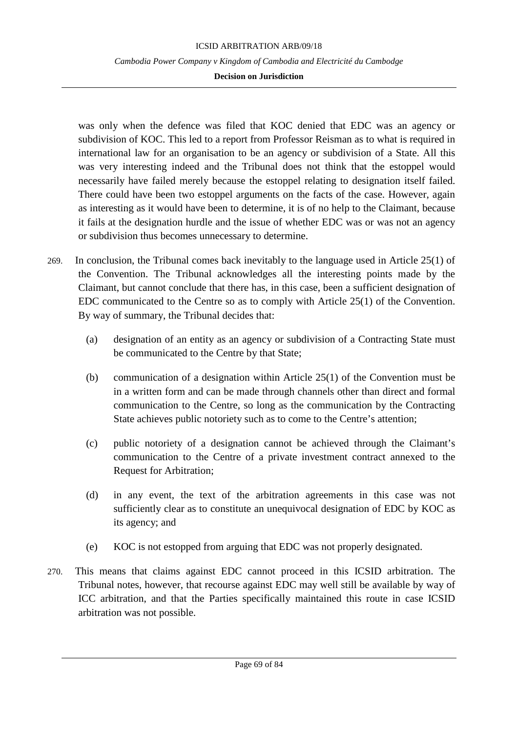was only when the defence was filed that KOC denied that EDC was an agency or subdivision of KOC. This led to a report from Professor Reisman as to what is required in international law for an organisation to be an agency or subdivision of a State. All this was very interesting indeed and the Tribunal does not think that the estoppel would necessarily have failed merely because the estoppel relating to designation itself failed. There could have been two estoppel arguments on the facts of the case. However, again as interesting as it would have been to determine, it is of no help to the Claimant, because it fails at the designation hurdle and the issue of whether EDC was or was not an agency or subdivision thus becomes unnecessary to determine.

269. In conclusion, the Tribunal comes back inevitably to the language used in Article 25(1) of the Convention. The Tribunal acknowledges all the interesting points made by the Claimant, but cannot conclude that there has, in this case, been a sufficient designation of EDC communicated to the Centre so as to comply with Article 25(1) of the Convention. By way of summary, the Tribunal decides that:

   (a) designation of an entity as an agency or subdivision of a Contracting State must be communicated to the Centre by that State;

   (b) communication of a designation within Article 25(1) of the Convention must be in a written form and can be made through channels other than direct and formal communication to the Centre, so long as the communication by the Contracting State achieves public notoriety such as to come to the Centre's attention;

   (c) public notoriety of a designation cannot be achieved through the Claimant's communication to the Centre of a private investment contract annexed to the Request for Arbitration;

   (d) in any event, the text of the arbitration agreements in this case was not sufficiently clear as to constitute an unequivocal designation of EDC by KOC as its agency; and

   (e) KOC is not estopped from arguing that EDC was not properly designated.

270. This means that claims against EDC cannot proceed in this ICSID arbitration. The Tribunal notes, however, that recourse against EDC may well still be available by way of ICC arbitration, and that the Parties specifically maintained this route in case ICSID arbitration was not possible.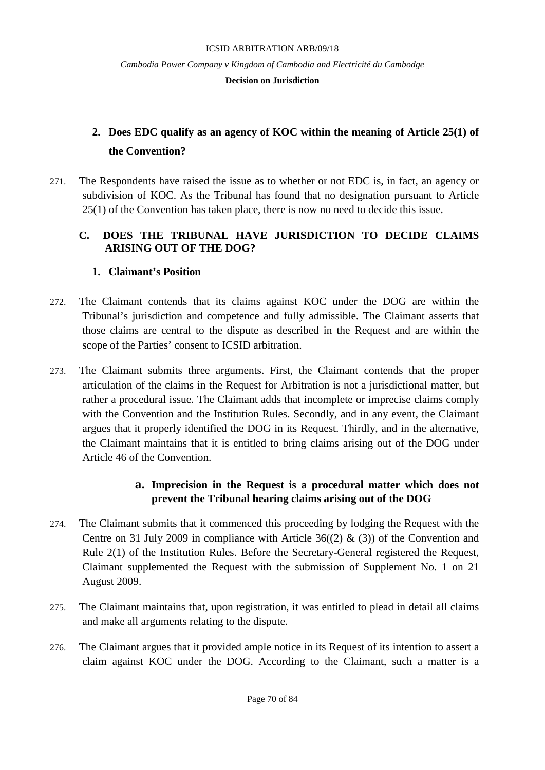### 2. Does EDC qualify as an agency of KOC within the meaning of Article 25(1) of the Convention?

271. The Respondents have raised the issue as to whether or not EDC is, in fact, an agency or subdivision of KOC. As the Tribunal has found that no designation pursuant to Article 25(1) of the Convention has taken place, there is now no need to decide this issue.

## C. DOES THE TRIBUNAL HAVE JURISDICTION TO DECIDE CLAIMS ARISING OUT OF THE DOG?

### 1. Claimant's Position

272. The Claimant contends that its claims against KOC under the DOG are within the Tribunal's jurisdiction and competence and fully admissible. The Claimant asserts that those claims are central to the dispute as described in the Request and are within the scope of the Parties' consent to ICSID arbitration.

273. The Claimant submits three arguments. First, the Claimant contends that the proper articulation of the claims in the Request for Arbitration is not a jurisdictional matter, but rather a procedural issue. The Claimant adds that incomplete or imprecise claims comply with the Convention and the Institution Rules. Secondly, and in any event, the Claimant argues that it properly identified the DOG in its Request. Thirdly, and in the alternative, the Claimant maintains that it is entitled to bring claims arising out of the DOG under Article 46 of the Convention.

#### a. Imprecision in the Request is a procedural matter which does not prevent the Tribunal hearing claims arising out of the DOG

274. The Claimant submits that it commenced this proceeding by lodging the Request with the Centre on 31 July 2009 in compliance with Article 36((2) & (3)) of the Convention and Rule 2(1) of the Institution Rules. Before the Secretary-General registered the Request, Claimant supplemented the Request with the submission of Supplement No. 1 on 21 August 2009.

275. The Claimant maintains that, upon registration, it was entitled to plead in detail all claims and make all arguments relating to the dispute.

276. The Claimant argues that it provided ample notice in its Request of its intention to assert a claim against KOC under the DOG. According to the Claimant, such a matter is a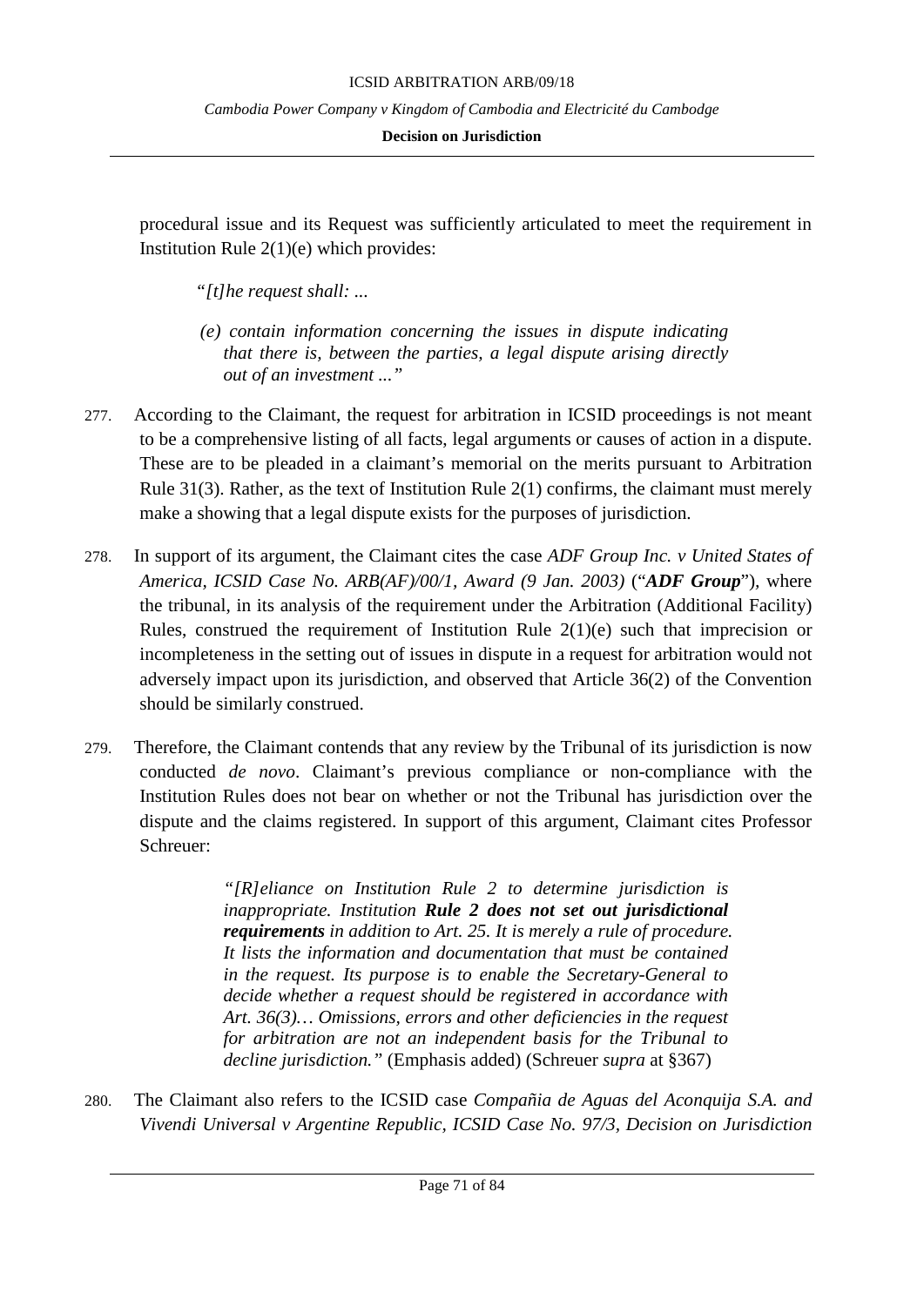procedural issue and its Request was sufficiently articulated to meet the requirement in Institution Rule 2(1)(e) which provides:

> *"[t]he request shall: ...*
>
> *(e) contain information concerning the issues in dispute indicating that there is, between the parties, a legal dispute arising directly out of an investment ..."*

277. According to the Claimant, the request for arbitration in ICSID proceedings is not meant to be a comprehensive listing of all facts, legal arguments or causes of action in a dispute. These are to be pleaded in a claimant's memorial on the merits pursuant to Arbitration Rule 31(3). Rather, as the text of Institution Rule 2(1) confirms, the claimant must merely make a showing that a legal dispute exists for the purposes of jurisdiction.

278. In support of its argument, the Claimant cites the case *ADF Group Inc. v United States of America, ICSID Case No. ARB(AF)/00/1, Award (9 Jan. 2003)* ("***ADF Group***"), where the tribunal, in its analysis of the requirement under the Arbitration (Additional Facility) Rules, construed the requirement of Institution Rule 2(1)(e) such that imprecision or incompleteness in the setting out of issues in dispute in a request for arbitration would not adversely impact upon its jurisdiction, and observed that Article 36(2) of the Convention should be similarly construed.

279. Therefore, the Claimant contends that any review by the Tribunal of its jurisdiction is now conducted *de novo*. Claimant's previous compliance or non-compliance with the Institution Rules does not bear on whether or not the Tribunal has jurisdiction over the dispute and the claims registered. In support of this argument, Claimant cites Professor Schreuer:

> *"[R]eliance on Institution Rule 2 to determine jurisdiction is inappropriate. Institution **Rule 2 does not set out jurisdictional requirements** in addition to Art. 25. It is merely a rule of procedure. It lists the information and documentation that must be contained in the request. Its purpose is to enable the Secretary-General to decide whether a request should be registered in accordance with Art. 36(3)… Omissions, errors and other deficiencies in the request for arbitration are not an independent basis for the Tribunal to decline jurisdiction."* (Emphasis added) (Schreuer *supra* at §367)

280. The Claimant also refers to the ICSID case *Compañia de Aguas del Aconquija S.A. and Vivendi Universal v Argentine Republic, ICSID Case No. 97/3, Decision on Jurisdiction*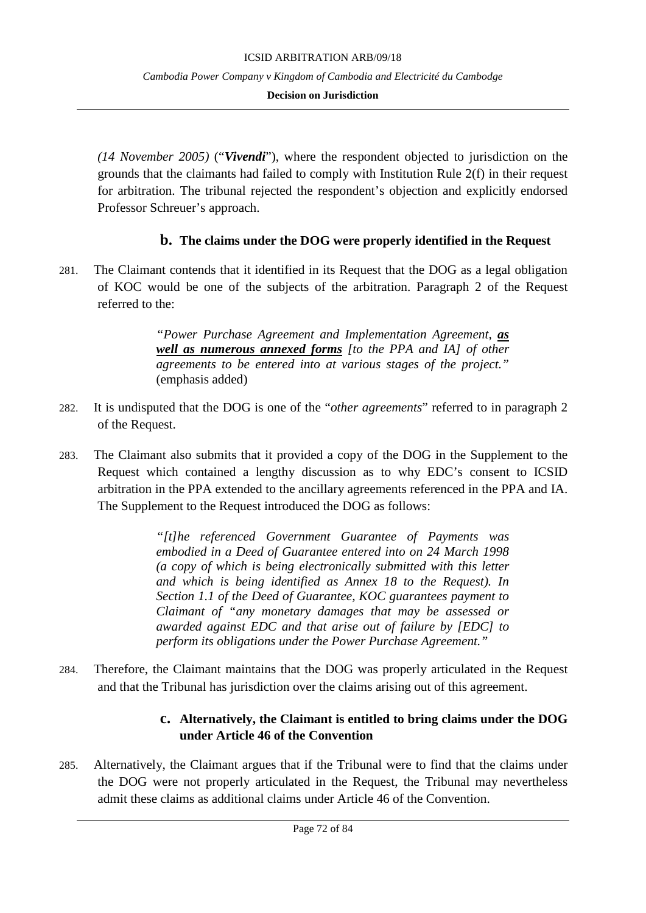*(14 November 2005)* ("***Vivendi***"), where the respondent objected to jurisdiction on the grounds that the claimants had failed to comply with Institution Rule 2(f) in their request for arbitration. The tribunal rejected the respondent's objection and explicitly endorsed Professor Schreuer's approach.

### b. The claims under the DOG were properly identified in the Request

281. The Claimant contends that it identified in its Request that the DOG as a legal obligation of KOC would be one of the subjects of the arbitration. Paragraph 2 of the Request referred to the:

> *"Power Purchase Agreement and Implementation Agreement, **as well as numerous annexed forms** [to the PPA and IA] of other agreements to be entered into at various stages of the project."* (emphasis added)

282. It is undisputed that the DOG is one of the "*other agreements*" referred to in paragraph 2 of the Request.

283. The Claimant also submits that it provided a copy of the DOG in the Supplement to the Request which contained a lengthy discussion as to why EDC's consent to ICSID arbitration in the PPA extended to the ancillary agreements referenced in the PPA and IA. The Supplement to the Request introduced the DOG as follows:

> *"[t]he referenced Government Guarantee of Payments was embodied in a Deed of Guarantee entered into on 24 March 1998 (a copy of which is being electronically submitted with this letter and which is being identified as Annex 18 to the Request). In Section 1.1 of the Deed of Guarantee, KOC guarantees payment to Claimant of "any monetary damages that may be assessed or awarded against EDC and that arise out of failure by [EDC] to perform its obligations under the Power Purchase Agreement."*

284. Therefore, the Claimant maintains that the DOG was properly articulated in the Request and that the Tribunal has jurisdiction over the claims arising out of this agreement.

### c. Alternatively, the Claimant is entitled to bring claims under the DOG under Article 46 of the Convention

285. Alternatively, the Claimant argues that if the Tribunal were to find that the claims under the DOG were not properly articulated in the Request, the Tribunal may nevertheless admit these claims as additional claims under Article 46 of the Convention.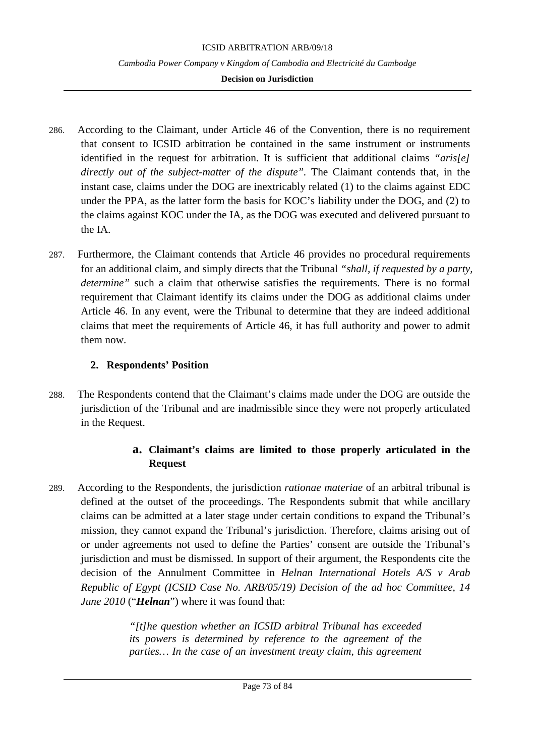286. According to the Claimant, under Article 46 of the Convention, there is no requirement that consent to ICSID arbitration be contained in the same instrument or instruments identified in the request for arbitration. It is sufficient that additional claims *"aris[e] directly out of the subject-matter of the dispute"*. The Claimant contends that, in the instant case, claims under the DOG are inextricably related (1) to the claims against EDC under the PPA, as the latter form the basis for KOC's liability under the DOG, and (2) to the claims against KOC under the IA, as the DOG was executed and delivered pursuant to the IA.

287. Furthermore, the Claimant contends that Article 46 provides no procedural requirements for an additional claim, and simply directs that the Tribunal *"shall, if requested by a party, determine"* such a claim that otherwise satisfies the requirements. There is no formal requirement that Claimant identify its claims under the DOG as additional claims under Article 46. In any event, were the Tribunal to determine that they are indeed additional claims that meet the requirements of Article 46, it has full authority and power to admit them now.

### 2. Respondents' Position

288. The Respondents contend that the Claimant's claims made under the DOG are outside the jurisdiction of the Tribunal and are inadmissible since they were not properly articulated in the Request.

#### a. Claimant's claims are limited to those properly articulated in the Request

289. According to the Respondents, the jurisdiction *rationae materiae* of an arbitral tribunal is defined at the outset of the proceedings. The Respondents submit that while ancillary claims can be admitted at a later stage under certain conditions to expand the Tribunal's mission, they cannot expand the Tribunal's jurisdiction. Therefore, claims arising out of or under agreements not used to define the Parties' consent are outside the Tribunal's jurisdiction and must be dismissed. In support of their argument, the Respondents cite the decision of the Annulment Committee in *Helnan International Hotels A/S v Arab Republic of Egypt (ICSID Case No. ARB/05/19) Decision of the ad hoc Committee, 14 June 2010* ("***Helnan***") where it was found that:

> *"[t]he question whether an ICSID arbitral Tribunal has exceeded its powers is determined by reference to the agreement of the parties… In the case of an investment treaty claim, this agreement*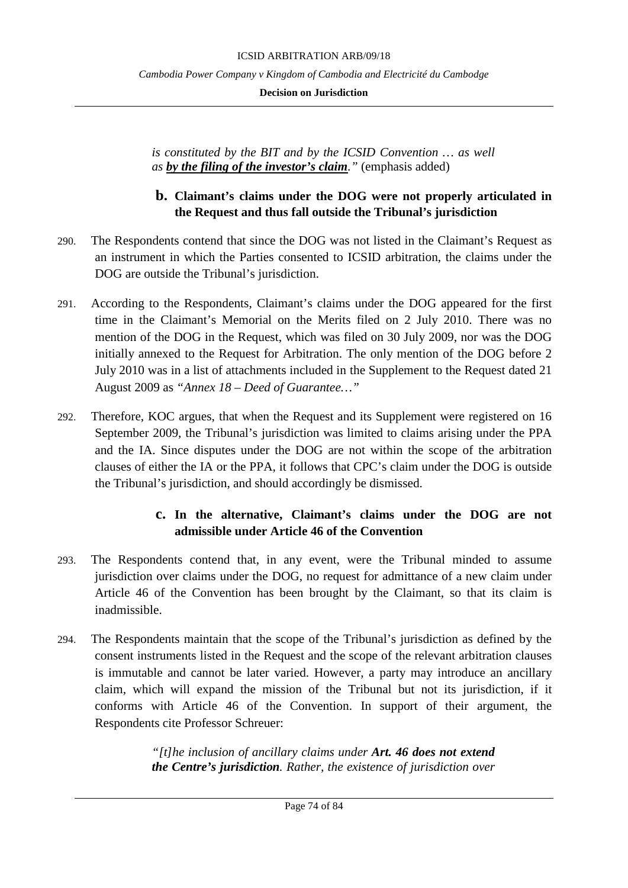*is constituted by the BIT and by the ICSID Convention … as well as **by the filing of the investor's claim**."* (emphasis added)

### b. Claimant's claims under the DOG were not properly articulated in the Request and thus fall outside the Tribunal's jurisdiction

290. The Respondents contend that since the DOG was not listed in the Claimant's Request as an instrument in which the Parties consented to ICSID arbitration, the claims under the DOG are outside the Tribunal's jurisdiction.

291. According to the Respondents, Claimant's claims under the DOG appeared for the first time in the Claimant's Memorial on the Merits filed on 2 July 2010. There was no mention of the DOG in the Request, which was filed on 30 July 2009, nor was the DOG initially annexed to the Request for Arbitration. The only mention of the DOG before 2 July 2010 was in a list of attachments included in the Supplement to the Request dated 21 August 2009 as *"Annex 18 – Deed of Guarantee…"*

292. Therefore, KOC argues, that when the Request and its Supplement were registered on 16 September 2009, the Tribunal's jurisdiction was limited to claims arising under the PPA and the IA. Since disputes under the DOG are not within the scope of the arbitration clauses of either the IA or the PPA, it follows that CPC's claim under the DOG is outside the Tribunal's jurisdiction, and should accordingly be dismissed.

### c. In the alternative, Claimant's claims under the DOG are not admissible under Article 46 of the Convention

293. The Respondents contend that, in any event, were the Tribunal minded to assume jurisdiction over claims under the DOG, no request for admittance of a new claim under Article 46 of the Convention has been brought by the Claimant, so that its claim is inadmissible.

294. The Respondents maintain that the scope of the Tribunal's jurisdiction as defined by the consent instruments listed in the Request and the scope of the relevant arbitration clauses is immutable and cannot be later varied. However, a party may introduce an ancillary claim, which will expand the mission of the Tribunal but not its jurisdiction, if it conforms with Article 46 of the Convention. In support of their argument, the Respondents cite Professor Schreuer:

> *"[t]he inclusion of ancillary claims under **Art. 46 does not extend the Centre's jurisdiction**. Rather, the existence of jurisdiction over*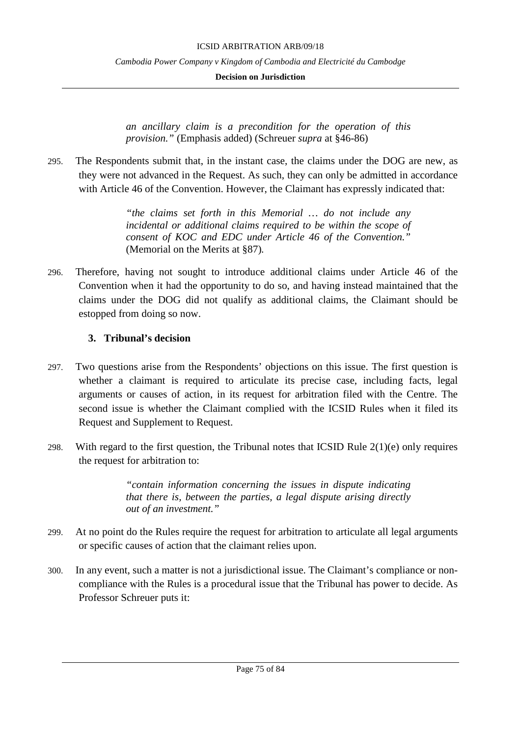> *an ancillary claim is a precondition for the operation of this provision."* (Emphasis added) (Schreuer *supra* at §46-86)

295. The Respondents submit that, in the instant case, the claims under the DOG are new, as they were not advanced in the Request. As such, they can only be admitted in accordance with Article 46 of the Convention. However, the Claimant has expressly indicated that:

> *"the claims set forth in this Memorial … do not include any incidental or additional claims required to be within the scope of consent of KOC and EDC under Article 46 of the Convention."* (Memorial on the Merits at §87).

296. Therefore, having not sought to introduce additional claims under Article 46 of the Convention when it had the opportunity to do so, and having instead maintained that the claims under the DOG did not qualify as additional claims, the Claimant should be estopped from doing so now.

### 3. Tribunal's decision

297. Two questions arise from the Respondents' objections on this issue. The first question is whether a claimant is required to articulate its precise case, including facts, legal arguments or causes of action, in its request for arbitration filed with the Centre. The second issue is whether the Claimant complied with the ICSID Rules when it filed its Request and Supplement to Request.

298. With regard to the first question, the Tribunal notes that ICSID Rule 2(1)(e) only requires the request for arbitration to:

> *"contain information concerning the issues in dispute indicating that there is, between the parties, a legal dispute arising directly out of an investment."*

299. At no point do the Rules require the request for arbitration to articulate all legal arguments or specific causes of action that the claimant relies upon.

300. In any event, such a matter is not a jurisdictional issue. The Claimant's compliance or non-compliance with the Rules is a procedural issue that the Tribunal has power to decide. As Professor Schreuer puts it: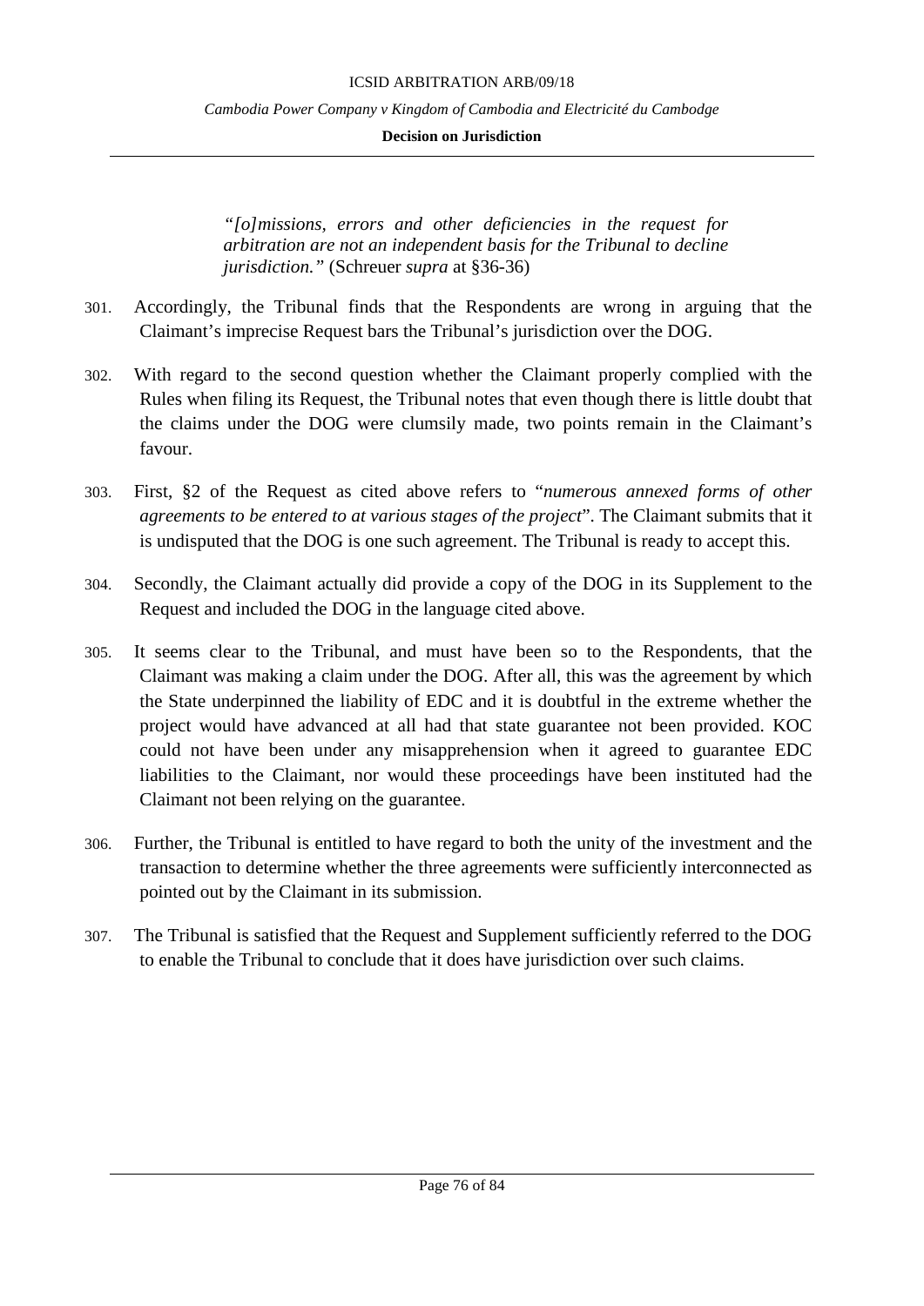> *"[o]missions, errors and other deficiencies in the request for arbitration are not an independent basis for the Tribunal to decline jurisdiction."* (Schreuer *supra* at §36-36)

301. Accordingly, the Tribunal finds that the Respondents are wrong in arguing that the Claimant's imprecise Request bars the Tribunal's jurisdiction over the DOG.

302. With regard to the second question whether the Claimant properly complied with the Rules when filing its Request, the Tribunal notes that even though there is little doubt that the claims under the DOG were clumsily made, two points remain in the Claimant's favour.

303. First, §2 of the Request as cited above refers to "*numerous annexed forms of other agreements to be entered to at various stages of the project*". The Claimant submits that it is undisputed that the DOG is one such agreement. The Tribunal is ready to accept this.

304. Secondly, the Claimant actually did provide a copy of the DOG in its Supplement to the Request and included the DOG in the language cited above.

305. It seems clear to the Tribunal, and must have been so to the Respondents, that the Claimant was making a claim under the DOG. After all, this was the agreement by which the State underpinned the liability of EDC and it is doubtful in the extreme whether the project would have advanced at all had that state guarantee not been provided. KOC could not have been under any misapprehension when it agreed to guarantee EDC liabilities to the Claimant, nor would these proceedings have been instituted had the Claimant not been relying on the guarantee.

306. Further, the Tribunal is entitled to have regard to both the unity of the investment and the transaction to determine whether the three agreements were sufficiently interconnected as pointed out by the Claimant in its submission.

307. The Tribunal is satisfied that the Request and Supplement sufficiently referred to the DOG to enable the Tribunal to conclude that it does have jurisdiction over such claims.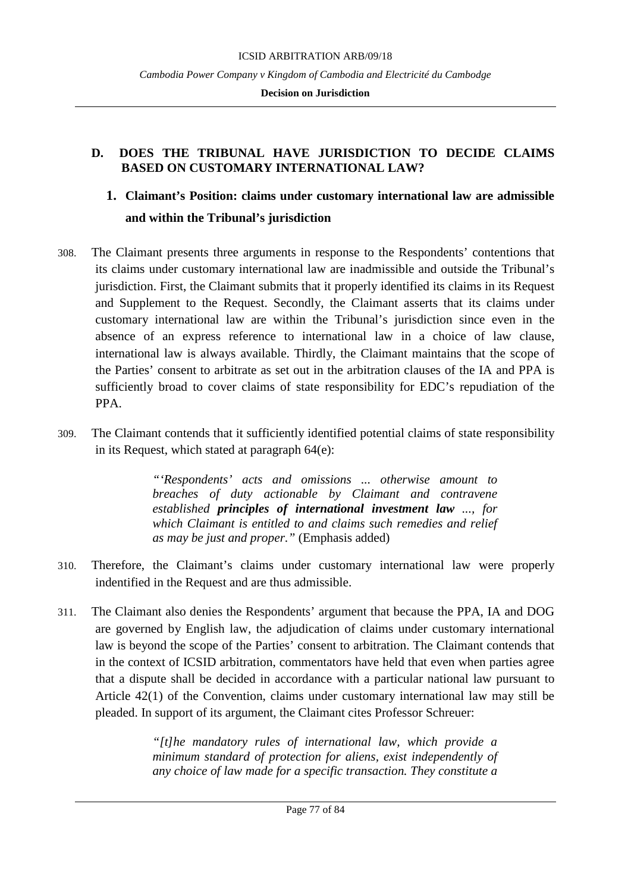## D. DOES THE TRIBUNAL HAVE JURISDICTION TO DECIDE CLAIMS BASED ON CUSTOMARY INTERNATIONAL LAW?

### 1. Claimant's Position: claims under customary international law are admissible and within the Tribunal's jurisdiction

308. The Claimant presents three arguments in response to the Respondents' contentions that its claims under customary international law are inadmissible and outside the Tribunal's jurisdiction. First, the Claimant submits that it properly identified its claims in its Request and Supplement to the Request. Secondly, the Claimant asserts that its claims under customary international law are within the Tribunal's jurisdiction since even in the absence of an express reference to international law in a choice of law clause, international law is always available. Thirdly, the Claimant maintains that the scope of the Parties' consent to arbitrate as set out in the arbitration clauses of the IA and PPA is sufficiently broad to cover claims of state responsibility for EDC's repudiation of the PPA.

309. The Claimant contends that it sufficiently identified potential claims of state responsibility in its Request, which stated at paragraph 64(e):

> *"'Respondents' acts and omissions ... otherwise amount to breaches of duty actionable by Claimant and contravene established **principles of international investment law** ..., for which Claimant is entitled to and claims such remedies and relief as may be just and proper."* (Emphasis added)

310. Therefore, the Claimant's claims under customary international law were properly indentified in the Request and are thus admissible.

311. The Claimant also denies the Respondents' argument that because the PPA, IA and DOG are governed by English law, the adjudication of claims under customary international law is beyond the scope of the Parties' consent to arbitration. The Claimant contends that in the context of ICSID arbitration, commentators have held that even when parties agree that a dispute shall be decided in accordance with a particular national law pursuant to Article 42(1) of the Convention, claims under customary international law may still be pleaded. In support of its argument, the Claimant cites Professor Schreuer:

> *"[t]he mandatory rules of international law, which provide a minimum standard of protection for aliens, exist independently of any choice of law made for a specific transaction. They constitute a*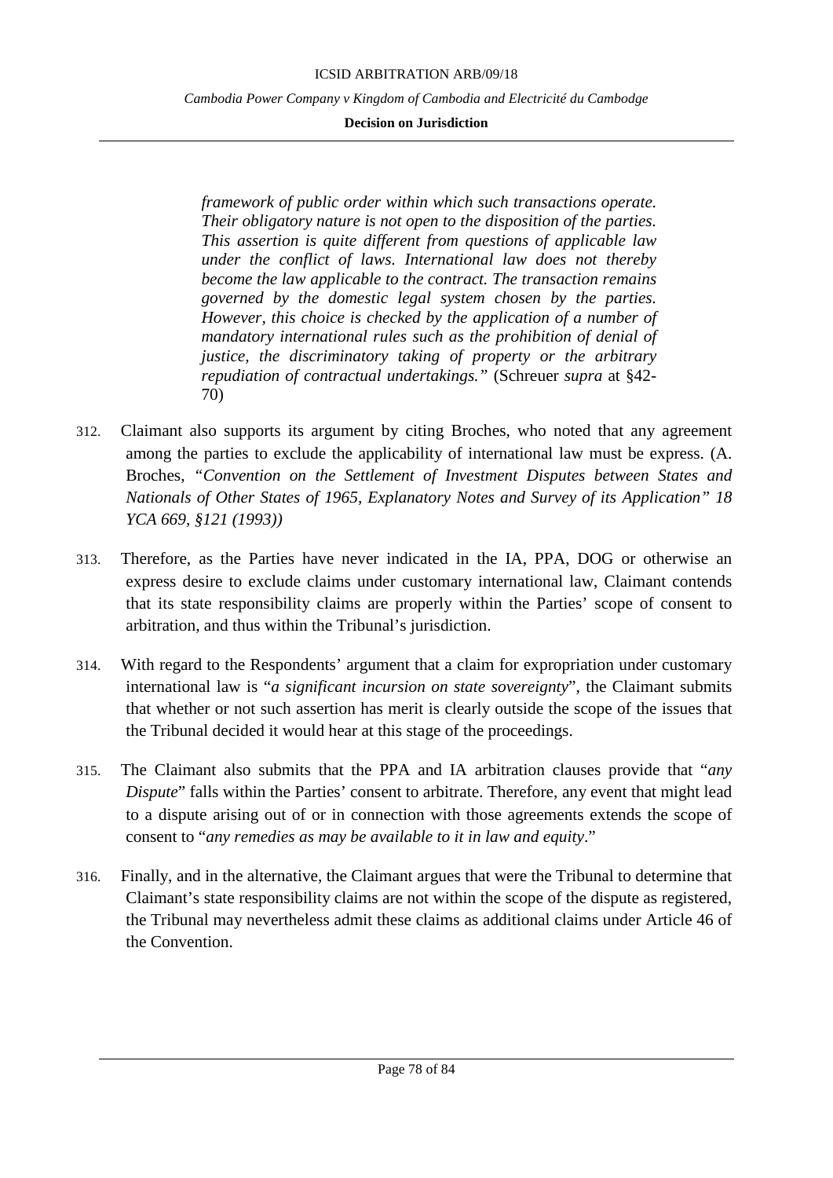> *framework of public order within which such transactions operate. Their obligatory nature is not open to the disposition of the parties. This assertion is quite different from questions of applicable law under the conflict of laws. International law does not thereby become the law applicable to the contract. The transaction remains governed by the domestic legal system chosen by the parties. However, this choice is checked by the application of a number of mandatory international rules such as the prohibition of denial of justice, the discriminatory taking of property or the arbitrary repudiation of contractual undertakings."* (Schreuer *supra* at §42-70)

312. Claimant also supports its argument by citing Broches, who noted that any agreement among the parties to exclude the applicability of international law must be express. (A. Broches, *"Convention on the Settlement of Investment Disputes between States and Nationals of Other States of 1965, Explanatory Notes and Survey of its Application" 18 YCA 669, §121 (1993))*

313. Therefore, as the Parties have never indicated in the IA, PPA, DOG or otherwise an express desire to exclude claims under customary international law, Claimant contends that its state responsibility claims are properly within the Parties' scope of consent to arbitration, and thus within the Tribunal's jurisdiction.

314. With regard to the Respondents' argument that a claim for expropriation under customary international law is "*a significant incursion on state sovereignty*", the Claimant submits that whether or not such assertion has merit is clearly outside the scope of the issues that the Tribunal decided it would hear at this stage of the proceedings.

315. The Claimant also submits that the PPA and IA arbitration clauses provide that "*any Dispute*" falls within the Parties' consent to arbitrate. Therefore, any event that might lead to a dispute arising out of or in connection with those agreements extends the scope of consent to "*any remedies as may be available to it in law and equity*."

316. Finally, and in the alternative, the Claimant argues that were the Tribunal to determine that Claimant's state responsibility claims are not within the scope of the dispute as registered, the Tribunal may nevertheless admit these claims as additional claims under Article 46 of the Convention.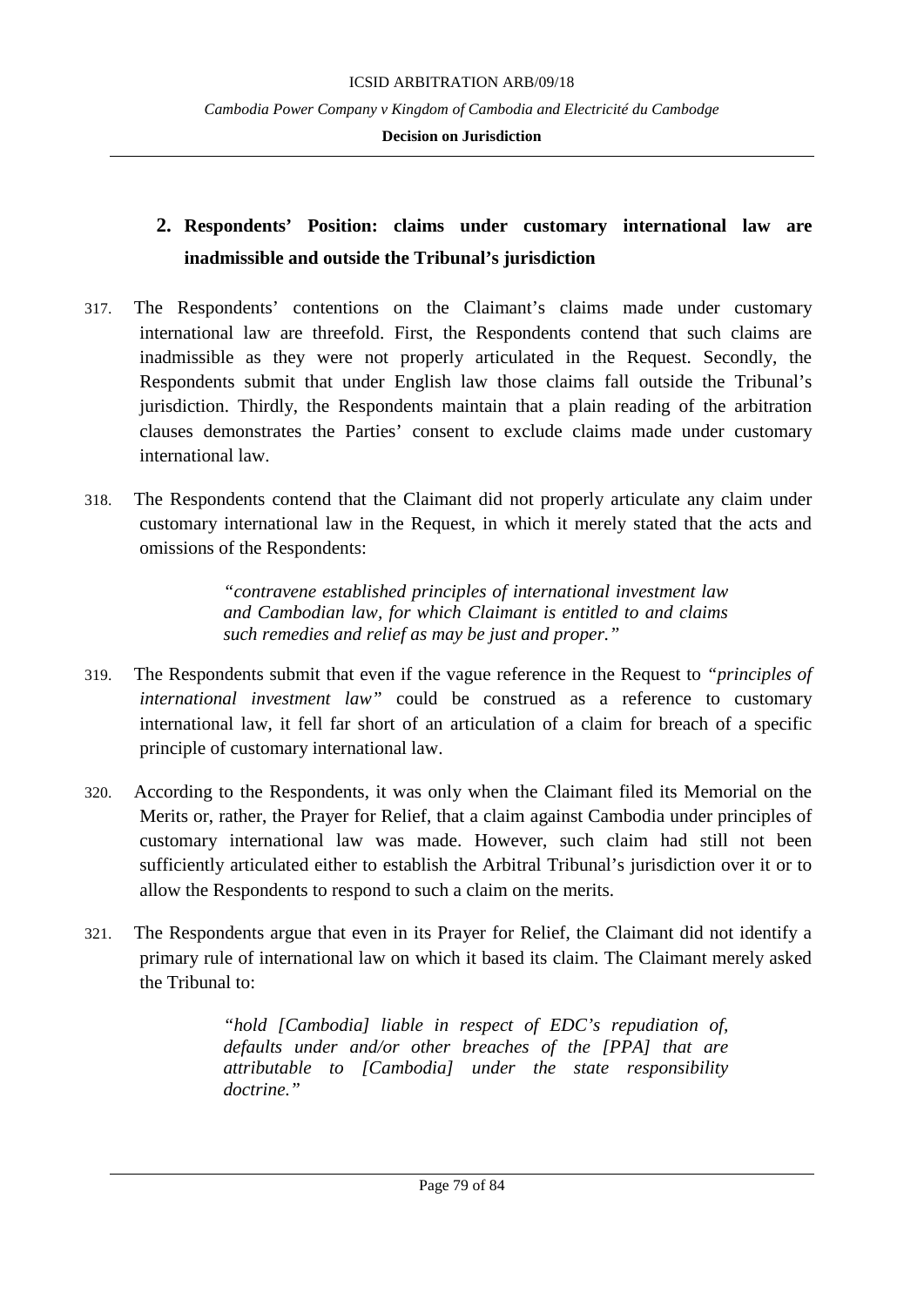## 2. Respondents' Position: claims under customary international law are inadmissible and outside the Tribunal's jurisdiction

317. The Respondents' contentions on the Claimant's claims made under customary international law are threefold. First, the Respondents contend that such claims are inadmissible as they were not properly articulated in the Request. Secondly, the Respondents submit that under English law those claims fall outside the Tribunal's jurisdiction. Thirdly, the Respondents maintain that a plain reading of the arbitration clauses demonstrates the Parties' consent to exclude claims made under customary international law.

318. The Respondents contend that the Claimant did not properly articulate any claim under customary international law in the Request, in which it merely stated that the acts and omissions of the Respondents:

> *"contravene established principles of international investment law and Cambodian law, for which Claimant is entitled to and claims such remedies and relief as may be just and proper."*

319. The Respondents submit that even if the vague reference in the Request to *"principles of international investment law"* could be construed as a reference to customary international law, it fell far short of an articulation of a claim for breach of a specific principle of customary international law.

320. According to the Respondents, it was only when the Claimant filed its Memorial on the Merits or, rather, the Prayer for Relief, that a claim against Cambodia under principles of customary international law was made. However, such claim had still not been sufficiently articulated either to establish the Arbitral Tribunal's jurisdiction over it or to allow the Respondents to respond to such a claim on the merits.

321. The Respondents argue that even in its Prayer for Relief, the Claimant did not identify a primary rule of international law on which it based its claim. The Claimant merely asked the Tribunal to:

> *"hold [Cambodia] liable in respect of EDC's repudiation of, defaults under and/or other breaches of the [PPA] that are attributable to [Cambodia] under the state responsibility doctrine."*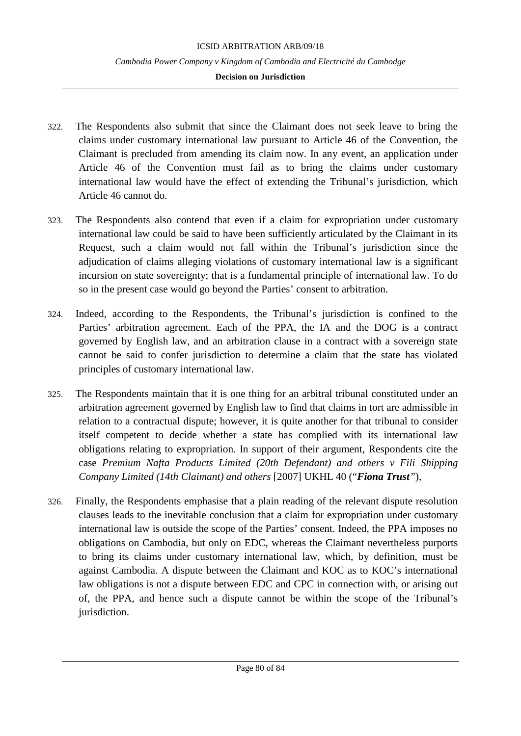322. The Respondents also submit that since the Claimant does not seek leave to bring the claims under customary international law pursuant to Article 46 of the Convention, the Claimant is precluded from amending its claim now. In any event, an application under Article 46 of the Convention must fail as to bring the claims under customary international law would have the effect of extending the Tribunal's jurisdiction, which Article 46 cannot do.

323. The Respondents also contend that even if a claim for expropriation under customary international law could be said to have been sufficiently articulated by the Claimant in its Request, such a claim would not fall within the Tribunal's jurisdiction since the adjudication of claims alleging violations of customary international law is a significant incursion on state sovereignty; that is a fundamental principle of international law. To do so in the present case would go beyond the Parties' consent to arbitration.

324. Indeed, according to the Respondents, the Tribunal's jurisdiction is confined to the Parties' arbitration agreement. Each of the PPA, the IA and the DOG is a contract governed by English law, and an arbitration clause in a contract with a sovereign state cannot be said to confer jurisdiction to determine a claim that the state has violated principles of customary international law.

325. The Respondents maintain that it is one thing for an arbitral tribunal constituted under an arbitration agreement governed by English law to find that claims in tort are admissible in relation to a contractual dispute; however, it is quite another for that tribunal to consider itself competent to decide whether a state has complied with its international law obligations relating to expropriation. In support of their argument, Respondents cite the case *Premium Nafta Products Limited (20th Defendant) and others v Fili Shipping Company Limited (14th Claimant) and others* [2007] UKHL 40 ("***Fiona Trust***"),

326. Finally, the Respondents emphasise that a plain reading of the relevant dispute resolution clauses leads to the inevitable conclusion that a claim for expropriation under customary international law is outside the scope of the Parties' consent. Indeed, the PPA imposes no obligations on Cambodia, but only on EDC, whereas the Claimant nevertheless purports to bring its claims under customary international law, which, by definition, must be against Cambodia. A dispute between the Claimant and KOC as to KOC's international law obligations is not a dispute between EDC and CPC in connection with, or arising out of, the PPA, and hence such a dispute cannot be within the scope of the Tribunal's jurisdiction.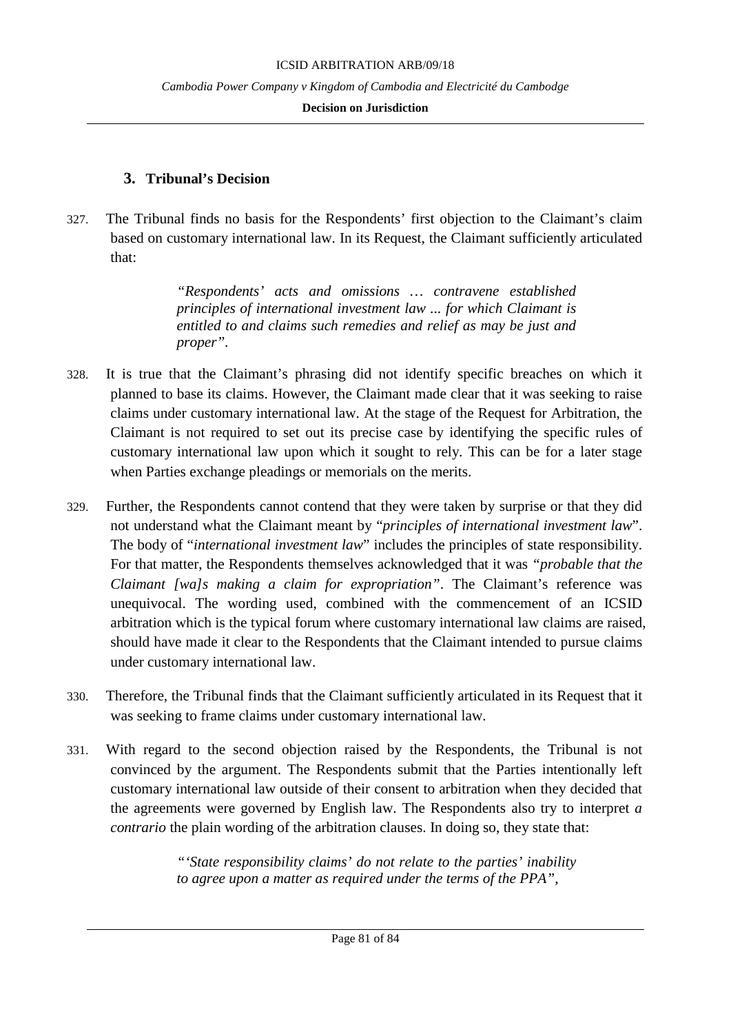### 3. Tribunal's Decision

327. The Tribunal finds no basis for the Respondents' first objection to the Claimant's claim based on customary international law. In its Request, the Claimant sufficiently articulated that:

> *"Respondents' acts and omissions … contravene established principles of international investment law ... for which Claimant is entitled to and claims such remedies and relief as may be just and proper".*

328. It is true that the Claimant's phrasing did not identify specific breaches on which it planned to base its claims. However, the Claimant made clear that it was seeking to raise claims under customary international law. At the stage of the Request for Arbitration, the Claimant is not required to set out its precise case by identifying the specific rules of customary international law upon which it sought to rely. This can be for a later stage when Parties exchange pleadings or memorials on the merits.

329. Further, the Respondents cannot contend that they were taken by surprise or that they did not understand what the Claimant meant by "*principles of international investment law*". The body of "*international investment law*" includes the principles of state responsibility. For that matter, the Respondents themselves acknowledged that it was *"probable that the Claimant [wa]s making a claim for expropriation"*. The Claimant's reference was unequivocal. The wording used, combined with the commencement of an ICSID arbitration which is the typical forum where customary international law claims are raised, should have made it clear to the Respondents that the Claimant intended to pursue claims under customary international law.

330. Therefore, the Tribunal finds that the Claimant sufficiently articulated in its Request that it was seeking to frame claims under customary international law.

331. With regard to the second objection raised by the Respondents, the Tribunal is not convinced by the argument. The Respondents submit that the Parties intentionally left customary international law outside of their consent to arbitration when they decided that the agreements were governed by English law. The Respondents also try to interpret *a contrario* the plain wording of the arbitration clauses. In doing so, they state that:

> *"'State responsibility claims' do not relate to the parties' inability to agree upon a matter as required under the terms of the PPA",*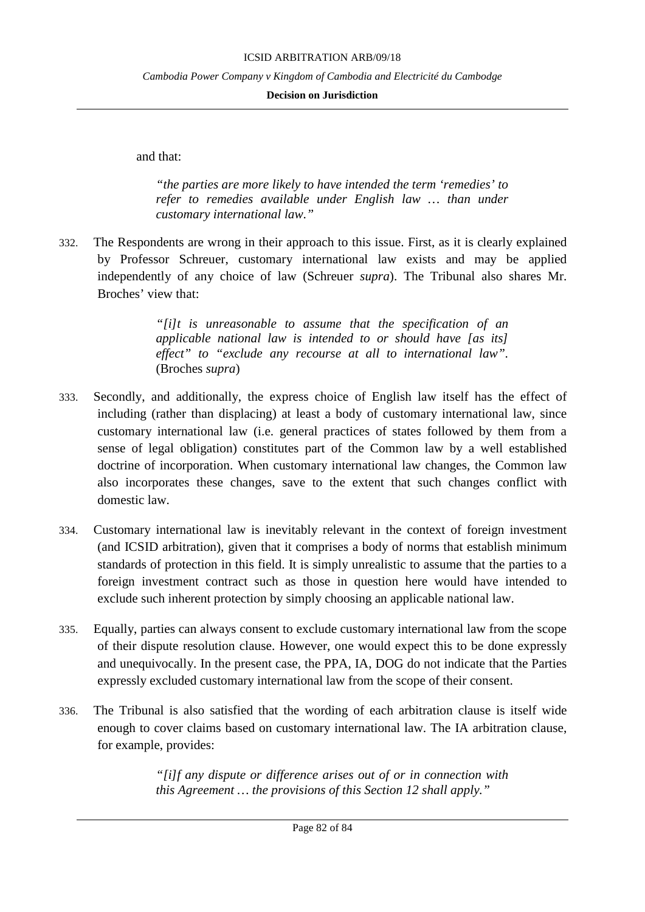and that:

> *"the parties are more likely to have intended the term 'remedies' to refer to remedies available under English law … than under customary international law."*

332. The Respondents are wrong in their approach to this issue. First, as it is clearly explained by Professor Schreuer, customary international law exists and may be applied independently of any choice of law (Schreuer *supra*). The Tribunal also shares Mr. Broches' view that:

> *"[i]t is unreasonable to assume that the specification of an applicable national law is intended to or should have [as its] effect" to "exclude any recourse at all to international law".* (Broches *supra*)

333. Secondly, and additionally, the express choice of English law itself has the effect of including (rather than displacing) at least a body of customary international law, since customary international law (i.e. general practices of states followed by them from a sense of legal obligation) constitutes part of the Common law by a well established doctrine of incorporation. When customary international law changes, the Common law also incorporates these changes, save to the extent that such changes conflict with domestic law.

334. Customary international law is inevitably relevant in the context of foreign investment (and ICSID arbitration), given that it comprises a body of norms that establish minimum standards of protection in this field. It is simply unrealistic to assume that the parties to a foreign investment contract such as those in question here would have intended to exclude such inherent protection by simply choosing an applicable national law.

335. Equally, parties can always consent to exclude customary international law from the scope of their dispute resolution clause. However, one would expect this to be done expressly and unequivocally. In the present case, the PPA, IA, DOG do not indicate that the Parties expressly excluded customary international law from the scope of their consent.

336. The Tribunal is also satisfied that the wording of each arbitration clause is itself wide enough to cover claims based on customary international law. The IA arbitration clause, for example, provides:

> *"[i]f any dispute or difference arises out of or in connection with this Agreement … the provisions of this Section 12 shall apply."*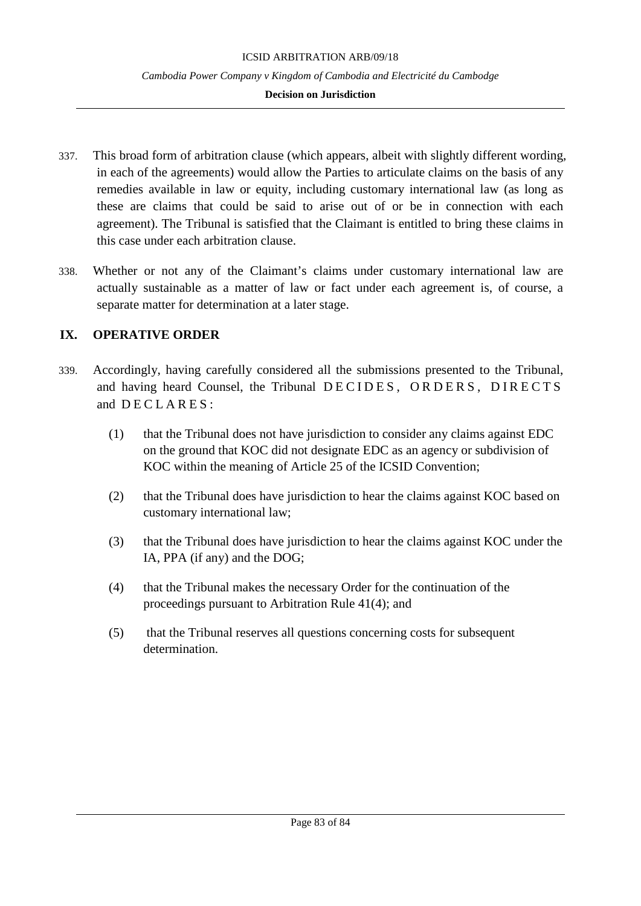337. This broad form of arbitration clause (which appears, albeit with slightly different wording, in each of the agreements) would allow the Parties to articulate claims on the basis of any remedies available in law or equity, including customary international law (as long as these are claims that could be said to arise out of or be in connection with each agreement). The Tribunal is satisfied that the Claimant is entitled to bring these claims in this case under each arbitration clause.

338. Whether or not any of the Claimant's claims under customary international law are actually sustainable as a matter of law or fact under each agreement is, of course, a separate matter for determination at a later stage.

## IX. OPERATIVE ORDER

339. Accordingly, having carefully considered all the submissions presented to the Tribunal, and having heard Counsel, the Tribunal DECIDES, ORDERS, DIRECTS and DECLARES:

   (1) that the Tribunal does not have jurisdiction to consider any claims against EDC on the ground that KOC did not designate EDC as an agency or subdivision of KOC within the meaning of Article 25 of the ICSID Convention;

   (2) that the Tribunal does have jurisdiction to hear the claims against KOC based on customary international law;

   (3) that the Tribunal does have jurisdiction to hear the claims against KOC under the IA, PPA (if any) and the DOG;

   (4) that the Tribunal makes the necessary Order for the continuation of the proceedings pursuant to Arbitration Rule 41(4); and

   (5) that the Tribunal reserves all questions concerning costs for subsequent determination.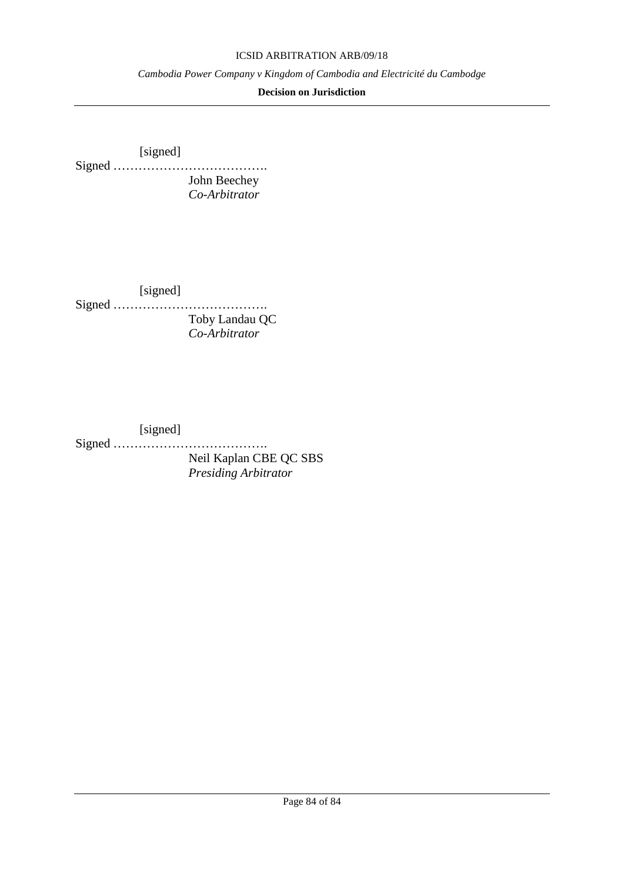[signed]

Signed ……………………………….

John Beechey

*Co-Arbitrator*

[signed]

Signed ……………………………….

Toby Landau QC

*Co-Arbitrator*

[signed]

Signed ……………………………….

Neil Kaplan CBE QC SBS

*Presiding Arbitrator*